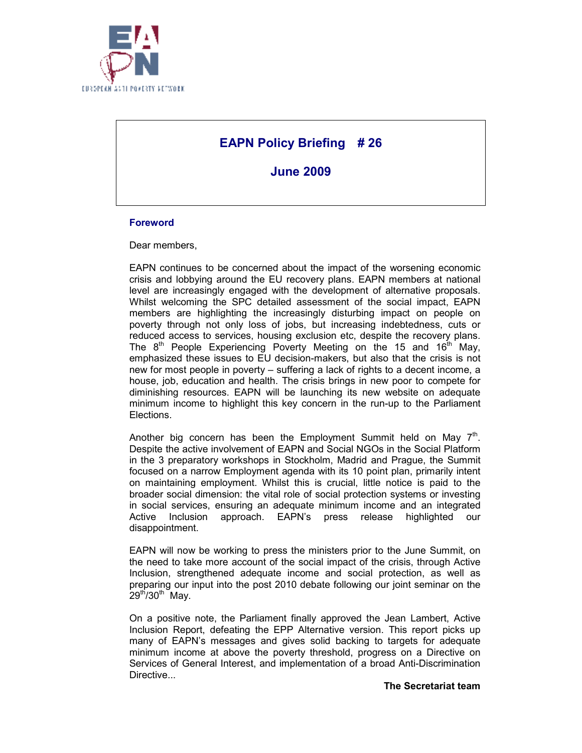# EAPN Policy Briefing # 26

## June 2009

### Foreword

Dear members,

EAPN continues to be concerned about the impact of the worsening economic crisis and lobbying around the EU recovery plans. EAPN members at national level are increasingly engaged with the development of alternative proposals. Whilst welcoming the SPC detailed assessment of the social impact, EAPN members are highlighting the increasingly disturbing impact on people on poverty through not only loss of jobs, but increasing indebtedness, cuts or reduced access to services, housing exclusion etc, despite the recovery plans. The 8th People Experiencing Poverty Meeting on the 15 and 16th May, emphasized these issues to EU decision-makers, but also that the crisis is not new for most people in poverty – suffering a lack of rights to a decent income, a house, job, education and health. The crisis brings in new poor to compete for diminishing resources. EAPN will be launching its new website on adequate minimum income to highlight this key concern in the run-up to the Parliament Elections.

Another big concern has been the Employment Summit held on May 7th. Despite the active involvement of EAPN and Social NGOs in the Social Platform in the 3 preparatory workshops in Stockholm, Madrid and Prague, the Summit focused on a narrow Employment agenda with its 10 point plan, primarily intent on maintaining employment. Whilst this is crucial, little notice is paid to the broader social dimension: the vital role of social protection systems or investing in social services, ensuring an adequate minimum income and an integrated Active Inclusion approach. EAPN's press release highlighted our disappointment.

EAPN will now be working to press the ministers prior to the June Summit, on the need to take more account of the social impact of the crisis, through Active Inclusion, strengthened adequate income and social protection, as well as preparing our input into the post 2010 debate following our joint seminar on the 29th/30th May.

On a positive note, the Parliament finally approved the Jean Lambert, Active Inclusion Report, defeating the EPP Alternative version. This report picks up many of EAPN's messages and gives solid backing to targets for adequate minimum income at above the poverty threshold, progress on a Directive on Services of General Interest, and implementation of a broad Anti-Discrimination Directive...

**The Secretariat team**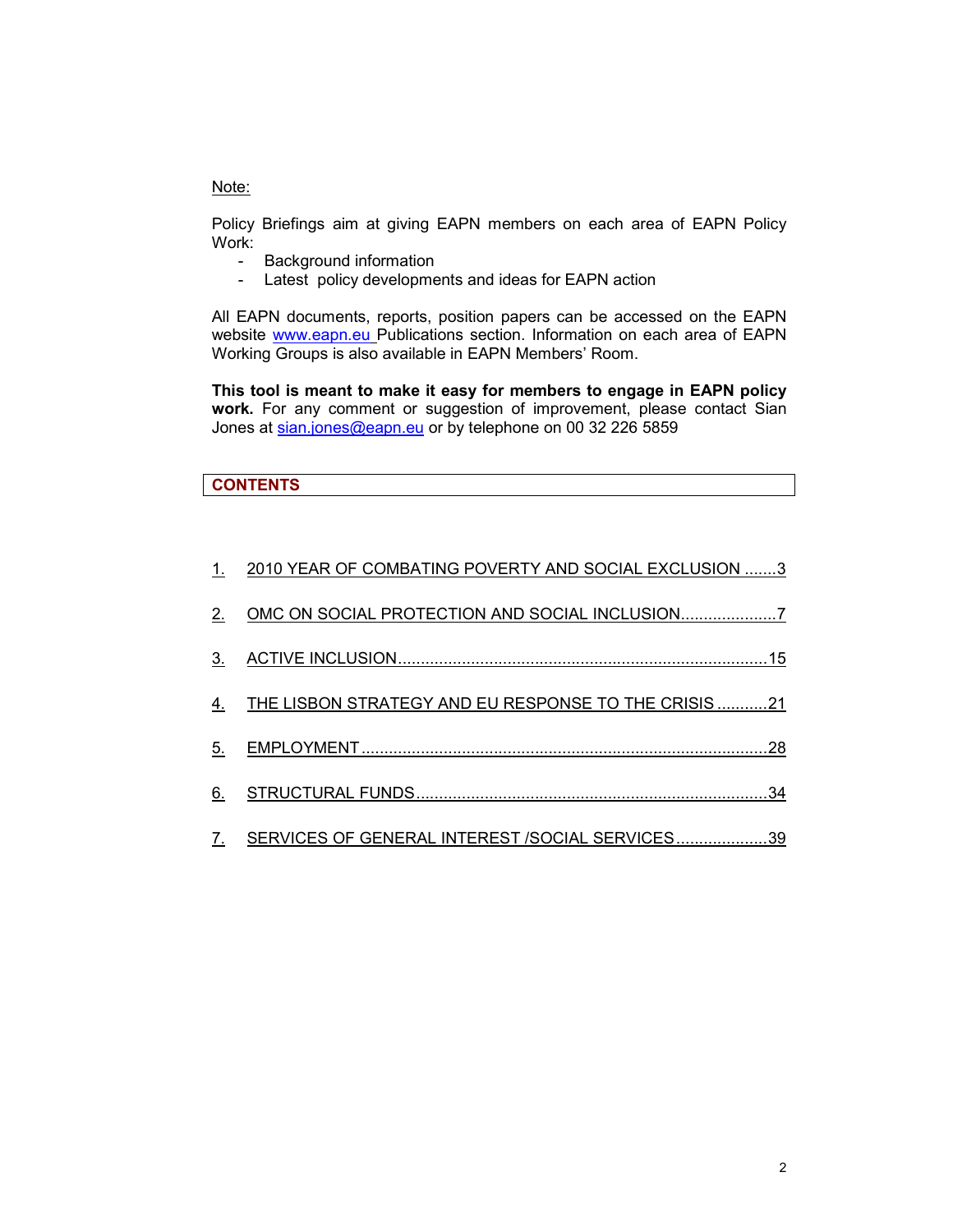Note:

Policy Briefings aim at giving EAPN members on each area of EAPN Policy Work:

- Background information
- Latest policy developments and ideas for EAPN action

All EAPN documents, reports, position papers can be accessed on the EAPN website www.eapn.eu Publications section. Information on each area of EAPN Working Groups is also available in EAPN Members' Room.

**This tool is meant to make it easy for members to engage in EAPN policy work.** For any comment or suggestion of improvement, please contact Sian Jones at sian.jones@eapn.eu or by telephone on 00 32 226 5859

## CONTENTS

1. 2010 YEAR OF COMBATING POVERTY AND SOCIAL EXCLUSION .......3
2. OMC ON SOCIAL PROTECTION AND SOCIAL INCLUSION.....................7
3. ACTIVE INCLUSION.................................................................................15
4. THE LISBON STRATEGY AND EU RESPONSE TO THE CRISIS ...........21
5. EMPLOYMENT........................................................................................28
6. STRUCTURAL FUNDS............................................................................34
7. SERVICES OF GENERAL INTEREST /SOCIAL SERVICES....................39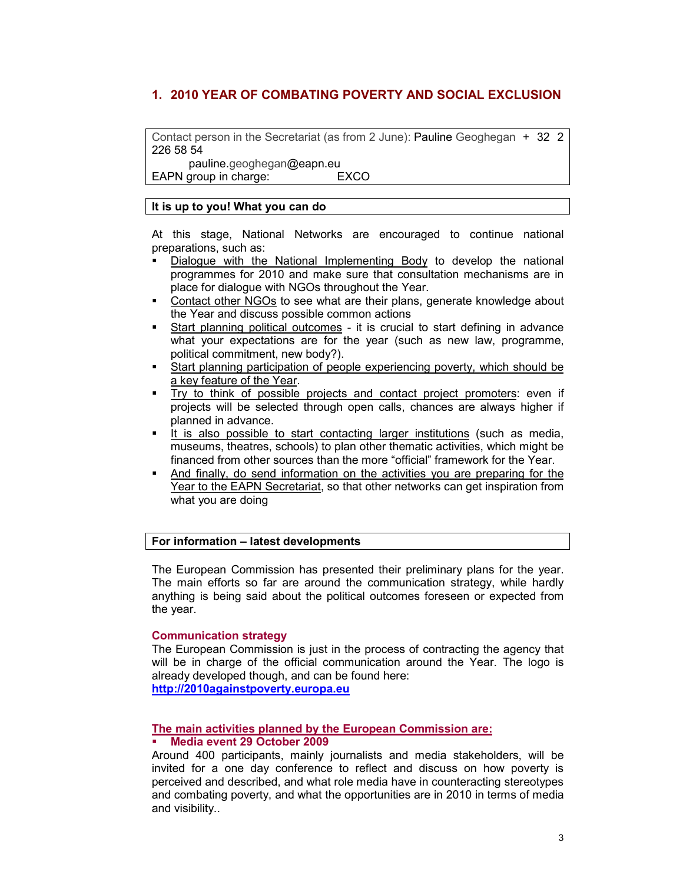## 1. 2010 YEAR OF COMBATING POVERTY AND SOCIAL EXCLUSION

| |
|---|
| Contact person in the Secretariat (as from 2 June): Pauline Geoghegan + 32 2 226 58 54 |
| pauline.geoghegan@eapn.eu |
| EAPN group in charge: EXCO |

**It is up to you! What you can do**

At this stage, National Networks are encouraged to continue national preparations, such as:

- Dialogue with the National Implementing Body to develop the national programmes for 2010 and make sure that consultation mechanisms are in place for dialogue with NGOs throughout the Year.
- Contact other NGOs to see what are their plans, generate knowledge about the Year and discuss possible common actions
- Start planning political outcomes - it is crucial to start defining in advance what your expectations are for the year (such as new law, programme, political commitment, new body?).
- Start planning participation of people experiencing poverty, which should be a key feature of the Year.
- Try to think of possible projects and contact project promoters: even if projects will be selected through open calls, chances are always higher if planned in advance.
- It is also possible to start contacting larger institutions (such as media, museums, theatres, schools) to plan other thematic activities, which might be financed from other sources than the more "official" framework for the Year.
- And finally, do send information on the activities you are preparing for the Year to the EAPN Secretariat, so that other networks can get inspiration from what you are doing

**For information – latest developments**

The European Commission has presented their preliminary plans for the year. The main efforts so far are around the communication strategy, while hardly anything is being said about the political outcomes foreseen or expected from the year.

### Communication strategy

The European Commission is just in the process of contracting the agency that will be in charge of the official communication around the Year. The logo is already developed though, and can be found here:
**http://2010againstpoverty.europa.eu**

### The main activities planned by the European Commission are:

- **Media event 29 October 2009**

Around 400 participants, mainly journalists and media stakeholders, will be invited for a one day conference to reflect and discuss on how poverty is perceived and described, and what role media have in counteracting stereotypes and combating poverty, and what the opportunities are in 2010 in terms of media and visibility..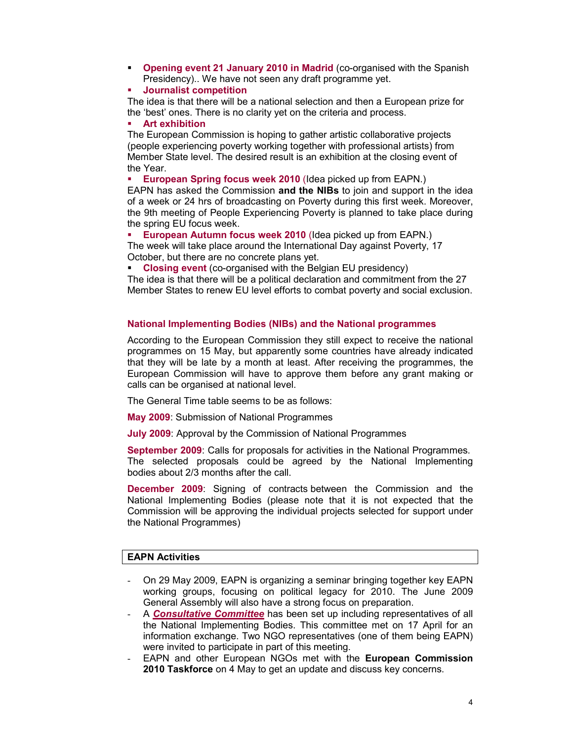- **Opening event 21 January 2010 in Madrid** (co-organised with the Spanish Presidency).. We have not seen any draft programme yet.
- **Journalist competition**

The idea is that there will be a national selection and then a European prize for the 'best' ones. There is no clarity yet on the criteria and process.

- **Art exhibition**

The European Commission is hoping to gather artistic collaborative projects (people experiencing poverty working together with professional artists) from Member State level. The desired result is an exhibition at the closing event of the Year.

- **European Spring focus week 2010** (Idea picked up from EAPN.)

EAPN has asked the Commission **and the NIBs** to join and support in the idea of a week or 24 hrs of broadcasting on Poverty during this first week. Moreover, the 9th meeting of People Experiencing Poverty is planned to take place during the spring EU focus week.

- **European Autumn focus week 2010** (Idea picked up from EAPN.)

The week will take place around the International Day against Poverty, 17 October, but there are no concrete plans yet.

- **Closing event** (co-organised with the Belgian EU presidency)

The idea is that there will be a political declaration and commitment from the 27 Member States to renew EU level efforts to combat poverty and social exclusion.

### National Implementing Bodies (NIBs) and the National programmes

According to the European Commission they still expect to receive the national programmes on 15 May, but apparently some countries have already indicated that they will be late by a month at least. After receiving the programmes, the European Commission will have to approve them before any grant making or calls can be organised at national level.

The General Time table seems to be as follows:

**May 2009**: Submission of National Programmes

**July 2009**: Approval by the Commission of National Programmes

**September 2009**: Calls for proposals for activities in the National Programmes. The selected proposals could be agreed by the National Implementing bodies about 2/3 months after the call.

**December 2009**: Signing of contracts between the Commission and the National Implementing Bodies (please note that it is not expected that the Commission will be approving the individual projects selected for support under the National Programmes)

## EAPN Activities

- On 29 May 2009, EAPN is organizing a seminar bringing together key EAPN working groups, focusing on political legacy for 2010. The June 2009 General Assembly will also have a strong focus on preparation.
- A ***Consultative Committee*** has been set up including representatives of all the National Implementing Bodies. This committee met on 17 April for an information exchange. Two NGO representatives (one of them being EAPN) were invited to participate in part of this meeting.
- EAPN and other European NGOs met with the **European Commission 2010 Taskforce** on 4 May to get an update and discuss key concerns.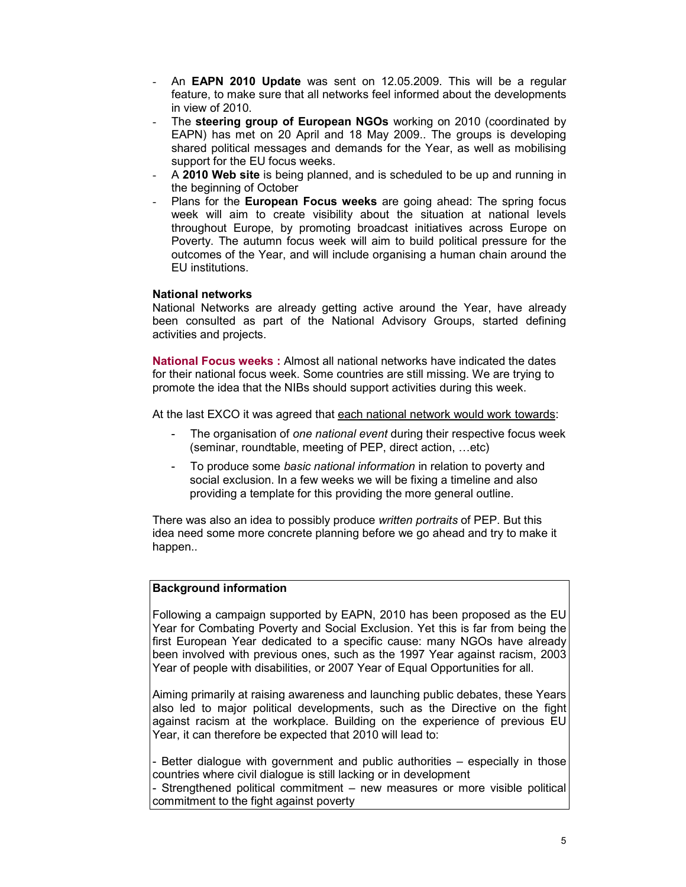- An **EAPN 2010 Update** was sent on 12.05.2009. This will be a regular feature, to make sure that all networks feel informed about the developments in view of 2010.
- The **steering group of European NGOs** working on 2010 (coordinated by EAPN) has met on 20 April and 18 May 2009.. The groups is developing shared political messages and demands for the Year, as well as mobilising support for the EU focus weeks.
- A **2010 Web site** is being planned, and is scheduled to be up and running in the beginning of October
- Plans for the **European Focus weeks** are going ahead: The spring focus week will aim to create visibility about the situation at national levels throughout Europe, by promoting broadcast initiatives across Europe on Poverty. The autumn focus week will aim to build political pressure for the outcomes of the Year, and will include organising a human chain around the EU institutions.

**National networks**

National Networks are already getting active around the Year, have already been consulted as part of the National Advisory Groups, started defining activities and projects.

**National Focus weeks :** Almost all national networks have indicated the dates for their national focus week. Some countries are still missing. We are trying to promote the idea that the NIBs should support activities during this week.

At the last EXCO it was agreed that each national network would work towards:

- The organisation of *one national event* during their respective focus week (seminar, roundtable, meeting of PEP, direct action, …etc)
- To produce some *basic national information* in relation to poverty and social exclusion. In a few weeks we will be fixing a timeline and also providing a template for this providing the more general outline.

There was also an idea to possibly produce *written portraits* of PEP. But this idea need some more concrete planning before we go ahead and try to make it happen..

**Background information**

Following a campaign supported by EAPN, 2010 has been proposed as the EU Year for Combating Poverty and Social Exclusion. Yet this is far from being the first European Year dedicated to a specific cause: many NGOs have already been involved with previous ones, such as the 1997 Year against racism, 2003 Year of people with disabilities, or 2007 Year of Equal Opportunities for all.

Aiming primarily at raising awareness and launching public debates, these Years also led to major political developments, such as the Directive on the fight against racism at the workplace. Building on the experience of previous EU Year, it can therefore be expected that 2010 will lead to:

- Better dialogue with government and public authorities – especially in those countries where civil dialogue is still lacking or in development
- Strengthened political commitment – new measures or more visible political commitment to the fight against poverty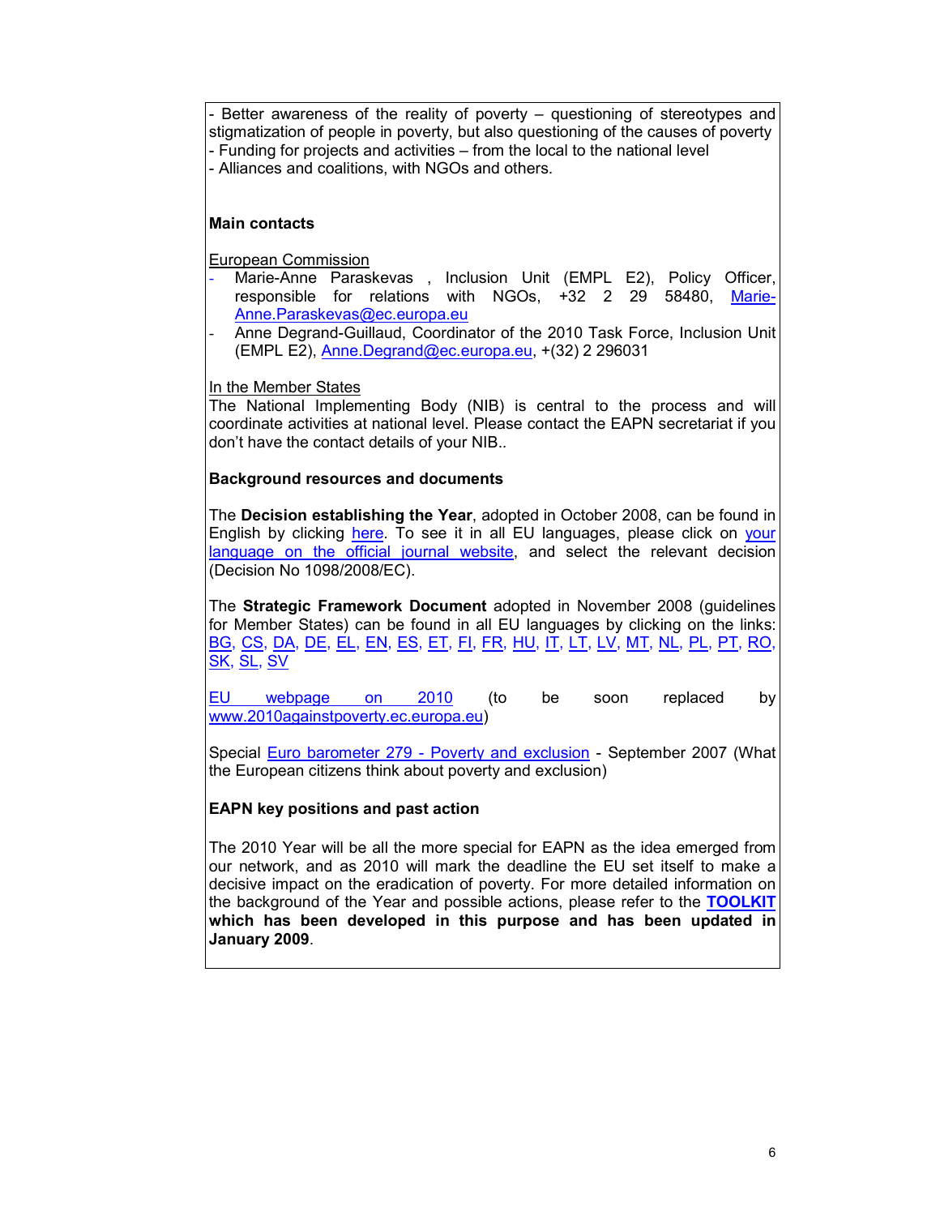- Better awareness of the reality of poverty – questioning of stereotypes and stigmatization of people in poverty, but also questioning of the causes of poverty
- Funding for projects and activities – from the local to the national level
- Alliances and coalitions, with NGOs and others.

**Main contacts**

European Commission

- Marie-Anne Paraskevas , Inclusion Unit (EMPL E2), Policy Officer, responsible for relations with NGOs, +32 2 29 58480, Marie-Anne.Paraskevas@ec.europa.eu
- Anne Degrand-Guillaud, Coordinator of the 2010 Task Force, Inclusion Unit (EMPL E2), Anne.Degrand@ec.europa.eu, +(32) 2 296031

In the Member States

The National Implementing Body (NIB) is central to the process and will coordinate activities at national level. Please contact the EAPN secretariat if you don't have the contact details of your NIB..

**Background resources and documents**

The **Decision establishing the Year**, adopted in October 2008, can be found in English by clicking here. To see it in all EU languages, please click on your language on the official journal website, and select the relevant decision (Decision No 1098/2008/EC).

The **Strategic Framework Document** adopted in November 2008 (guidelines for Member States) can be found in all EU languages by clicking on the links: BG, CS, DA, DE, EL, EN, ES, ET, FI, FR, HU, IT, LT, LV, MT, NL, PL, PT, RO, SK, SL, SV

EU webpage on 2010 (to be soon replaced by www.2010againstpoverty.ec.europa.eu)

Special Euro barometer 279 - Poverty and exclusion - September 2007 (What the European citizens think about poverty and exclusion)

**EAPN key positions and past action**

The 2010 Year will be all the more special for EAPN as the idea emerged from our network, and as 2010 will mark the deadline the EU set itself to make a decisive impact on the eradication of poverty. For more detailed information on the background of the Year and possible actions, please refer to the **TOOLKIT which has been developed in this purpose and has been updated in January 2009**.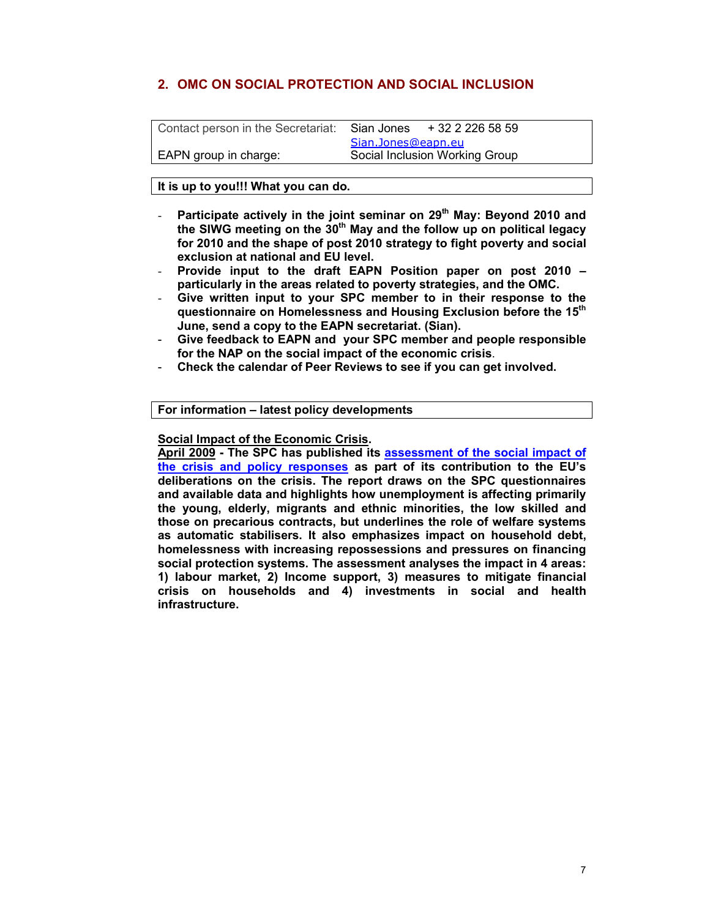## 2. OMC ON SOCIAL PROTECTION AND SOCIAL INCLUSION

| Contact person in the Secretariat: | Sian Jones + 32 2 226 58 59 Sian.Jones@eapn.eu |
|---|---|
| EAPN group in charge: | Social Inclusion Working Group |

**It is up to you!!! What you can do.**

- **Participate actively in the joint seminar on 29th May: Beyond 2010 and the SIWG meeting on the 30th May and the follow up on political legacy for 2010 and the shape of post 2010 strategy to fight poverty and social exclusion at national and EU level.**
- **Provide input to the draft EAPN Position paper on post 2010 – particularly in the areas related to poverty strategies, and the OMC.**
- **Give written input to your SPC member to in their response to the questionnaire on Homelessness and Housing Exclusion before the 15th June, send a copy to the EAPN secretariat. (Sian).**
- **Give feedback to EAPN and your SPC member and people responsible for the NAP on the social impact of the economic crisis**.
- **Check the calendar of Peer Reviews to see if you can get involved.**

**For information – latest policy developments**

**Social Impact of the Economic Crisis.**

**April 2009 - The SPC has published its assessment of the social impact of the crisis and policy responses as part of its contribution to the EU's deliberations on the crisis. The report draws on the SPC questionnaires and available data and highlights how unemployment is affecting primarily the young, elderly, migrants and ethnic minorities, the low skilled and those on precarious contracts, but underlines the role of welfare systems as automatic stabilisers. It also emphasizes impact on household debt, homelessness with increasing repossessions and pressures on financing social protection systems. The assessment analyses the impact in 4 areas: 1) labour market, 2) Income support, 3) measures to mitigate financial crisis on households and 4) investments in social and health infrastructure.**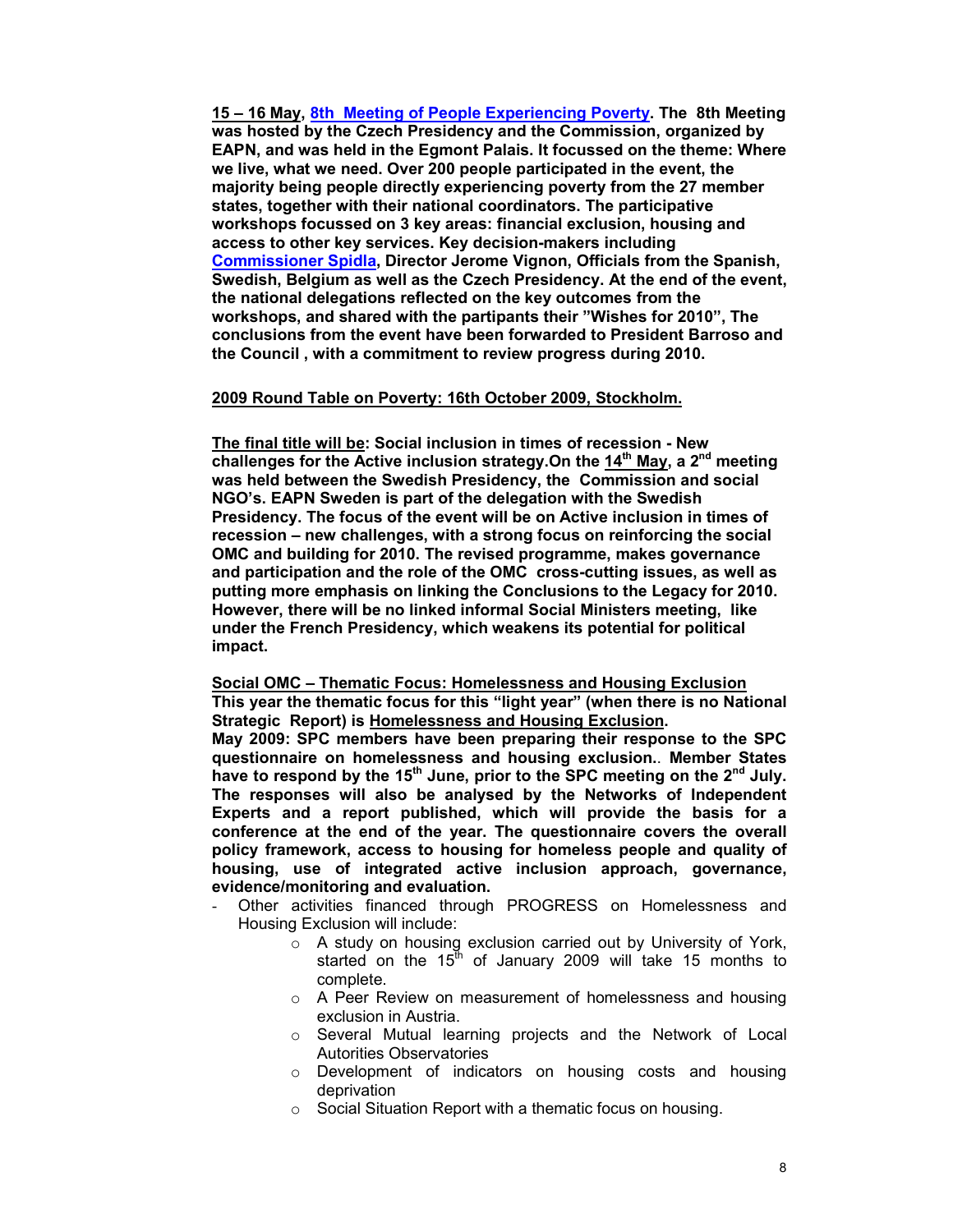**15 – 16 May, 8th Meeting of People Experiencing Poverty. The 8th Meeting was hosted by the Czech Presidency and the Commission, organized by EAPN, and was held in the Egmont Palais. It focussed on the theme: Where we live, what we need. Over 200 people participated in the event, the majority being people directly experiencing poverty from the 27 member states, together with their national coordinators. The participative workshops focussed on 3 key areas: financial exclusion, housing and access to other key services. Key decision-makers including Commissioner Spidla, Director Jerome Vignon, Officials from the Spanish, Swedish, Belgium as well as the Czech Presidency. At the end of the event, the national delegations reflected on the key outcomes from the workshops, and shared with the partipants their "Wishes for 2010", The conclusions from the event have been forwarded to President Barroso and the Council , with a commitment to review progress during 2010.**

**2009 Round Table on Poverty: 16th October 2009, Stockholm.**

**The final title will be: Social inclusion in times of recession - New challenges for the Active inclusion strategy.On the 14th May, a 2nd meeting was held between the Swedish Presidency, the Commission and social NGO's. EAPN Sweden is part of the delegation with the Swedish Presidency. The focus of the event will be on Active inclusion in times of recession – new challenges, with a strong focus on reinforcing the social OMC and building for 2010. The revised programme, makes governance and participation and the role of the OMC cross-cutting issues, as well as putting more emphasis on linking the Conclusions to the Legacy for 2010. However, there will be no linked informal Social Ministers meeting, like under the French Presidency, which weakens its potential for political impact.**

**Social OMC – Thematic Focus: Homelessness and Housing Exclusion**
**This year the thematic focus for this "light year" (when there is no National Strategic Report) is Homelessness and Housing Exclusion.**
**May 2009: SPC members have been preparing their response to the SPC questionnaire on homelessness and housing exclusion.. Member States have to respond by the 15th June, prior to the SPC meeting on the 2nd July. The responses will also be analysed by the Networks of Independent Experts and a report published, which will provide the basis for a conference at the end of the year. The questionnaire covers the overall policy framework, access to housing for homeless people and quality of housing, use of integrated active inclusion approach, governance, evidence/monitoring and evaluation.**

- Other activities financed through PROGRESS on Homelessness and Housing Exclusion will include:
  - A study on housing exclusion carried out by University of York, started on the 15th of January 2009 will take 15 months to complete.
  - A Peer Review on measurement of homelessness and housing exclusion in Austria.
  - Several Mutual learning projects and the Network of Local Autorities Observatories
  - Development of indicators on housing costs and housing deprivation
  - Social Situation Report with a thematic focus on housing.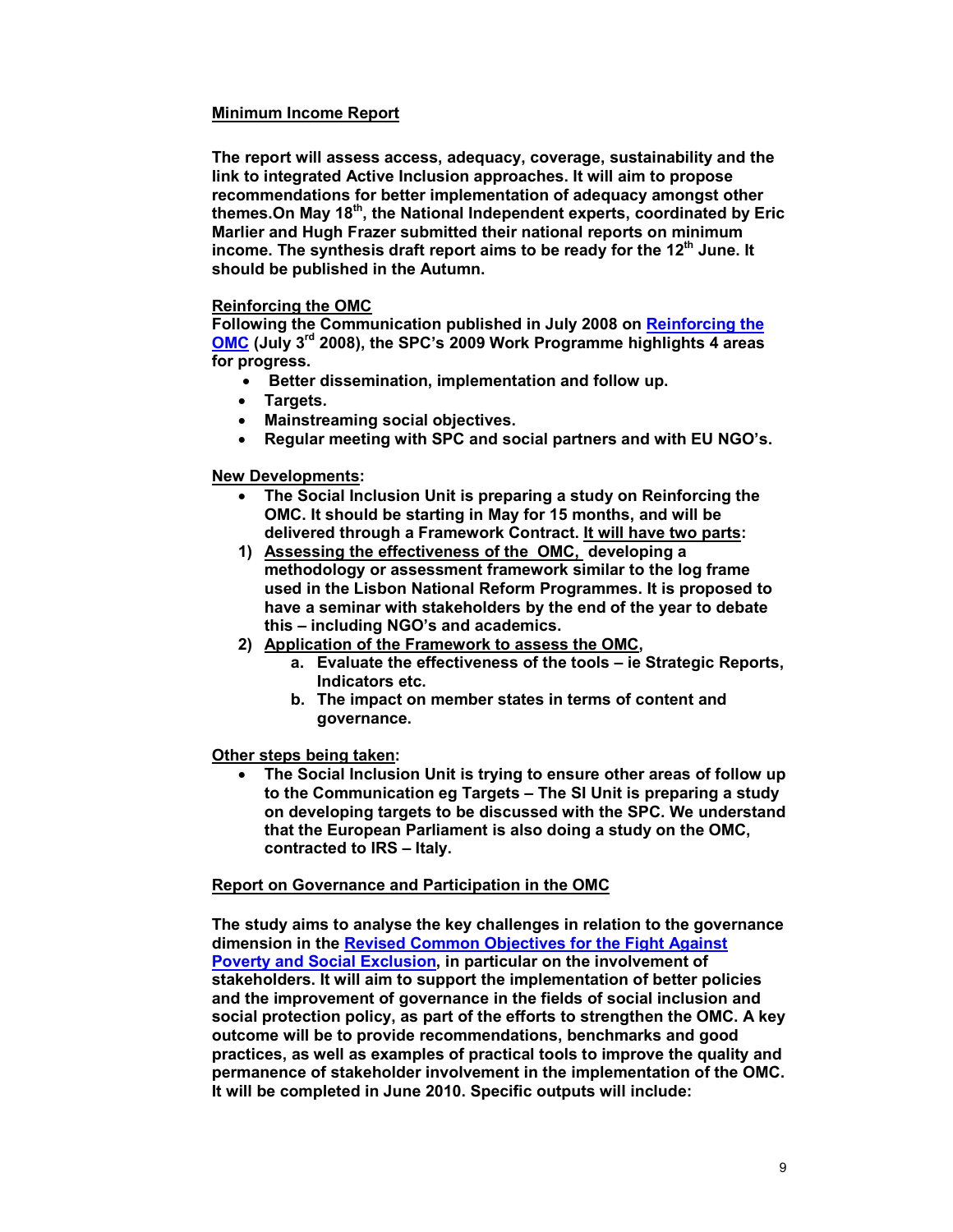**Minimum Income Report**

**The report will assess access, adequacy, coverage, sustainability and the link to integrated Active Inclusion approaches. It will aim to propose recommendations for better implementation of adequacy amongst other themes.On May 18th, the National Independent experts, coordinated by Eric Marlier and Hugh Frazer submitted their national reports on minimum income. The synthesis draft report aims to be ready for the 12th June. It should be published in the Autumn.**

**Reinforcing the OMC**

**Following the Communication published in July 2008 on Reinforcing the OMC (July 3rd 2008), the SPC's 2009 Work Programme highlights 4 areas for progress.**

- **Better dissemination, implementation and follow up.**
- **Targets.**
- **Mainstreaming social objectives.**
- **Regular meeting with SPC and social partners and with EU NGO's.**

**New Developments:**

- **The Social Inclusion Unit is preparing a study on Reinforcing the OMC. It should be starting in May for 15 months, and will be delivered through a Framework Contract. It will have two parts:**

1) **Assessing the effectiveness of the OMC, developing a methodology or assessment framework similar to the log frame used in the Lisbon National Reform Programmes. It is proposed to have a seminar with stakeholders by the end of the year to debate this – including NGO's and academics.**
2) **Application of the Framework to assess the OMC,**
   a. **Evaluate the effectiveness of the tools – ie Strategic Reports, Indicators etc.**
   b. **The impact on member states in terms of content and governance.**

**Other steps being taken:**

- **The Social Inclusion Unit is trying to ensure other areas of follow up to the Communication eg Targets – The SI Unit is preparing a study on developing targets to be discussed with the SPC. We understand that the European Parliament is also doing a study on the OMC, contracted to IRS – Italy.**

**Report on Governance and Participation in the OMC**

**The study aims to analyse the key challenges in relation to the governance dimension in the Revised Common Objectives for the Fight Against Poverty and Social Exclusion, in particular on the involvement of stakeholders. It will aim to support the implementation of better policies and the improvement of governance in the fields of social inclusion and social protection policy, as part of the efforts to strengthen the OMC. A key outcome will be to provide recommendations, benchmarks and good practices, as well as examples of practical tools to improve the quality and permanence of stakeholder involvement in the implementation of the OMC. It will be completed in June 2010. Specific outputs will include:**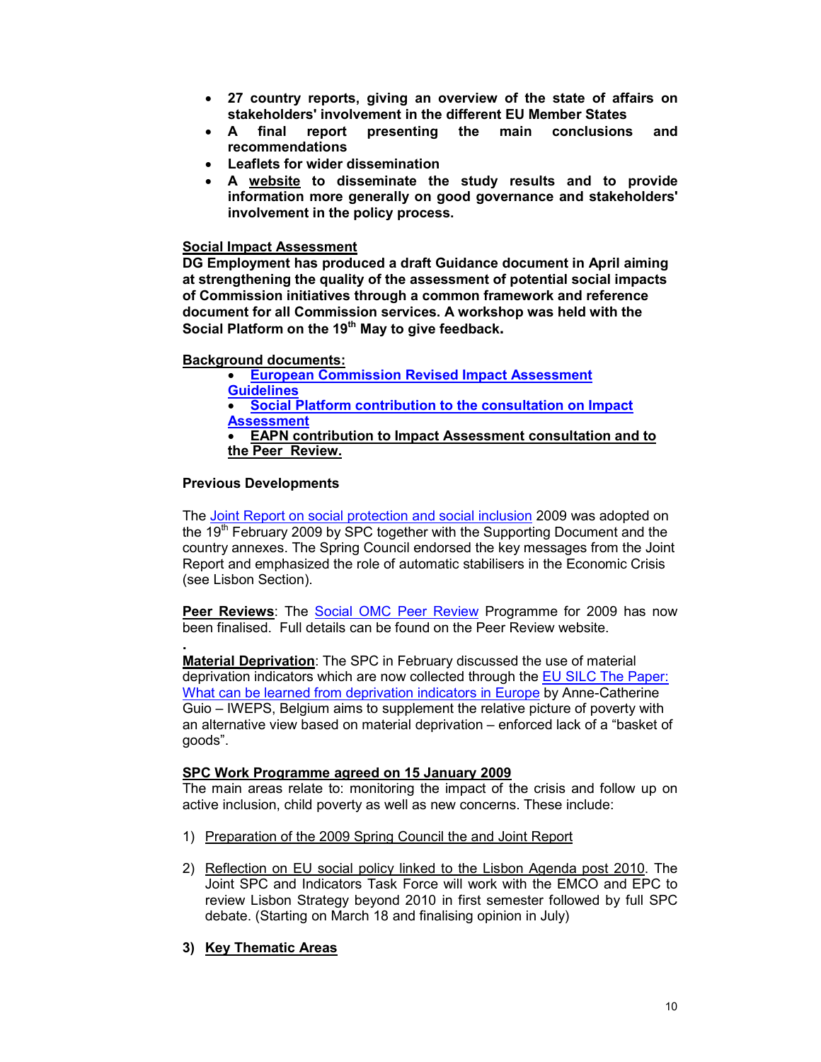- **27 country reports, giving an overview of the state of affairs on stakeholders' involvement in the different EU Member States**
- **A final report presenting the main conclusions and recommendations**
- **Leaflets for wider dissemination**
- **A website to disseminate the study results and to provide information more generally on good governance and stakeholders' involvement in the policy process.**

**Social Impact Assessment**

**DG Employment has produced a draft Guidance document in April aiming at strengthening the quality of the assessment of potential social impacts of Commission initiatives through a common framework and reference document for all Commission services. A workshop was held with the Social Platform on the 19th May to give feedback.**

**Background documents:**

- **European Commission Revised Impact Assessment Guidelines**
- **Social Platform contribution to the consultation on Impact Assessment**
- **EAPN contribution to Impact Assessment consultation and to the Peer Review.**

**Previous Developments**

The Joint Report on social protection and social inclusion 2009 was adopted on the 19th February 2009 by SPC together with the Supporting Document and the country annexes. The Spring Council endorsed the key messages from the Joint Report and emphasized the role of automatic stabilisers in the Economic Crisis (see Lisbon Section).

**Peer Reviews**: The Social OMC Peer Review Programme for 2009 has now been finalised. Full details can be found on the Peer Review website.

.

**Material Deprivation**: The SPC in February discussed the use of material deprivation indicators which are now collected through the EU SILC The Paper: What can be learned from deprivation indicators in Europe by Anne-Catherine Guio – IWEPS, Belgium aims to supplement the relative picture of poverty with an alternative view based on material deprivation – enforced lack of a "basket of goods".

**SPC Work Programme agreed on 15 January 2009**

The main areas relate to: monitoring the impact of the crisis and follow up on active inclusion, child poverty as well as new concerns. These include:

1) Preparation of the 2009 Spring Council the and Joint Report

2) Reflection on EU social policy linked to the Lisbon Agenda post 2010. The Joint SPC and Indicators Task Force will work with the EMCO and EPC to review Lisbon Strategy beyond 2010 in first semester followed by full SPC debate. (Starting on March 18 and finalising opinion in July)

3) **Key Thematic Areas**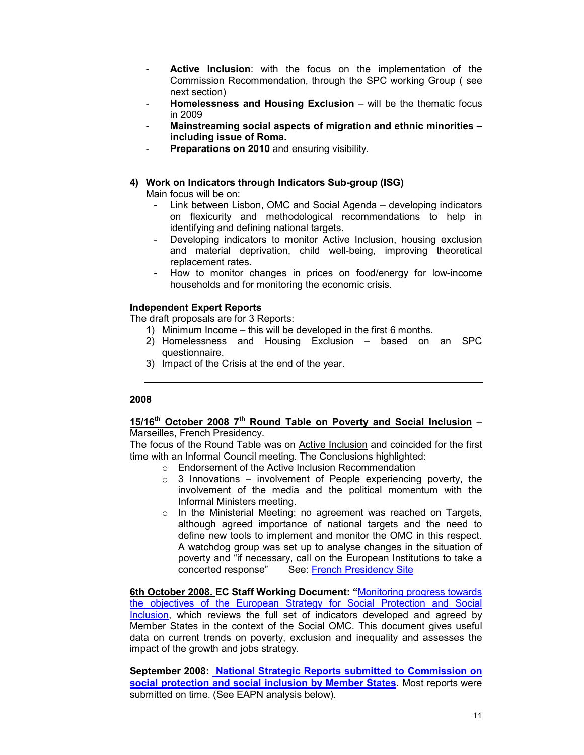- **Active Inclusion**: with the focus on the implementation of the Commission Recommendation, through the SPC working Group ( see next section)
- **Homelessness and Housing Exclusion** – will be the thematic focus in 2009
- **Mainstreaming social aspects of migration and ethnic minorities – including issue of Roma.**
- **Preparations on 2010** and ensuring visibility.

**4) Work on Indicators through Indicators Sub-group (ISG)**

Main focus will be on:

- Link between Lisbon, OMC and Social Agenda – developing indicators on flexicurity and methodological recommendations to help in identifying and defining national targets.
- Developing indicators to monitor Active Inclusion, housing exclusion and material deprivation, child well-being, improving theoretical replacement rates.
- How to monitor changes in prices on food/energy for low-income households and for monitoring the economic crisis.

**Independent Expert Reports**

The draft proposals are for 3 Reports:

1) Minimum Income – this will be developed in the first 6 months.
2) Homelessness and Housing Exclusion – based on an SPC questionnaire.
3) Impact of the Crisis at the end of the year.

---

**2008**

**15/16th October 2008 7th Round Table on Poverty and Social Inclusion** – Marseilles, French Presidency.

The focus of the Round Table was on Active Inclusion and coincided for the first time with an Informal Council meeting. The Conclusions highlighted:

- Endorsement of the Active Inclusion Recommendation
- 3 Innovations – involvement of People experiencing poverty, the involvement of the media and the political momentum with the Informal Ministers meeting.
- In the Ministerial Meeting: no agreement was reached on Targets, although agreed importance of national targets and the need to define new tools to implement and monitor the OMC in this respect. A watchdog group was set up to analyse changes in the situation of poverty and "if necessary, call on the European Institutions to take a concerted response" See: French Presidency Site

**6th October 2008. EC Staff Working Document: "**Monitoring progress towards the objectives of the European Strategy for Social Protection and Social Inclusion, which reviews the full set of indicators developed and agreed by Member States in the context of the Social OMC. This document gives useful data on current trends on poverty, exclusion and inequality and assesses the impact of the growth and jobs strategy.

**September 2008: National Strategic Reports submitted to Commission on social protection and social inclusion by Member States.** Most reports were submitted on time. (See EAPN analysis below).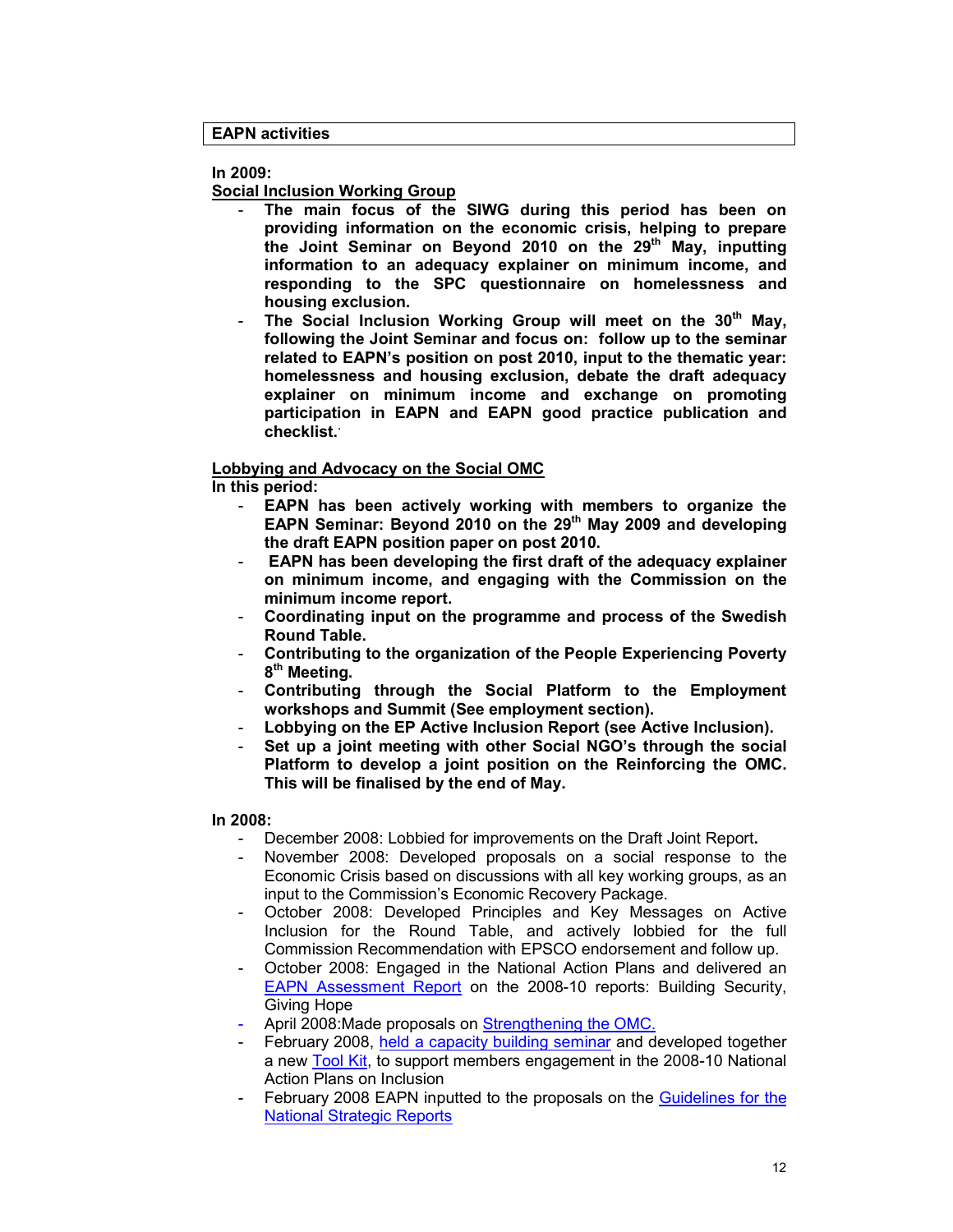## EAPN activities

**In 2009:**

**Social Inclusion Working Group**

- **The main focus of the SIWG during this period has been on providing information on the economic crisis, helping to prepare the Joint Seminar on Beyond 2010 on the 29th May, inputting information to an adequacy explainer on minimum income, and responding to the SPC questionnaire on homelessness and housing exclusion.**
- **The Social Inclusion Working Group will meet on the 30th May, following the Joint Seminar and focus on: follow up to the seminar related to EAPN's position on post 2010, input to the thematic year: homelessness and housing exclusion, debate the draft adequacy explainer on minimum income and exchange on promoting participation in EAPN and EAPN good practice publication and checklist.**

**Lobbying and Advocacy on the Social OMC**

**In this period:**

- **EAPN has been actively working with members to organize the EAPN Seminar: Beyond 2010 on the 29th May 2009 and developing the draft EAPN position paper on post 2010.**
- **EAPN has been developing the first draft of the adequacy explainer on minimum income, and engaging with the Commission on the minimum income report.**
- **Coordinating input on the programme and process of the Swedish Round Table.**
- **Contributing to the organization of the People Experiencing Poverty 8th Meeting.**
- **Contributing through the Social Platform to the Employment workshops and Summit (See employment section).**
- **Lobbying on the EP Active Inclusion Report (see Active Inclusion).**
- **Set up a joint meeting with other Social NGO's through the social Platform to develop a joint position on the Reinforcing the OMC. This will be finalised by the end of May.**

**In 2008:**

- December 2008: Lobbied for improvements on the Draft Joint Report.
- November 2008: Developed proposals on a social response to the Economic Crisis based on discussions with all key working groups, as an input to the Commission's Economic Recovery Package.
- October 2008: Developed Principles and Key Messages on Active Inclusion for the Round Table, and actively lobbied for the full Commission Recommendation with EPSCO endorsement and follow up.
- October 2008: Engaged in the National Action Plans and delivered an EAPN Assessment Report on the 2008-10 reports: Building Security, Giving Hope
- April 2008:Made proposals on Strengthening the OMC.
- February 2008, held a capacity building seminar and developed together a new Tool Kit, to support members engagement in the 2008-10 National Action Plans on Inclusion
- February 2008 EAPN inputted to the proposals on the Guidelines for the National Strategic Reports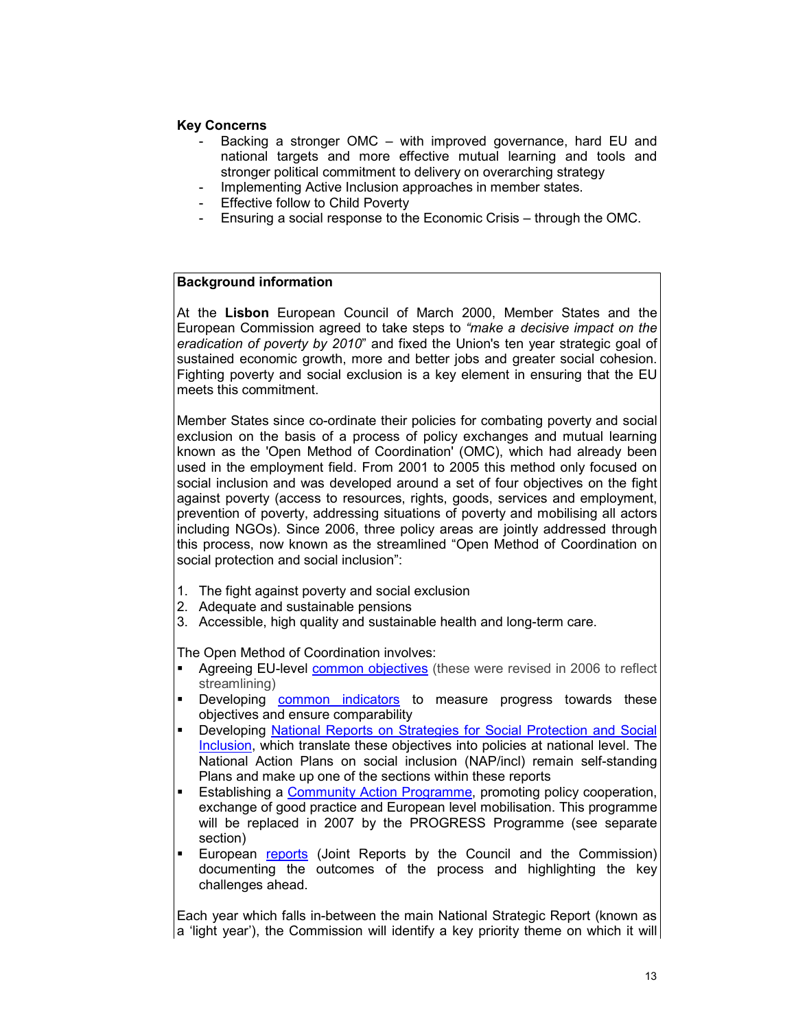**Key Concerns**

- Backing a stronger OMC – with improved governance, hard EU and national targets and more effective mutual learning and tools and stronger political commitment to delivery on overarching strategy
- Implementing Active Inclusion approaches in member states.
- Effective follow to Child Poverty
- Ensuring a social response to the Economic Crisis – through the OMC.

**Background information**

At the **Lisbon** European Council of March 2000, Member States and the European Commission agreed to take steps to *"make a decisive impact on the eradication of poverty by 2010*" and fixed the Union's ten year strategic goal of sustained economic growth, more and better jobs and greater social cohesion. Fighting poverty and social exclusion is a key element in ensuring that the EU meets this commitment.

Member States since co-ordinate their policies for combating poverty and social exclusion on the basis of a process of policy exchanges and mutual learning known as the 'Open Method of Coordination' (OMC), which had already been used in the employment field. From 2001 to 2005 this method only focused on social inclusion and was developed around a set of four objectives on the fight against poverty (access to resources, rights, goods, services and employment, prevention of poverty, addressing situations of poverty and mobilising all actors including NGOs). Since 2006, three policy areas are jointly addressed through this process, now known as the streamlined "Open Method of Coordination on social protection and social inclusion":

1. The fight against poverty and social exclusion
2. Adequate and sustainable pensions
3. Accessible, high quality and sustainable health and long-term care.

The Open Method of Coordination involves:

- Agreeing EU-level common objectives (these were revised in 2006 to reflect streamlining)
- Developing common indicators to measure progress towards these objectives and ensure comparability
- Developing National Reports on Strategies for Social Protection and Social Inclusion, which translate these objectives into policies at national level. The National Action Plans on social inclusion (NAP/incl) remain self-standing Plans and make up one of the sections within these reports
- Establishing a Community Action Programme, promoting policy cooperation, exchange of good practice and European level mobilisation. This programme will be replaced in 2007 by the PROGRESS Programme (see separate section)
- European reports (Joint Reports by the Council and the Commission) documenting the outcomes of the process and highlighting the key challenges ahead.

Each year which falls in-between the main National Strategic Report (known as a 'light year'), the Commission will identify a key priority theme on which it will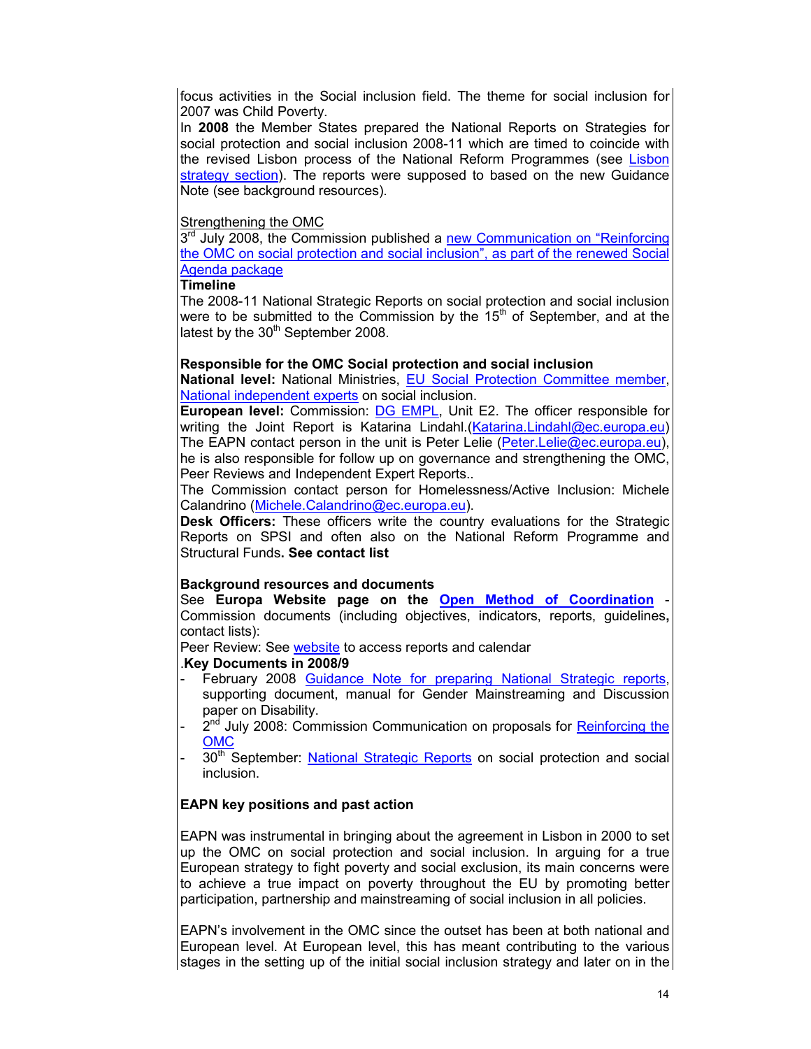focus activities in the Social inclusion field. The theme for social inclusion for 2007 was Child Poverty.

In **2008** the Member States prepared the National Reports on Strategies for social protection and social inclusion 2008-11 which are timed to coincide with the revised Lisbon process of the National Reform Programmes (see Lisbon strategy section). The reports were supposed to based on the new Guidance Note (see background resources).

Strengthening the OMC

3rd July 2008, the Commission published a new Communication on "Reinforcing the OMC on social protection and social inclusion", as part of the renewed Social Agenda package

**Timeline**

The 2008-11 National Strategic Reports on social protection and social inclusion were to be submitted to the Commission by the 15th of September, and at the latest by the 30th September 2008.

**Responsible for the OMC Social protection and social inclusion**

**National level:** National Ministries, EU Social Protection Committee member, National independent experts on social inclusion.

**European level:** Commission: DG EMPL, Unit E2. The officer responsible for writing the Joint Report is Katarina Lindahl.(Katarina.Lindahl@ec.europa.eu) The EAPN contact person in the unit is Peter Lelie (Peter.Lelie@ec.europa.eu), he is also responsible for follow up on governance and strengthening the OMC, Peer Reviews and Independent Expert Reports..

The Commission contact person for Homelessness/Active Inclusion: Michele Calandrino (Michele.Calandrino@ec.europa.eu).

**Desk Officers:** These officers write the country evaluations for the Strategic Reports on SPSI and often also on the National Reform Programme and Structural Funds**. See contact list**

**Background resources and documents**

See **Europa Website page on the Open Method of Coordination** - Commission documents (including objectives, indicators, reports, guidelines**,** contact lists):

Peer Review: See website to access reports and calendar

.**Key Documents in 2008/9**

- February 2008 Guidance Note for preparing National Strategic reports, supporting document, manual for Gender Mainstreaming and Discussion paper on Disability.
- 2nd July 2008: Commission Communication on proposals for Reinforcing the OMC
- 30th September: National Strategic Reports on social protection and social inclusion.

**EAPN key positions and past action**

EAPN was instrumental in bringing about the agreement in Lisbon in 2000 to set up the OMC on social protection and social inclusion. In arguing for a true European strategy to fight poverty and social exclusion, its main concerns were to achieve a true impact on poverty throughout the EU by promoting better participation, partnership and mainstreaming of social inclusion in all policies.

EAPN's involvement in the OMC since the outset has been at both national and European level. At European level, this has meant contributing to the various stages in the setting up of the initial social inclusion strategy and later on in the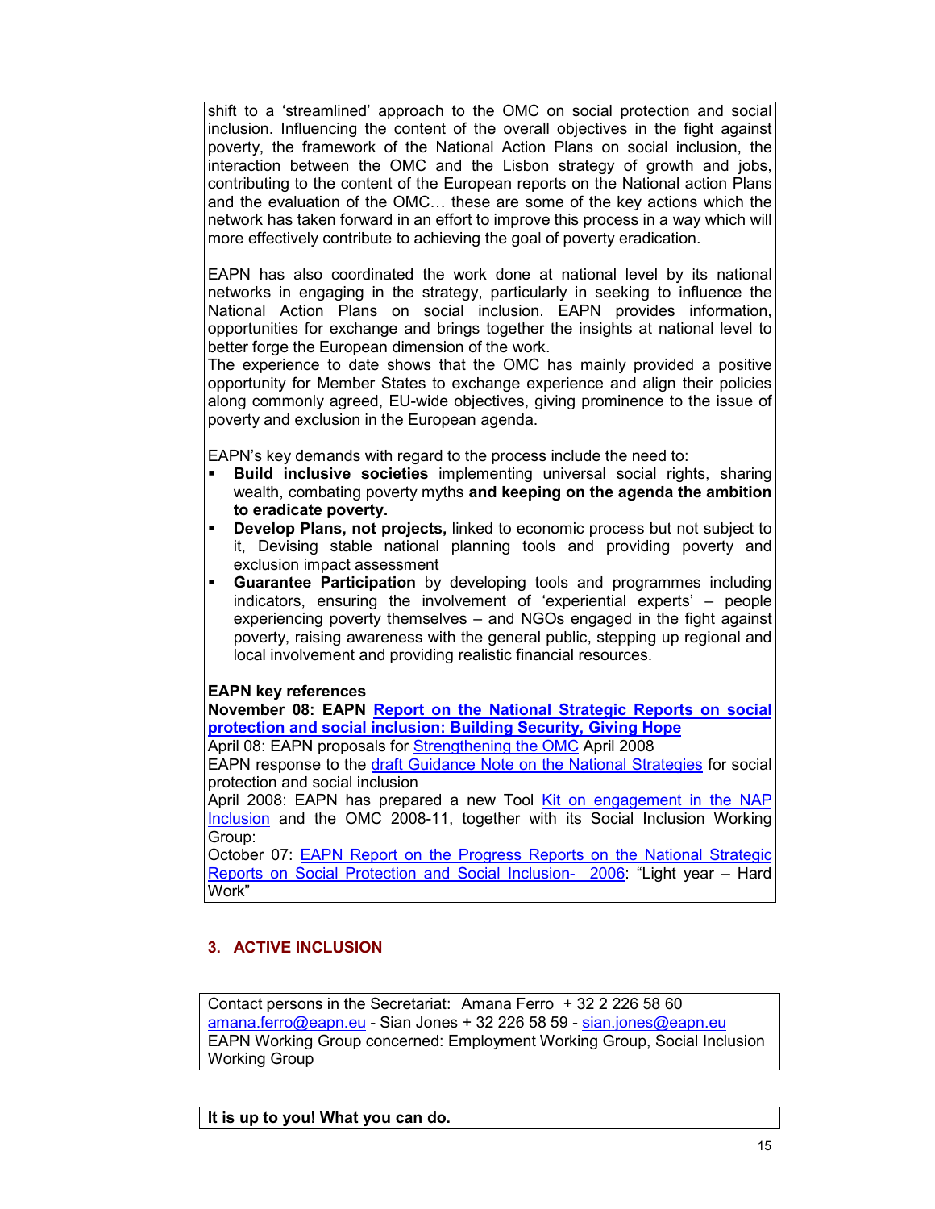shift to a 'streamlined' approach to the OMC on social protection and social inclusion. Influencing the content of the overall objectives in the fight against poverty, the framework of the National Action Plans on social inclusion, the interaction between the OMC and the Lisbon strategy of growth and jobs, contributing to the content of the European reports on the National action Plans and the evaluation of the OMC… these are some of the key actions which the network has taken forward in an effort to improve this process in a way which will more effectively contribute to achieving the goal of poverty eradication.

EAPN has also coordinated the work done at national level by its national networks in engaging in the strategy, particularly in seeking to influence the National Action Plans on social inclusion. EAPN provides information, opportunities for exchange and brings together the insights at national level to better forge the European dimension of the work.
The experience to date shows that the OMC has mainly provided a positive opportunity for Member States to exchange experience and align their policies along commonly agreed, EU-wide objectives, giving prominence to the issue of poverty and exclusion in the European agenda.

EAPN's key demands with regard to the process include the need to:

- **Build inclusive societies** implementing universal social rights, sharing wealth, combating poverty myths **and keeping on the agenda the ambition to eradicate poverty.**
- **Develop Plans, not projects,** linked to economic process but not subject to it, Devising stable national planning tools and providing poverty and exclusion impact assessment
- **Guarantee Participation** by developing tools and programmes including indicators, ensuring the involvement of 'experiential experts' – people experiencing poverty themselves – and NGOs engaged in the fight against poverty, raising awareness with the general public, stepping up regional and local involvement and providing realistic financial resources.

**EAPN key references**
**November 08: EAPN Report on the National Strategic Reports on social protection and social inclusion: Building Security, Giving Hope**
April 08: EAPN proposals for Strengthening the OMC April 2008
EAPN response to the draft Guidance Note on the National Strategies for social protection and social inclusion
April 2008: EAPN has prepared a new Tool Kit on engagement in the NAP Inclusion and the OMC 2008-11, together with its Social Inclusion Working Group:
October 07: EAPN Report on the Progress Reports on the National Strategic Reports on Social Protection and Social Inclusion- 2006: "Light year – Hard Work"

## 3. ACTIVE INCLUSION

Contact persons in the Secretariat: Amana Ferro + 32 2 226 58 60 amana.ferro@eapn.eu - Sian Jones + 32 226 58 59 - sian.jones@eapn.eu
EAPN Working Group concerned: Employment Working Group, Social Inclusion Working Group

**It is up to you! What you can do.**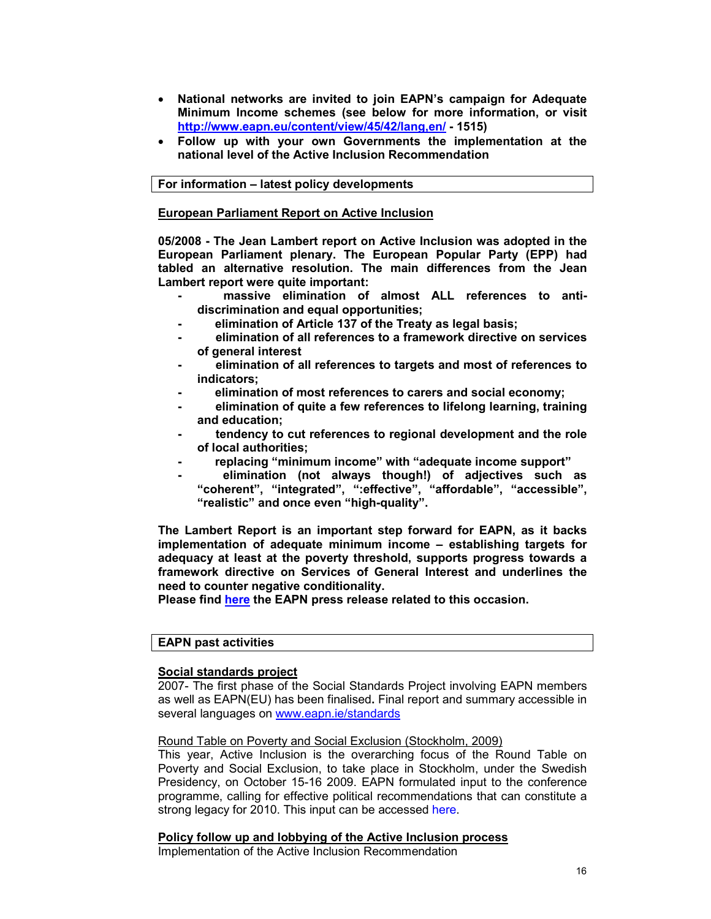- **National networks are invited to join EAPN's campaign for Adequate Minimum Income schemes (see below for more information, or visit [http://www.eapn.eu/content/view/45/42/lang,en/](http://www.eapn.eu/content/view/45/42/lang,en/) - 1515)**
- **Follow up with your own Governments the implementation at the national level of the Active Inclusion Recommendation**

**For information – latest policy developments**

**European Parliament Report on Active Inclusion**

**05/2008 - The Jean Lambert report on Active Inclusion was adopted in the European Parliament plenary. The European Popular Party (EPP) had tabled an alternative resolution. The main differences from the Jean Lambert report were quite important:**

- **massive elimination of almost ALL references to anti-discrimination and equal opportunities;**
- **elimination of Article 137 of the Treaty as legal basis;**
- **elimination of all references to a framework directive on services of general interest**
- **elimination of all references to targets and most of references to indicators;**
- **elimination of most references to carers and social economy;**
- **elimination of quite a few references to lifelong learning, training and education;**
- **tendency to cut references to regional development and the role of local authorities;**
- **replacing "minimum income" with "adequate income support"**
- **elimination (not always though!) of adjectives such as "coherent", "integrated", ":effective", "affordable", "accessible", "realistic" and once even "high-quality".**

**The Lambert Report is an important step forward for EAPN, as it backs implementation of adequate minimum income – establishing targets for adequacy at least at the poverty threshold, supports progress towards a framework directive on Services of General Interest and underlines the need to counter negative conditionality.**
**Please find here the EAPN press release related to this occasion.**

**EAPN past activities**

**Social standards project**

2007- The first phase of the Social Standards Project involving EAPN members as well as EAPN(EU) has been finalised**.** Final report and summary accessible in several languages on [www.eapn.ie/standards](www.eapn.ie/standards)

Round Table on Poverty and Social Exclusion (Stockholm, 2009)

This year, Active Inclusion is the overarching focus of the Round Table on Poverty and Social Exclusion, to take place in Stockholm, under the Swedish Presidency, on October 15-16 2009. EAPN formulated input to the conference programme, calling for effective political recommendations that can constitute a strong legacy for 2010. This input can be accessed here.

**Policy follow up and lobbying of the Active Inclusion process**

Implementation of the Active Inclusion Recommendation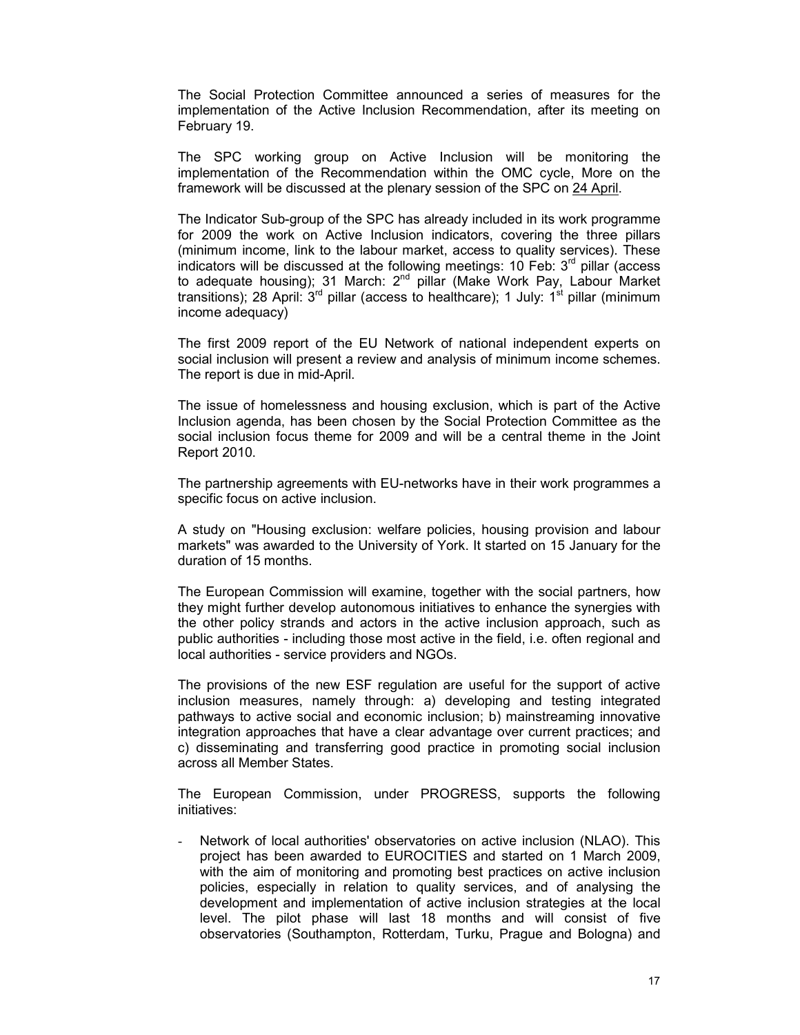The Social Protection Committee announced a series of measures for the implementation of the Active Inclusion Recommendation, after its meeting on February 19.

The SPC working group on Active Inclusion will be monitoring the implementation of the Recommendation within the OMC cycle, More on the framework will be discussed at the plenary session of the SPC on 24 April.

The Indicator Sub-group of the SPC has already included in its work programme for 2009 the work on Active Inclusion indicators, covering the three pillars (minimum income, link to the labour market, access to quality services). These indicators will be discussed at the following meetings: 10 Feb: 3rd pillar (access to adequate housing); 31 March: 2nd pillar (Make Work Pay, Labour Market transitions); 28 April: 3rd pillar (access to healthcare); 1 July: 1st pillar (minimum income adequacy)

The first 2009 report of the EU Network of national independent experts on social inclusion will present a review and analysis of minimum income schemes. The report is due in mid-April.

The issue of homelessness and housing exclusion, which is part of the Active Inclusion agenda, has been chosen by the Social Protection Committee as the social inclusion focus theme for 2009 and will be a central theme in the Joint Report 2010.

The partnership agreements with EU-networks have in their work programmes a specific focus on active inclusion.

A study on "Housing exclusion: welfare policies, housing provision and labour markets" was awarded to the University of York. It started on 15 January for the duration of 15 months.

The European Commission will examine, together with the social partners, how they might further develop autonomous initiatives to enhance the synergies with the other policy strands and actors in the active inclusion approach, such as public authorities - including those most active in the field, i.e. often regional and local authorities - service providers and NGOs.

The provisions of the new ESF regulation are useful for the support of active inclusion measures, namely through: a) developing and testing integrated pathways to active social and economic inclusion; b) mainstreaming innovative integration approaches that have a clear advantage over current practices; and c) disseminating and transferring good practice in promoting social inclusion across all Member States.

The European Commission, under PROGRESS, supports the following initiatives:

- Network of local authorities' observatories on active inclusion (NLAO). This project has been awarded to EUROCITIES and started on 1 March 2009, with the aim of monitoring and promoting best practices on active inclusion policies, especially in relation to quality services, and of analysing the development and implementation of active inclusion strategies at the local level. The pilot phase will last 18 months and will consist of five observatories (Southampton, Rotterdam, Turku, Prague and Bologna) and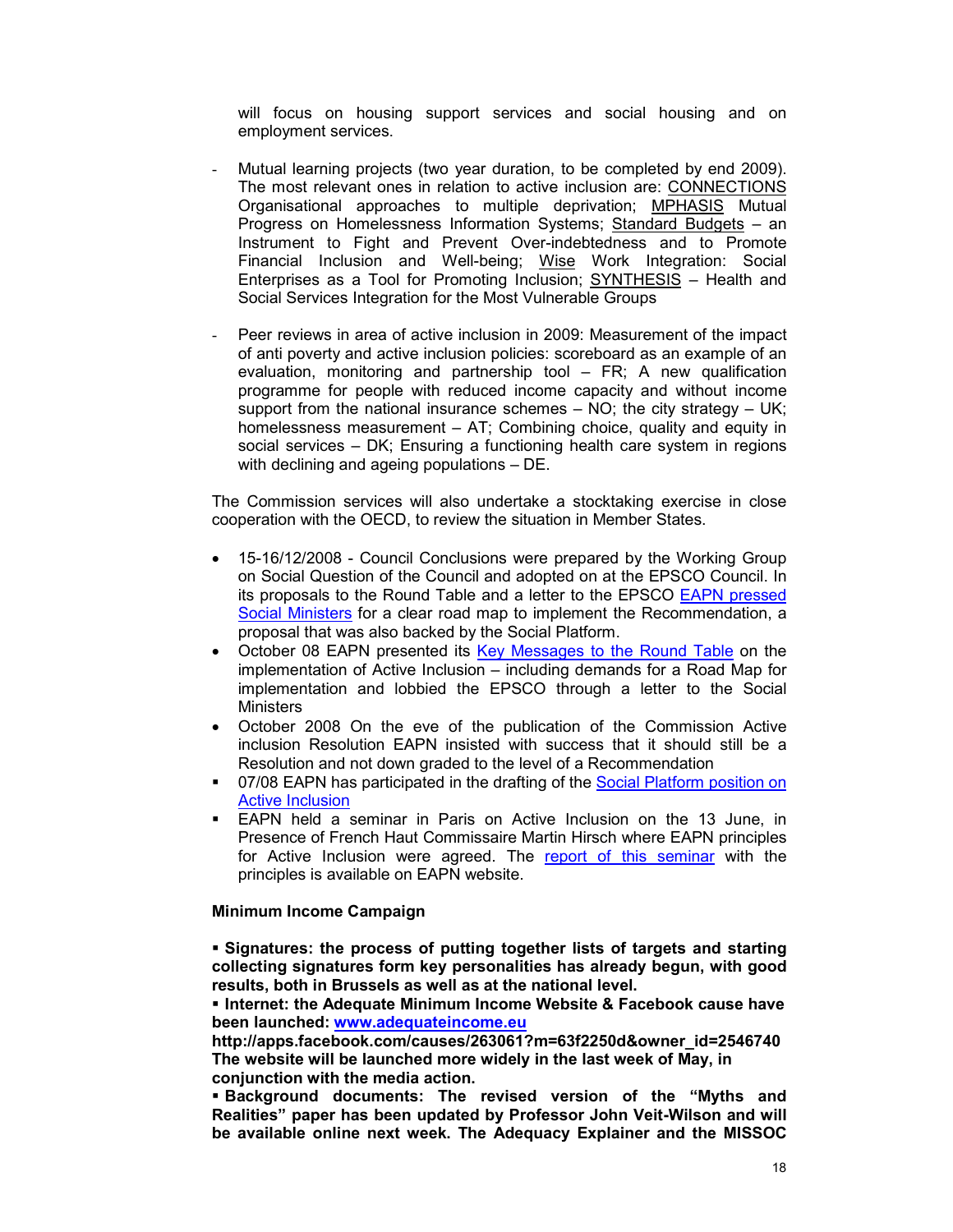will focus on housing support services and social housing and on employment services.

- Mutual learning projects (two year duration, to be completed by end 2009). The most relevant ones in relation to active inclusion are: CONNECTIONS Organisational approaches to multiple deprivation; MPHASIS Mutual Progress on Homelessness Information Systems; Standard Budgets – an Instrument to Fight and Prevent Over-indebtedness and to Promote Financial Inclusion and Well-being; Wise Work Integration: Social Enterprises as a Tool for Promoting Inclusion; SYNTHESIS – Health and Social Services Integration for the Most Vulnerable Groups

- Peer reviews in area of active inclusion in 2009: Measurement of the impact of anti poverty and active inclusion policies: scoreboard as an example of an evaluation, monitoring and partnership tool – FR; A new qualification programme for people with reduced income capacity and without income support from the national insurance schemes – NO; the city strategy – UK; homelessness measurement – AT; Combining choice, quality and equity in social services – DK; Ensuring a functioning health care system in regions with declining and ageing populations – DE.

The Commission services will also undertake a stocktaking exercise in close cooperation with the OECD, to review the situation in Member States.

- 15-16/12/2008 - Council Conclusions were prepared by the Working Group on Social Question of the Council and adopted on at the EPSCO Council. In its proposals to the Round Table and a letter to the EPSCO EAPN pressed Social Ministers for a clear road map to implement the Recommendation, a proposal that was also backed by the Social Platform.
- October 08 EAPN presented its Key Messages to the Round Table on the implementation of Active Inclusion – including demands for a Road Map for implementation and lobbied the EPSCO through a letter to the Social Ministers
- October 2008 On the eve of the publication of the Commission Active inclusion Resolution EAPN insisted with success that it should still be a Resolution and not down graded to the level of a Recommendation
- 07/08 EAPN has participated in the drafting of the Social Platform position on Active Inclusion
- EAPN held a seminar in Paris on Active Inclusion on the 13 June, in Presence of French Haut Commissaire Martin Hirsch where EAPN principles for Active Inclusion were agreed. The report of this seminar with the principles is available on EAPN website.

**Minimum Income Campaign**

**▪ Signatures: the process of putting together lists of targets and starting collecting signatures form key personalities has already begun, with good results, both in Brussels as well as at the national level.**
**▪ Internet: the Adequate Minimum Income Website & Facebook cause have been launched: www.adequateincome.eu**
**http://apps.facebook.com/causes/263061?m=63f2250d&owner_id=2546740**
**The website will be launched more widely in the last week of May, in conjunction with the media action.**
**▪ Background documents: The revised version of the "Myths and Realities" paper has been updated by Professor John Veit-Wilson and will be available online next week. The Adequacy Explainer and the MISSOC**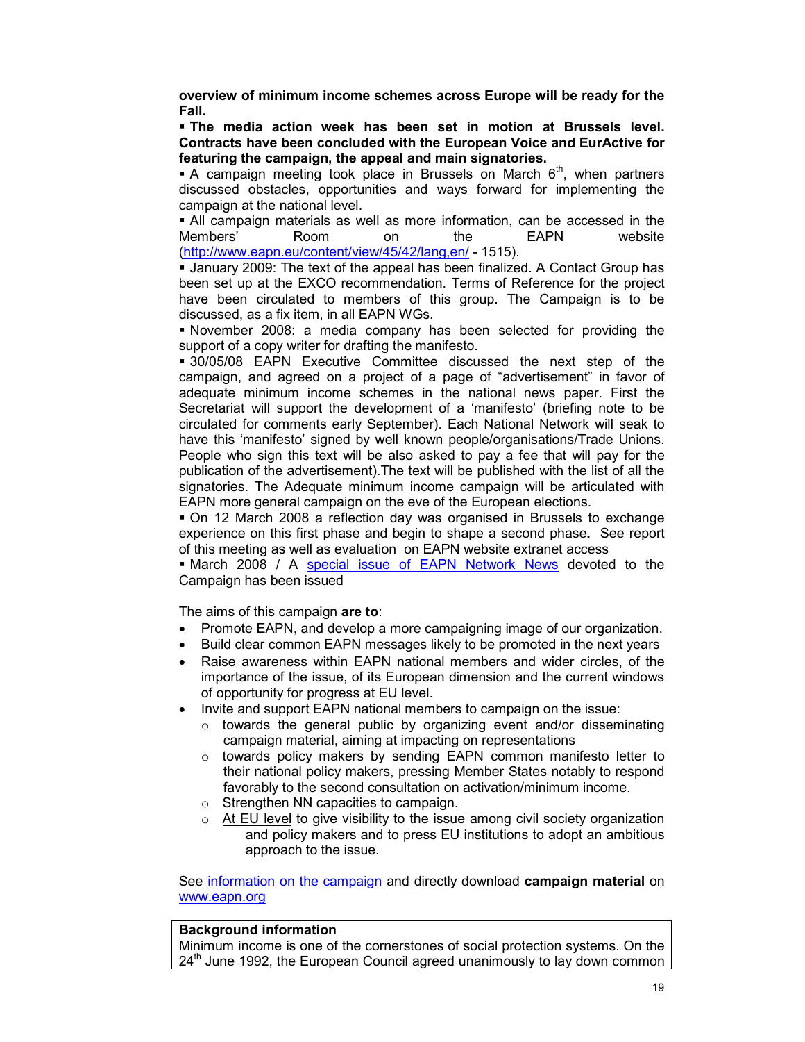**overview of minimum income schemes across Europe will be ready for the Fall.**

▪ **The media action week has been set in motion at Brussels level. Contracts have been concluded with the European Voice and EurActive for featuring the campaign, the appeal and main signatories.**

▪ A campaign meeting took place in Brussels on March 6th, when partners discussed obstacles, opportunities and ways forward for implementing the campaign at the national level.

▪ All campaign materials as well as more information, can be accessed in the Members' Room on the EAPN website (http://www.eapn.eu/content/view/45/42/lang,en/ - 1515).

▪ January 2009: The text of the appeal has been finalized. A Contact Group has been set up at the EXCO recommendation. Terms of Reference for the project have been circulated to members of this group. The Campaign is to be discussed, as a fix item, in all EAPN WGs.

▪ November 2008: a media company has been selected for providing the support of a copy writer for drafting the manifesto.

▪ 30/05/08 EAPN Executive Committee discussed the next step of the campaign, and agreed on a project of a page of "advertisement" in favor of adequate minimum income schemes in the national news paper. First the Secretariat will support the development of a 'manifesto' (briefing note to be circulated for comments early September). Each National Network will seak to have this 'manifesto' signed by well known people/organisations/Trade Unions. People who sign this text will be also asked to pay a fee that will pay for the publication of the advertisement).The text will be published with the list of all the signatories. The Adequate minimum income campaign will be articulated with EAPN more general campaign on the eve of the European elections.

▪ On 12 March 2008 a reflection day was organised in Brussels to exchange experience on this first phase and begin to shape a second phase**.** See report of this meeting as well as evaluation on EAPN website extranet access

▪ March 2008 / A special issue of EAPN Network News devoted to the Campaign has been issued

The aims of this campaign **are to**:

- Promote EAPN, and develop a more campaigning image of our organization.
- Build clear common EAPN messages likely to be promoted in the next years
- Raise awareness within EAPN national members and wider circles, of the importance of the issue, of its European dimension and the current windows of opportunity for progress at EU level.
- Invite and support EAPN national members to campaign on the issue:
  - towards the general public by organizing event and/or disseminating campaign material, aiming at impacting on representations
  - towards policy makers by sending EAPN common manifesto letter to their national policy makers, pressing Member States notably to respond favorably to the second consultation on activation/minimum income.
  - Strengthen NN capacities to campaign.
  - At EU level to give visibility to the issue among civil society organization and policy makers and to press EU institutions to adopt an ambitious approach to the issue.

See information on the campaign and directly download **campaign material** on www.eapn.org

**Background information**

Minimum income is one of the cornerstones of social protection systems. On the 24th June 1992, the European Council agreed unanimously to lay down common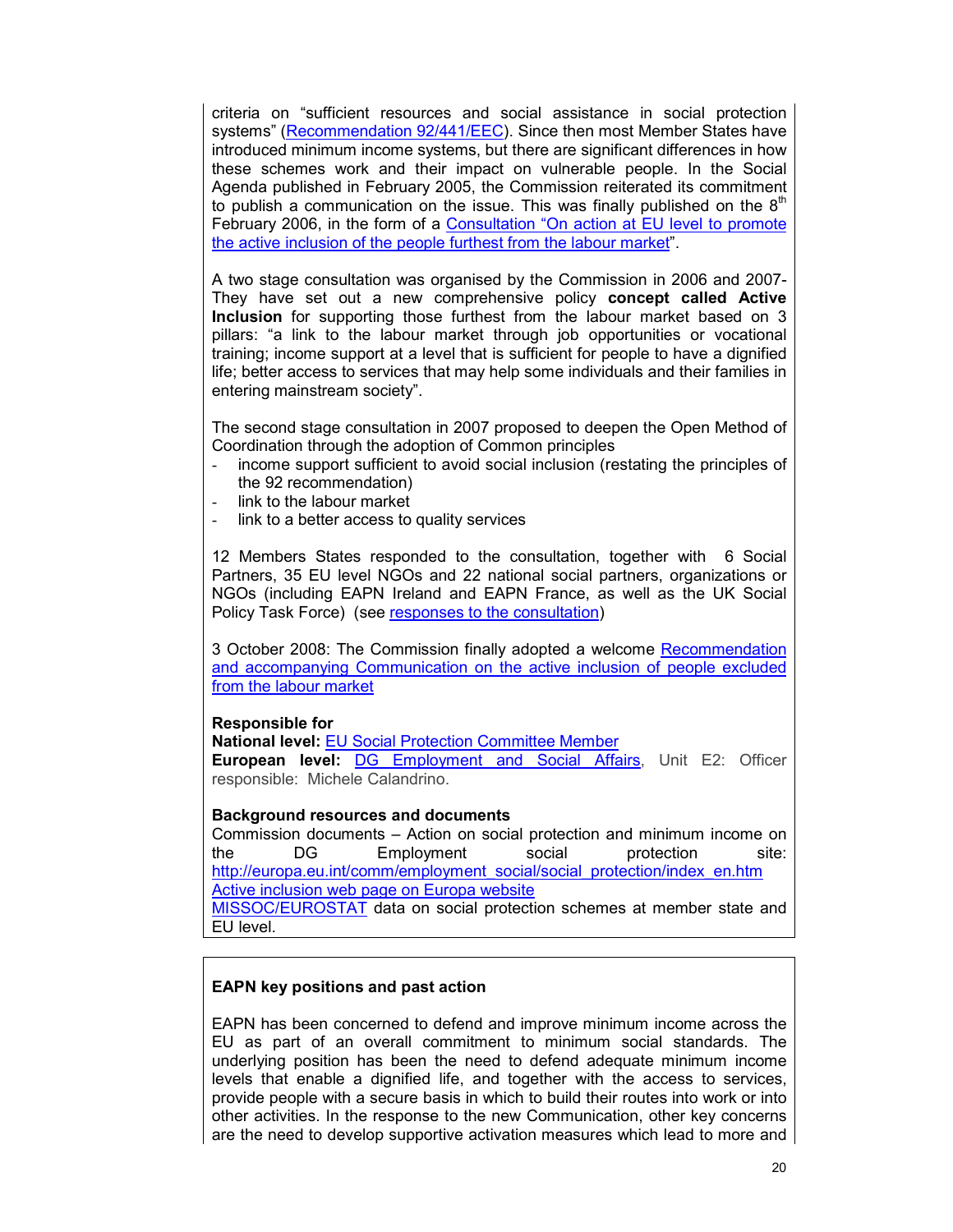criteria on "sufficient resources and social assistance in social protection systems" (Recommendation 92/441/EEC). Since then most Member States have introduced minimum income systems, but there are significant differences in how these schemes work and their impact on vulnerable people. In the Social Agenda published in February 2005, the Commission reiterated its commitment to publish a communication on the issue. This was finally published on the 8th February 2006, in the form of a Consultation "On action at EU level to promote the active inclusion of the people furthest from the labour market".

A two stage consultation was organised by the Commission in 2006 and 2007- They have set out a new comprehensive policy **concept called Active Inclusion** for supporting those furthest from the labour market based on 3 pillars: "a link to the labour market through job opportunities or vocational training; income support at a level that is sufficient for people to have a dignified life; better access to services that may help some individuals and their families in entering mainstream society".

The second stage consultation in 2007 proposed to deepen the Open Method of Coordination through the adoption of Common principles

- income support sufficient to avoid social inclusion (restating the principles of the 92 recommendation)
- link to the labour market
- link to a better access to quality services

12 Members States responded to the consultation, together with 6 Social Partners, 35 EU level NGOs and 22 national social partners, organizations or NGOs (including EAPN Ireland and EAPN France, as well as the UK Social Policy Task Force) (see responses to the consultation)

3 October 2008: The Commission finally adopted a welcome Recommendation and accompanying Communication on the active inclusion of people excluded from the labour market

**Responsible for**
**National level:** EU Social Protection Committee Member
**European level:** DG Employment and Social Affairs, Unit E2: Officer responsible: Michele Calandrino.

**Background resources and documents**
Commission documents – Action on social protection and minimum income on the DG Employment social protection site: http://europa.eu.int/comm/employment_social/social_protection/index_en.htm
Active inclusion web page on Europa website
MISSOC/EUROSTAT data on social protection schemes at member state and EU level.

**EAPN key positions and past action**

EAPN has been concerned to defend and improve minimum income across the EU as part of an overall commitment to minimum social standards. The underlying position has been the need to defend adequate minimum income levels that enable a dignified life, and together with the access to services, provide people with a secure basis in which to build their routes into work or into other activities. In the response to the new Communication, other key concerns are the need to develop supportive activation measures which lead to more and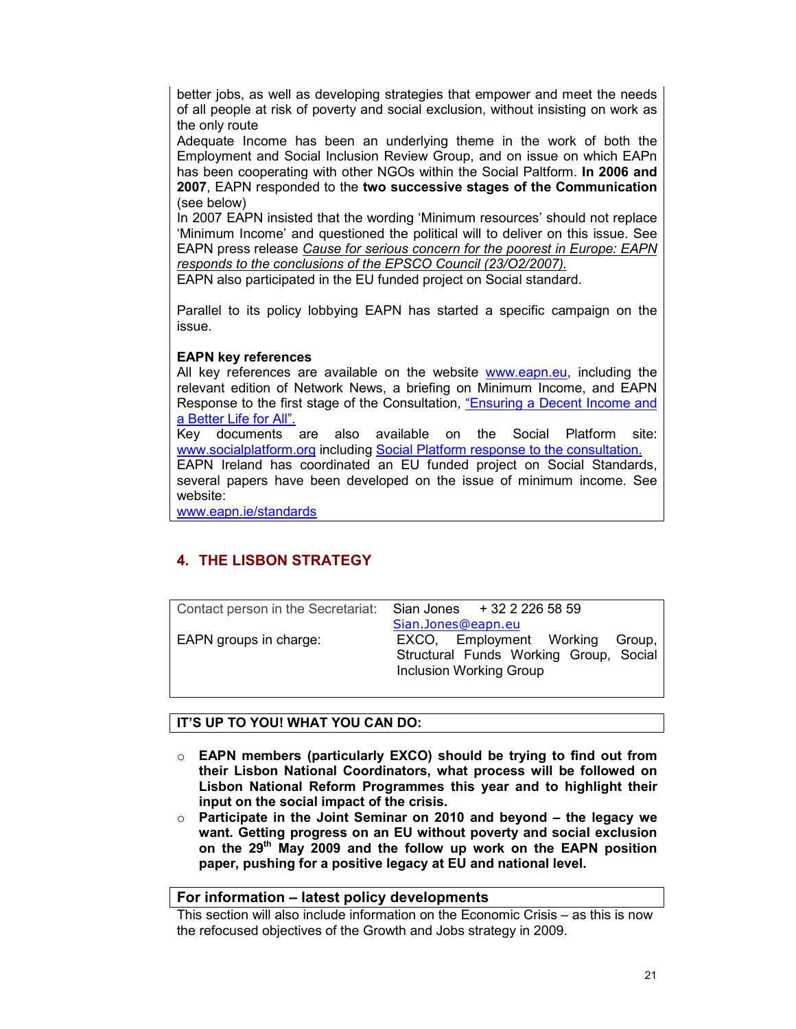better jobs, as well as developing strategies that empower and meet the needs of all people at risk of poverty and social exclusion, without insisting on work as the only route

Adequate Income has been an underlying theme in the work of both the Employment and Social Inclusion Review Group, and on issue on which EAPn has been cooperating with other NGOs within the Social Paltform. **In 2006 and 2007**, EAPN responded to the **two successive stages of the Communication** (see below)

In 2007 EAPN insisted that the wording 'Minimum resources' should not replace 'Minimum Income' and questioned the political will to deliver on this issue. See EAPN press release *Cause for serious concern for the poorest in Europe: EAPN responds to the conclusions of the EPSCO Council (23/O2/2007).*

EAPN also participated in the EU funded project on Social standard.

Parallel to its policy lobbying EAPN has started a specific campaign on the issue.

**EAPN key references**

All key references are available on the website www.eapn.eu, including the relevant edition of Network News, a briefing on Minimum Income, and EAPN Response to the first stage of the Consultation, "Ensuring a Decent Income and a Better Life for All".

Key documents are also available on the Social Platform site: www.socialplatform.org including Social Platform response to the consultation.

EAPN Ireland has coordinated an EU funded project on Social Standards, several papers have been developed on the issue of minimum income. See website:

www.eapn.ie/standards

## 4. THE LISBON STRATEGY

| | |
|---|---|
| Contact person in the Secretariat: | Sian Jones + 32 2 226 58 59 Sian.Jones@eapn.eu |
| EAPN groups in charge: | EXCO, Employment Working Group, Structural Funds Working Group, Social Inclusion Working Group |

**IT'S UP TO YOU! WHAT YOU CAN DO:**

- **EAPN members (particularly EXCO) should be trying to find out from their Lisbon National Coordinators, what process will be followed on Lisbon National Reform Programmes this year and to highlight their input on the social impact of the crisis.**
- **Participate in the Joint Seminar on 2010 and beyond – the legacy we want. Getting progress on an EU without poverty and social exclusion on the 29th May 2009 and the follow up work on the EAPN position paper, pushing for a positive legacy at EU and national level.**

**For information – latest policy developments**

This section will also include information on the Economic Crisis – as this is now the refocused objectives of the Growth and Jobs strategy in 2009.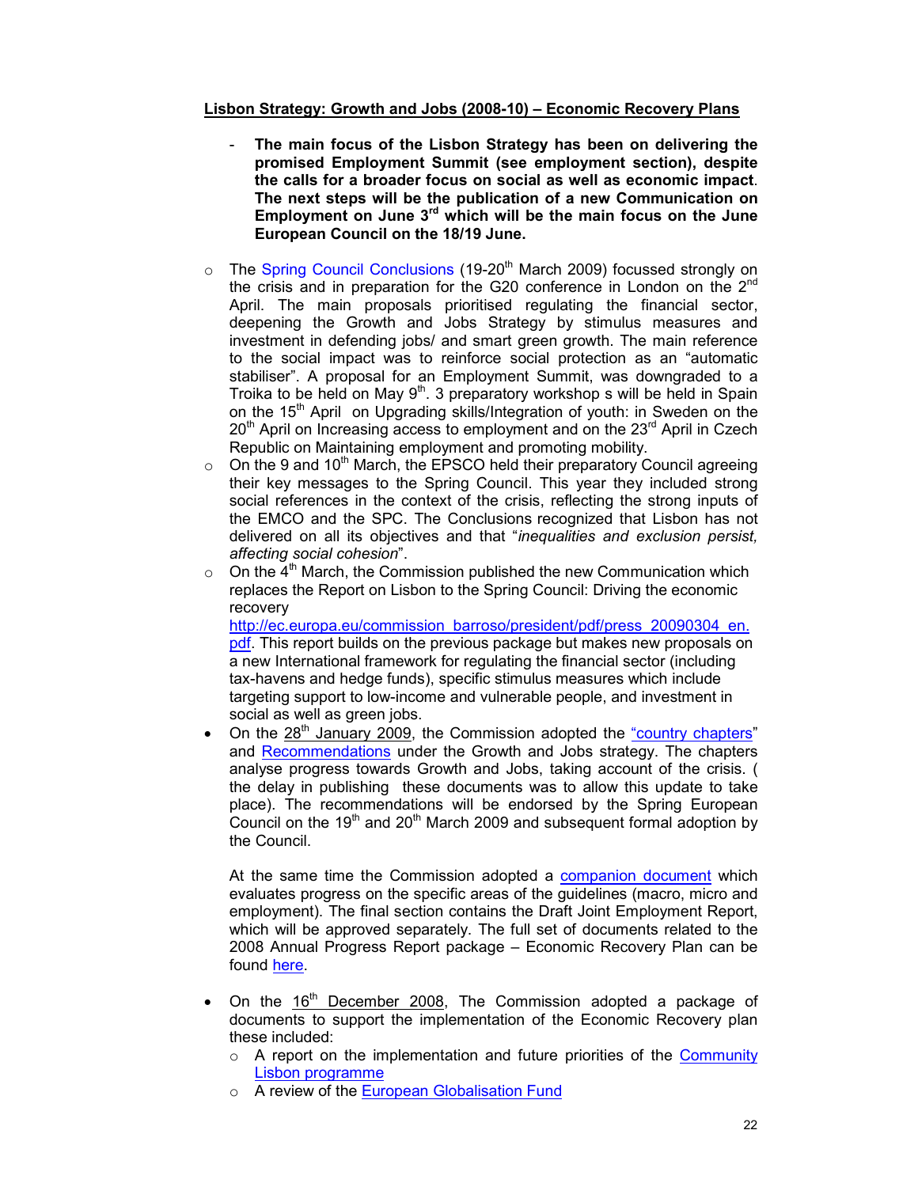**Lisbon Strategy: Growth and Jobs (2008-10) – Economic Recovery Plans**

- **The main focus of the Lisbon Strategy has been on delivering the promised Employment Summit (see employment section), despite the calls for a broader focus on social as well as economic impact. The next steps will be the publication of a new Communication on Employment on June 3rd which will be the main focus on the June European Council on the 18/19 June.**

- The Spring Council Conclusions (19-20th March 2009) focussed strongly on the crisis and in preparation for the G20 conference in London on the 2nd April. The main proposals prioritised regulating the financial sector, deepening the Growth and Jobs Strategy by stimulus measures and investment in defending jobs/ and smart green growth. The main reference to the social impact was to reinforce social protection as an "automatic stabiliser". A proposal for an Employment Summit, was downgraded to a Troika to be held on May 9th. 3 preparatory workshop s will be held in Spain on the 15th April on Upgrading skills/Integration of youth: in Sweden on the 20th April on Increasing access to employment and on the 23rd April in Czech Republic on Maintaining employment and promoting mobility.
- On the 9 and 10th March, the EPSCO held their preparatory Council agreeing their key messages to the Spring Council. This year they included strong social references in the context of the crisis, reflecting the strong inputs of the EMCO and the SPC. The Conclusions recognized that Lisbon has not delivered on all its objectives and that "*inequalities and exclusion persist, affecting social cohesion*".
- On the 4th March, the Commission published the new Communication which replaces the Report on Lisbon to the Spring Council: Driving the economic recovery http://ec.europa.eu/commission_barroso/president/pdf/press_20090304_en.pdf. This report builds on the previous package but makes new proposals on a new International framework for regulating the financial sector (including tax-havens and hedge funds), specific stimulus measures which include targeting support to low-income and vulnerable people, and investment in social as well as green jobs.

- On the 28th January 2009, the Commission adopted the "country chapters" and Recommendations under the Growth and Jobs strategy. The chapters analyse progress towards Growth and Jobs, taking account of the crisis. ( the delay in publishing these documents was to allow this update to take place). The recommendations will be endorsed by the Spring European Council on the 19th and 20th March 2009 and subsequent formal adoption by the Council.

  At the same time the Commission adopted a companion document which evaluates progress on the specific areas of the guidelines (macro, micro and employment). The final section contains the Draft Joint Employment Report, which will be approved separately. The full set of documents related to the 2008 Annual Progress Report package – Economic Recovery Plan can be found here.

- On the 16th December 2008, The Commission adopted a package of documents to support the implementation of the Economic Recovery plan these included:
  - A report on the implementation and future priorities of the Community Lisbon programme
  - A review of the European Globalisation Fund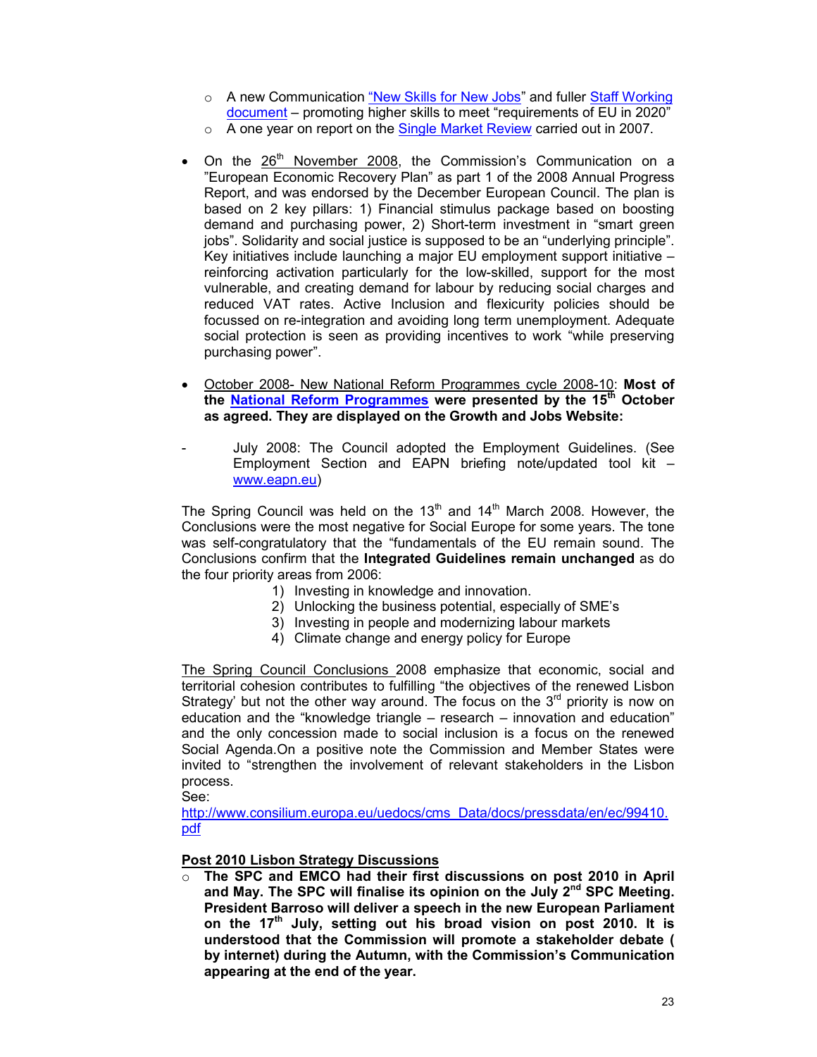- A new Communication "New Skills for New Jobs" and fuller Staff Working document – promoting higher skills to meet "requirements of EU in 2020"
  - A one year on report on the Single Market Review carried out in 2007.

- On the 26th November 2008, the Commission's Communication on a "European Economic Recovery Plan" as part 1 of the 2008 Annual Progress Report, and was endorsed by the December European Council. The plan is based on 2 key pillars: 1) Financial stimulus package based on boosting demand and purchasing power, 2) Short-term investment in "smart green jobs". Solidarity and social justice is supposed to be an "underlying principle". Key initiatives include launching a major EU employment support initiative – reinforcing activation particularly for the low-skilled, support for the most vulnerable, and creating demand for labour by reducing social charges and reduced VAT rates. Active Inclusion and flexicurity policies should be focussed on re-integration and avoiding long term unemployment. Adequate social protection is seen as providing incentives to work "while preserving purchasing power".

- October 2008- New National Reform Programmes cycle 2008-10: **Most of the National Reform Programmes were presented by the 15th October as agreed. They are displayed on the Growth and Jobs Website:**

- July 2008: The Council adopted the Employment Guidelines. (See Employment Section and EAPN briefing note/updated tool kit – www.eapn.eu)

The Spring Council was held on the 13th and 14th March 2008. However, the Conclusions were the most negative for Social Europe for some years. The tone was self-congratulatory that the "fundamentals of the EU remain sound. The Conclusions confirm that the **Integrated Guidelines remain unchanged** as do the four priority areas from 2006:

1) Investing in knowledge and innovation.
2) Unlocking the business potential, especially of SME's
3) Investing in people and modernizing labour markets
4) Climate change and energy policy for Europe

The Spring Council Conclusions 2008 emphasize that economic, social and territorial cohesion contributes to fulfilling "the objectives of the renewed Lisbon Strategy' but not the other way around. The focus on the 3rd priority is now on education and the "knowledge triangle – research – innovation and education" and the only concession made to social inclusion is a focus on the renewed Social Agenda.On a positive note the Commission and Member States were invited to "strengthen the involvement of relevant stakeholders in the Lisbon process.
See:
http://www.consilium.europa.eu/uedocs/cms_Data/docs/pressdata/en/ec/99410.pdf

**Post 2010 Lisbon Strategy Discussions**

- **The SPC and EMCO had their first discussions on post 2010 in April and May. The SPC will finalise its opinion on the July 2nd SPC Meeting. President Barroso will deliver a speech in the new European Parliament on the 17th July, setting out his broad vision on post 2010. It is understood that the Commission will promote a stakeholder debate ( by internet) during the Autumn, with the Commission's Communication appearing at the end of the year.**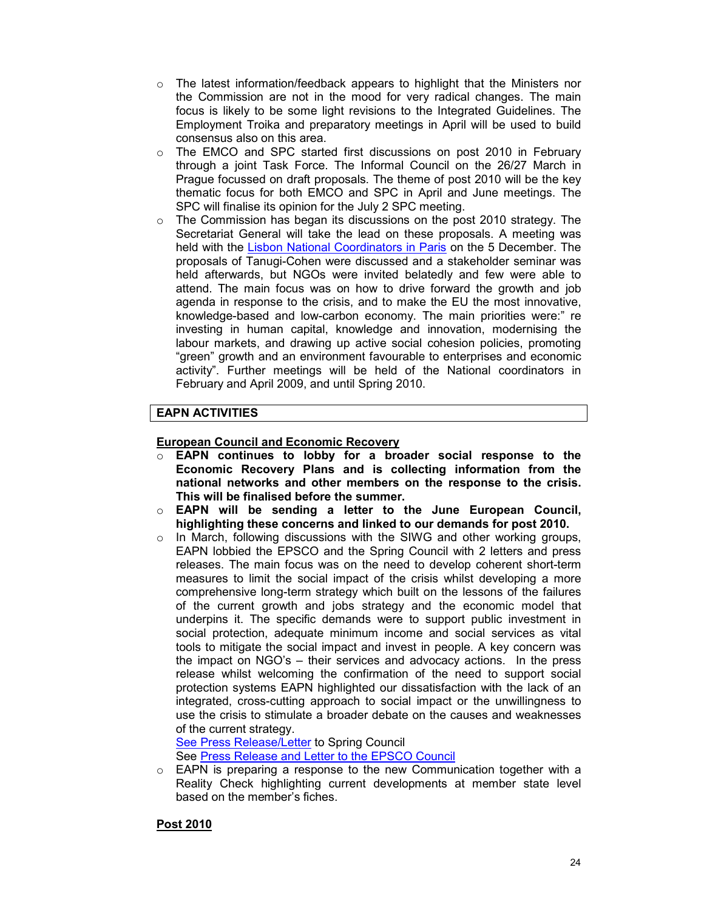- The latest information/feedback appears to highlight that the Ministers nor the Commission are not in the mood for very radical changes. The main focus is likely to be some light revisions to the Integrated Guidelines. The Employment Troika and preparatory meetings in April will be used to build consensus also on this area.
- The EMCO and SPC started first discussions on post 2010 in February through a joint Task Force. The Informal Council on the 26/27 March in Prague focussed on draft proposals. The theme of post 2010 will be the key thematic focus for both EMCO and SPC in April and June meetings. The SPC will finalise its opinion for the July 2 SPC meeting.
- The Commission has began its discussions on the post 2010 strategy. The Secretariat General will take the lead on these proposals. A meeting was held with the Lisbon National Coordinators in Paris on the 5 December. The proposals of Tanugi-Cohen were discussed and a stakeholder seminar was held afterwards, but NGOs were invited belatedly and few were able to attend. The main focus was on how to drive forward the growth and job agenda in response to the crisis, and to make the EU the most innovative, knowledge-based and low-carbon economy. The main priorities were:" re investing in human capital, knowledge and innovation, modernising the labour markets, and drawing up active social cohesion policies, promoting "green" growth and an environment favourable to enterprises and economic activity". Further meetings will be held of the National coordinators in February and April 2009, and until Spring 2010.

## EAPN ACTIVITIES

**European Council and Economic Recovery**

- **EAPN continues to lobby for a broader social response to the Economic Recovery Plans and is collecting information from the national networks and other members on the response to the crisis. This will be finalised before the summer.**
- **EAPN will be sending a letter to the June European Council, highlighting these concerns and linked to our demands for post 2010.**
- In March, following discussions with the SIWG and other working groups, EAPN lobbied the EPSCO and the Spring Council with 2 letters and press releases. The main focus was on the need to develop coherent short-term measures to limit the social impact of the crisis whilst developing a more comprehensive long-term strategy which built on the lessons of the failures of the current growth and jobs strategy and the economic model that underpins it. The specific demands were to support public investment in social protection, adequate minimum income and social services as vital tools to mitigate the social impact and invest in people. A key concern was the impact on NGO's – their services and advocacy actions. In the press release whilst welcoming the confirmation of the need to support social protection systems EAPN highlighted our dissatisfaction with the lack of an integrated, cross-cutting approach to social impact or the unwillingness to use the crisis to stimulate a broader debate on the causes and weaknesses of the current strategy.

  See Press Release/Letter to Spring Council

  See Press Release and Letter to the EPSCO Council
- EAPN is preparing a response to the new Communication together with a Reality Check highlighting current developments at member state level based on the member's fiches.

**Post 2010**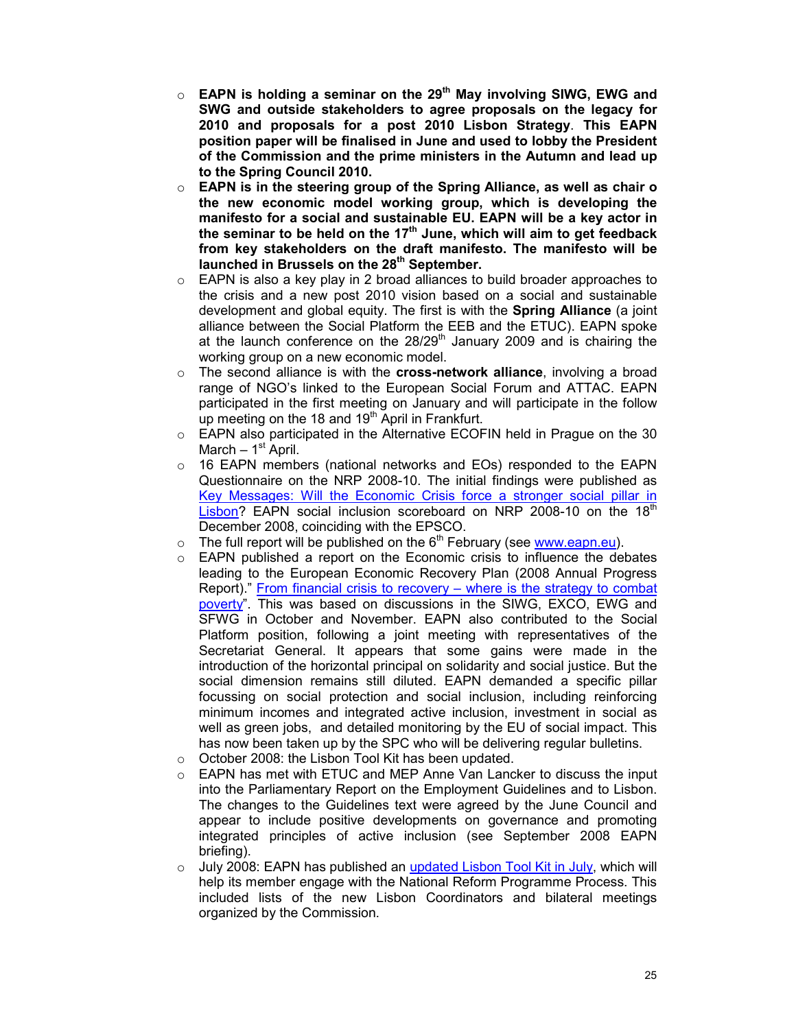- **EAPN is holding a seminar on the 29th May involving SIWG, EWG and SWG and outside stakeholders to agree proposals on the legacy for 2010 and proposals for a post 2010 Lisbon Strategy**. **This EAPN position paper will be finalised in June and used to lobby the President of the Commission and the prime ministers in the Autumn and lead up to the Spring Council 2010.**
- **EAPN is in the steering group of the Spring Alliance, as well as chair o the new economic model working group, which is developing the manifesto for a social and sustainable EU. EAPN will be a key actor in the seminar to be held on the 17th June, which will aim to get feedback from key stakeholders on the draft manifesto. The manifesto will be launched in Brussels on the 28th September.**
- EAPN is also a key play in 2 broad alliances to build broader approaches to the crisis and a new post 2010 vision based on a social and sustainable development and global equity. The first is with the **Spring Alliance** (a joint alliance between the Social Platform the EEB and the ETUC). EAPN spoke at the launch conference on the 28/29th January 2009 and is chairing the working group on a new economic model.
- The second alliance is with the **cross-network alliance**, involving a broad range of NGO's linked to the European Social Forum and ATTAC. EAPN participated in the first meeting on January and will participate in the follow up meeting on the 18 and 19th April in Frankfurt.
- EAPN also participated in the Alternative ECOFIN held in Prague on the 30 March – 1st April.
- 16 EAPN members (national networks and EOs) responded to the EAPN Questionnaire on the NRP 2008-10. The initial findings were published as [Key Messages: Will the Economic Crisis force a stronger social pillar in Lisbon]? EAPN social inclusion scoreboard on NRP 2008-10 on the 18th December 2008, coinciding with the EPSCO.
- The full report will be published on the 6th February (see [www.eapn.eu]).
- EAPN published a report on the Economic crisis to influence the debates leading to the European Economic Recovery Plan (2008 Annual Progress Report)." [From financial crisis to recovery – where is the strategy to combat poverty]". This was based on discussions in the SIWG, EXCO, EWG and SFWG in October and November. EAPN also contributed to the Social Platform position, following a joint meeting with representatives of the Secretariat General. It appears that some gains were made in the introduction of the horizontal principal on solidarity and social justice. But the social dimension remains still diluted. EAPN demanded a specific pillar focussing on social protection and social inclusion, including reinforcing minimum incomes and integrated active inclusion, investment in social as well as green jobs, and detailed monitoring by the EU of social impact. This has now been taken up by the SPC who will be delivering regular bulletins.
- October 2008: the Lisbon Tool Kit has been updated.
- EAPN has met with ETUC and MEP Anne Van Lancker to discuss the input into the Parliamentary Report on the Employment Guidelines and to Lisbon. The changes to the Guidelines text were agreed by the June Council and appear to include positive developments on governance and promoting integrated principles of active inclusion (see September 2008 EAPN briefing).
- July 2008: EAPN has published an [updated Lisbon Tool Kit in July], which will help its member engage with the National Reform Programme Process. This included lists of the new Lisbon Coordinators and bilateral meetings organized by the Commission.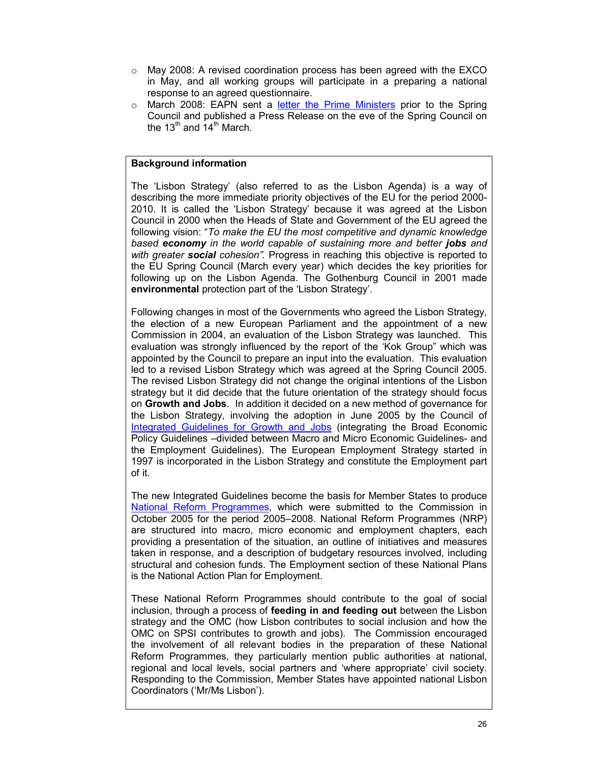- May 2008: A revised coordination process has been agreed with the EXCO in May, and all working groups will participate in a preparing a national response to an agreed questionnaire.
- March 2008: EAPN sent a letter the Prime Ministers prior to the Spring Council and published a Press Release on the eve of the Spring Council on the 13th and 14th March.

**Background information**

The 'Lisbon Strategy' (also referred to as the Lisbon Agenda) is a way of describing the more immediate priority objectives of the EU for the period 2000-2010. It is called the 'Lisbon Strategy' because it was agreed at the Lisbon Council in 2000 when the Heads of State and Government of the EU agreed the following vision: "*To make the EU the most competitive and dynamic knowledge based **economy** in the world capable of sustaining more and better **jobs** and with greater **social** cohesion".* Progress in reaching this objective is reported to the EU Spring Council (March every year) which decides the key priorities for following up on the Lisbon Agenda. The Gothenburg Council in 2001 made **environmental** protection part of the 'Lisbon Strategy'.

Following changes in most of the Governments who agreed the Lisbon Strategy, the election of a new European Parliament and the appointment of a new Commission in 2004, an evaluation of the Lisbon Strategy was launched. This evaluation was strongly influenced by the report of the 'Kok Group" which was appointed by the Council to prepare an input into the evaluation. This evaluation led to a revised Lisbon Strategy which was agreed at the Spring Council 2005. The revised Lisbon Strategy did not change the original intentions of the Lisbon strategy but it did decide that the future orientation of the strategy should focus on **Growth and Jobs**. In addition it decided on a new method of governance for the Lisbon Strategy, involving the adoption in June 2005 by the Council of Integrated Guidelines for Growth and Jobs (integrating the Broad Economic Policy Guidelines –divided between Macro and Micro Economic Guidelines- and the Employment Guidelines). The European Employment Strategy started in 1997 is incorporated in the Lisbon Strategy and constitute the Employment part of it.

The new Integrated Guidelines become the basis for Member States to produce National Reform Programmes, which were submitted to the Commission in October 2005 for the period 2005–2008. National Reform Programmes (NRP) are structured into macro, micro economic and employment chapters, each providing a presentation of the situation, an outline of initiatives and measures taken in response, and a description of budgetary resources involved, including structural and cohesion funds. The Employment section of these National Plans is the National Action Plan for Employment.

These National Reform Programmes should contribute to the goal of social inclusion, through a process of **feeding in and feeding out** between the Lisbon strategy and the OMC (how Lisbon contributes to social inclusion and how the OMC on SPSI contributes to growth and jobs). The Commission encouraged the involvement of all relevant bodies in the preparation of these National Reform Programmes, they particularly mention public authorities at national, regional and local levels, social partners and 'where appropriate' civil society. Responding to the Commission, Member States have appointed national Lisbon Coordinators ('Mr/Ms Lisbon').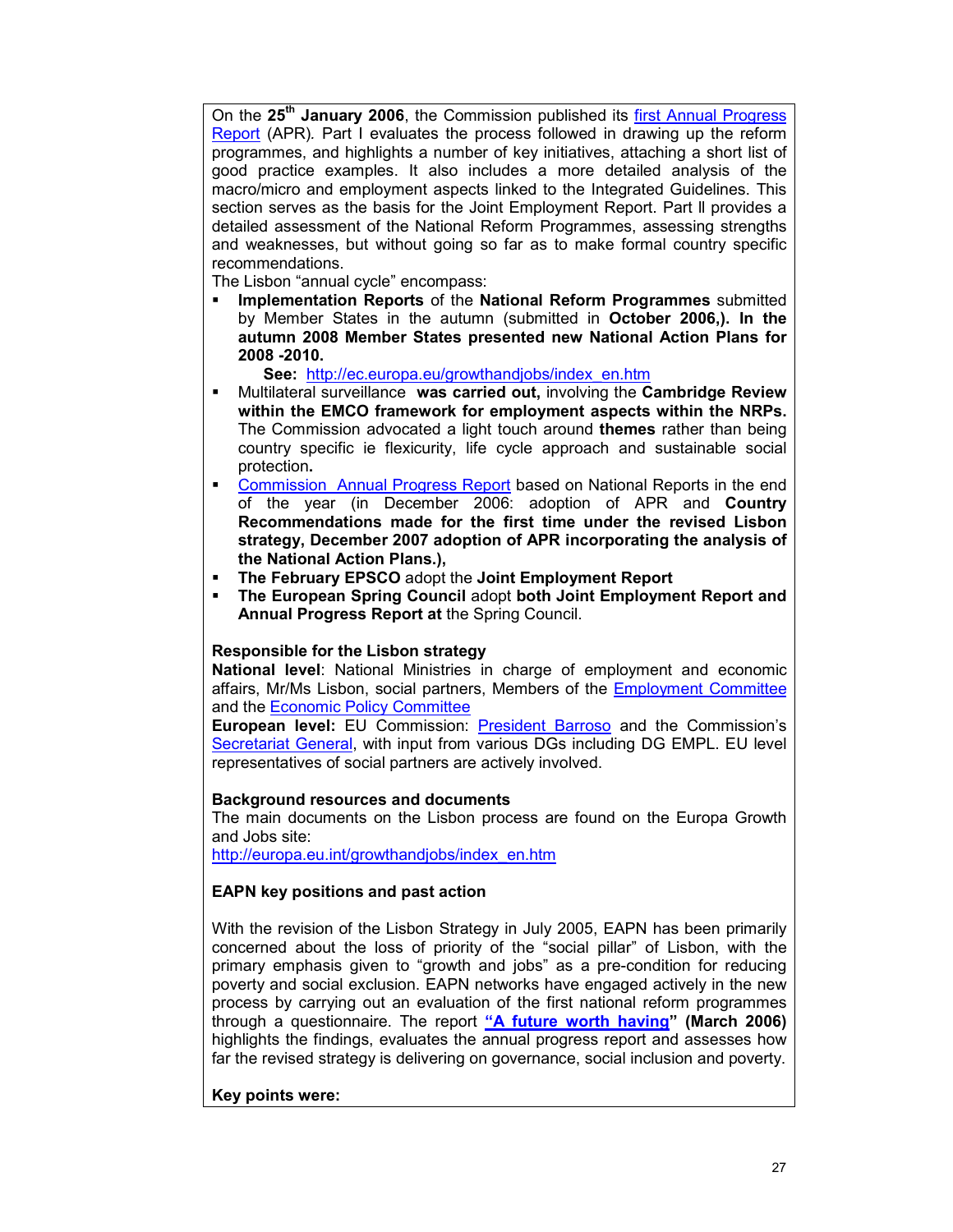On the **25th January 2006**, the Commission published its first Annual Progress Report (APR). Part I evaluates the process followed in drawing up the reform programmes, and highlights a number of key initiatives, attaching a short list of good practice examples. It also includes a more detailed analysis of the macro/micro and employment aspects linked to the Integrated Guidelines. This section serves as the basis for the Joint Employment Report. Part II provides a detailed assessment of the National Reform Programmes, assessing strengths and weaknesses, but without going so far as to make formal country specific recommendations.

The Lisbon "annual cycle" encompass:

- **Implementation Reports** of the **National Reform Programmes** submitted by Member States in the autumn (submitted in **October 2006,). In the autumn 2008 Member States presented new National Action Plans for 2008 -2010.**
  **See:** http://ec.europa.eu/growthandjobs/index_en.htm
- Multilateral surveillance **was carried out,** involving the **Cambridge Review within the EMCO framework for employment aspects within the NRPs.** The Commission advocated a light touch around **themes** rather than being country specific ie flexicurity, life cycle approach and sustainable social protection**.**
- Commission Annual Progress Report based on National Reports in the end of the year (in December 2006: adoption of APR and **Country Recommendations made for the first time under the revised Lisbon strategy, December 2007 adoption of APR incorporating the analysis of the National Action Plans.),**
- **The February EPSCO** adopt the **Joint Employment Report**
- **The European Spring Council** adopt **both Joint Employment Report and Annual Progress Report at** the Spring Council.

**Responsible for the Lisbon strategy**

**National level**: National Ministries in charge of employment and economic affairs, Mr/Ms Lisbon, social partners, Members of the Employment Committee and the Economic Policy Committee

**European level:** EU Commission: President Barroso and the Commission's Secretariat General, with input from various DGs including DG EMPL. EU level representatives of social partners are actively involved.

**Background resources and documents**

The main documents on the Lisbon process are found on the Europa Growth and Jobs site:
http://europa.eu.int/growthandjobs/index_en.htm

**EAPN key positions and past action**

With the revision of the Lisbon Strategy in July 2005, EAPN has been primarily concerned about the loss of priority of the "social pillar" of Lisbon, with the primary emphasis given to "growth and jobs" as a pre-condition for reducing poverty and social exclusion. EAPN networks have engaged actively in the new process by carrying out an evaluation of the first national reform programmes through a questionnaire. The report **"A future worth having" (March 2006)** highlights the findings, evaluates the annual progress report and assesses how far the revised strategy is delivering on governance, social inclusion and poverty.

**Key points were:**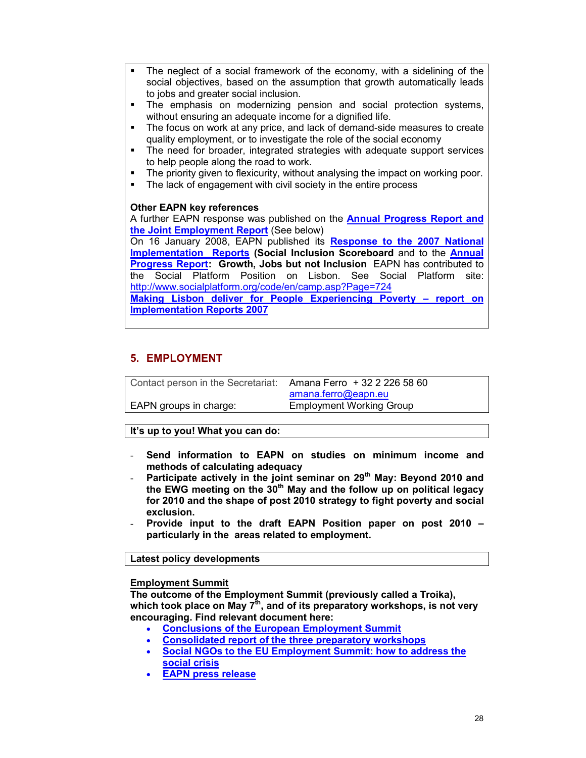- The neglect of a social framework of the economy, with a sidelining of the social objectives, based on the assumption that growth automatically leads to jobs and greater social inclusion.
- The emphasis on modernizing pension and social protection systems, without ensuring an adequate income for a dignified life.
- The focus on work at any price, and lack of demand-side measures to create quality employment, or to investigate the role of the social economy
- The need for broader, integrated strategies with adequate support services to help people along the road to work.
- The priority given to flexicurity, without analysing the impact on working poor.
- The lack of engagement with civil society in the entire process

**Other EAPN key references**

A further EAPN response was published on the **Annual Progress Report and the Joint Employment Report** (See below)

On 16 January 2008, EAPN published its **Response to the 2007 National Implementation Reports (Social Inclusion Scoreboard** and to the **Annual Progress Report: Growth, Jobs but not Inclusion** EAPN has contributed to the Social Platform Position on Lisbon. See Social Platform site: http://www.socialplatform.org/code/en/camp.asp?Page=724

**Making Lisbon deliver for People Experiencing Poverty – report on Implementation Reports 2007**

## 5. EMPLOYMENT

| Contact person in the Secretariat: | Amana Ferro + 32 2 226 58 60 amana.ferro@eapn.eu |
|---|---|
| EAPN groups in charge: | Employment Working Group |

**It's up to you! What you can do:**

- **Send information to EAPN on studies on minimum income and methods of calculating adequacy**
- **Participate actively in the joint seminar on 29th May: Beyond 2010 and the EWG meeting on the 30th May and the follow up on political legacy for 2010 and the shape of post 2010 strategy to fight poverty and social exclusion.**
- **Provide input to the draft EAPN Position paper on post 2010 – particularly in the areas related to employment.**

**Latest policy developments**

**Employment Summit**

**The outcome of the Employment Summit (previously called a Troika), which took place on May 7th, and of its preparatory workshops, is not very encouraging. Find relevant document here:**

- **Conclusions of the European Employment Summit**
- **Consolidated report of the three preparatory workshops**
- **Social NGOs to the EU Employment Summit: how to address the social crisis**
- **EAPN press release**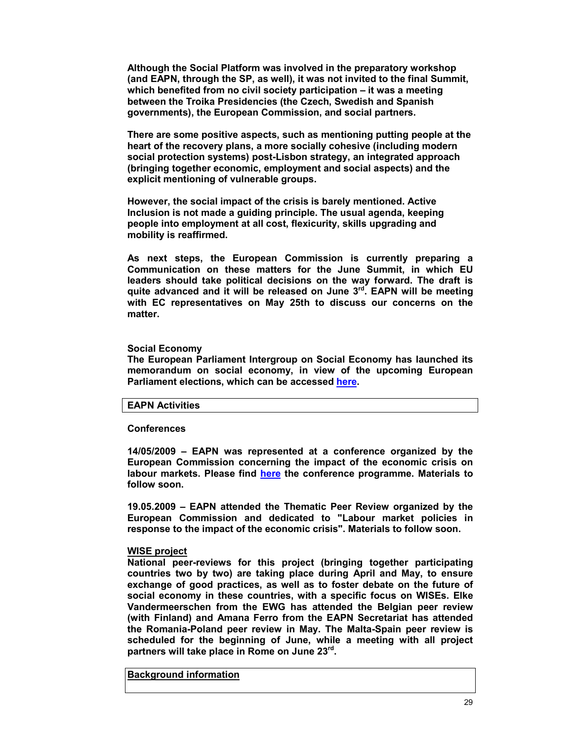**Although the Social Platform was involved in the preparatory workshop (and EAPN, through the SP, as well), it was not invited to the final Summit, which benefited from no civil society participation – it was a meeting between the Troika Presidencies (the Czech, Swedish and Spanish governments), the European Commission, and social partners.**

**There are some positive aspects, such as mentioning putting people at the heart of the recovery plans, a more socially cohesive (including modern social protection systems) post-Lisbon strategy, an integrated approach (bringing together economic, employment and social aspects) and the explicit mentioning of vulnerable groups.**

**However, the social impact of the crisis is barely mentioned. Active Inclusion is not made a guiding principle. The usual agenda, keeping people into employment at all cost, flexicurity, skills upgrading and mobility is reaffirmed.**

**As next steps, the European Commission is currently preparing a Communication on these matters for the June Summit, in which EU leaders should take political decisions on the way forward. The draft is quite advanced and it will be released on June 3rd. EAPN will be meeting with EC representatives on May 25th to discuss our concerns on the matter.**

**Social Economy**

**The European Parliament Intergroup on Social Economy has launched its memorandum on social economy, in view of the upcoming European Parliament elections, which can be accessed here.**

## EAPN Activities

**Conferences**

**14/05/2009 – EAPN was represented at a conference organized by the European Commission concerning the impact of the economic crisis on labour markets. Please find here the conference programme. Materials to follow soon.**

**19.05.2009 – EAPN attended the Thematic Peer Review organized by the European Commission and dedicated to "Labour market policies in response to the impact of the economic crisis". Materials to follow soon.**

**WISE project**

**National peer-reviews for this project (bringing together participating countries two by two) are taking place during April and May, to ensure exchange of good practices, as well as to foster debate on the future of social economy in these countries, with a specific focus on WISEs. Elke Vandermeerschen from the EWG has attended the Belgian peer review (with Finland) and Amana Ferro from the EAPN Secretariat has attended the Romania-Poland peer review in May. The Malta-Spain peer review is scheduled for the beginning of June, while a meeting with all project partners will take place in Rome on June 23rd.**

## Background information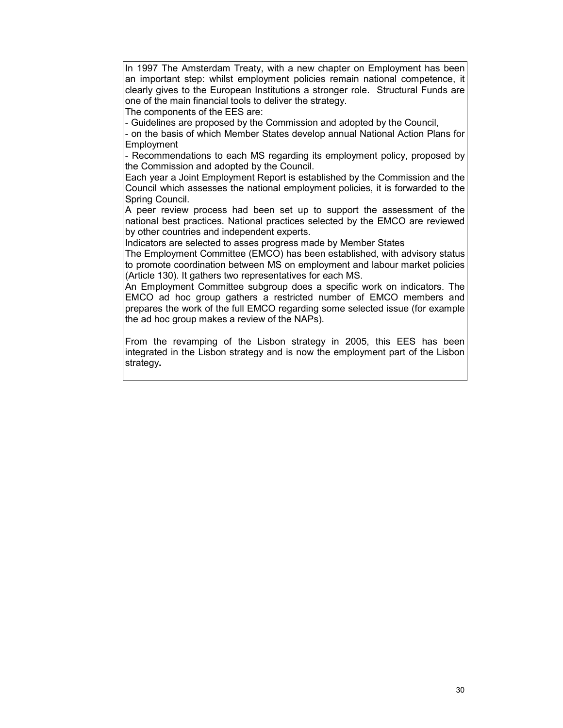In 1997 The Amsterdam Treaty, with a new chapter on Employment has been an important step: whilst employment policies remain national competence, it clearly gives to the European Institutions a stronger role. Structural Funds are one of the main financial tools to deliver the strategy.

The components of the EES are:

- Guidelines are proposed by the Commission and adopted by the Council,
- on the basis of which Member States develop annual National Action Plans for Employment
- Recommendations to each MS regarding its employment policy, proposed by the Commission and adopted by the Council.

Each year a Joint Employment Report is established by the Commission and the Council which assesses the national employment policies, it is forwarded to the Spring Council.

A peer review process had been set up to support the assessment of the national best practices. National practices selected by the EMCO are reviewed by other countries and independent experts.

Indicators are selected to asses progress made by Member States

The Employment Committee (EMCO) has been established, with advisory status to promote coordination between MS on employment and labour market policies (Article 130). It gathers two representatives for each MS.

An Employment Committee subgroup does a specific work on indicators. The EMCO ad hoc group gathers a restricted number of EMCO members and prepares the work of the full EMCO regarding some selected issue (for example the ad hoc group makes a review of the NAPs).

From the revamping of the Lisbon strategy in 2005, this EES has been integrated in the Lisbon strategy and is now the employment part of the Lisbon strategy**.**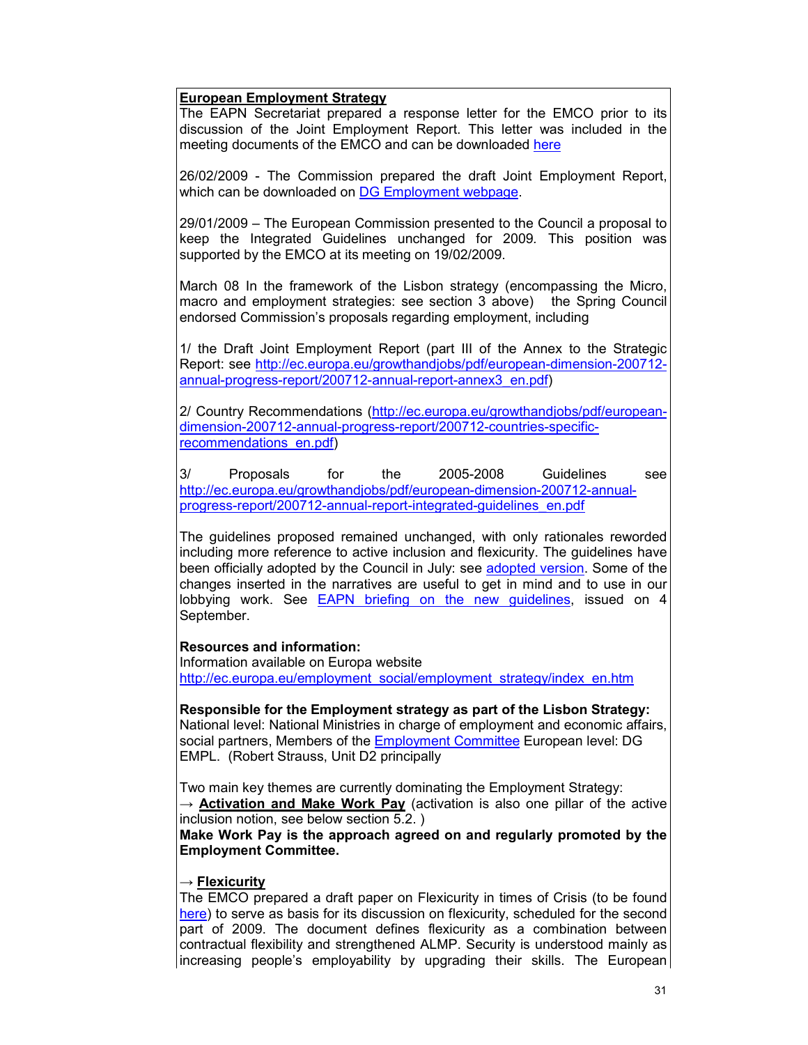**European Employment Strategy**

The EAPN Secretariat prepared a response letter for the EMCO prior to its discussion of the Joint Employment Report. This letter was included in the meeting documents of the EMCO and can be downloaded here

26/02/2009 - The Commission prepared the draft Joint Employment Report, which can be downloaded on DG Employment webpage.

29/01/2009 – The European Commission presented to the Council a proposal to keep the Integrated Guidelines unchanged for 2009. This position was supported by the EMCO at its meeting on 19/02/2009.

March 08 In the framework of the Lisbon strategy (encompassing the Micro, macro and employment strategies: see section 3 above) the Spring Council endorsed Commission's proposals regarding employment, including

1/ the Draft Joint Employment Report (part III of the Annex to the Strategic Report: see http://ec.europa.eu/growthandjobs/pdf/european-dimension-200712-annual-progress-report/200712-annual-report-annex3_en.pdf)

2/ Country Recommendations (http://ec.europa.eu/growthandjobs/pdf/european-dimension-200712-annual-progress-report/200712-countries-specific-recommendations_en.pdf)

3/ Proposals for the 2005-2008 Guidelines see http://ec.europa.eu/growthandjobs/pdf/european-dimension-200712-annual-progress-report/200712-annual-report-integrated-guidelines_en.pdf

The guidelines proposed remained unchanged, with only rationales reworded including more reference to active inclusion and flexicurity. The guidelines have been officially adopted by the Council in July: see adopted version. Some of the changes inserted in the narratives are useful to get in mind and to use in our lobbying work. See EAPN briefing on the new guidelines, issued on 4 September.

**Resources and information:**
Information available on Europa website
http://ec.europa.eu/employment_social/employment_strategy/index_en.htm

**Responsible for the Employment strategy as part of the Lisbon Strategy:**
National level: National Ministries in charge of employment and economic affairs, social partners, Members of the Employment Committee European level: DG EMPL. (Robert Strauss, Unit D2 principally

Two main key themes are currently dominating the Employment Strategy:
→ **Activation and Make Work Pay** (activation is also one pillar of the active inclusion notion, see below section 5.2. )
**Make Work Pay is the approach agreed on and regularly promoted by the Employment Committee.**

→ **Flexicurity**
The EMCO prepared a draft paper on Flexicurity in times of Crisis (to be found here) to serve as basis for its discussion on flexicurity, scheduled for the second part of 2009. The document defines flexicurity as a combination between contractual flexibility and strengthened ALMP. Security is understood mainly as increasing people's employability by upgrading their skills. The European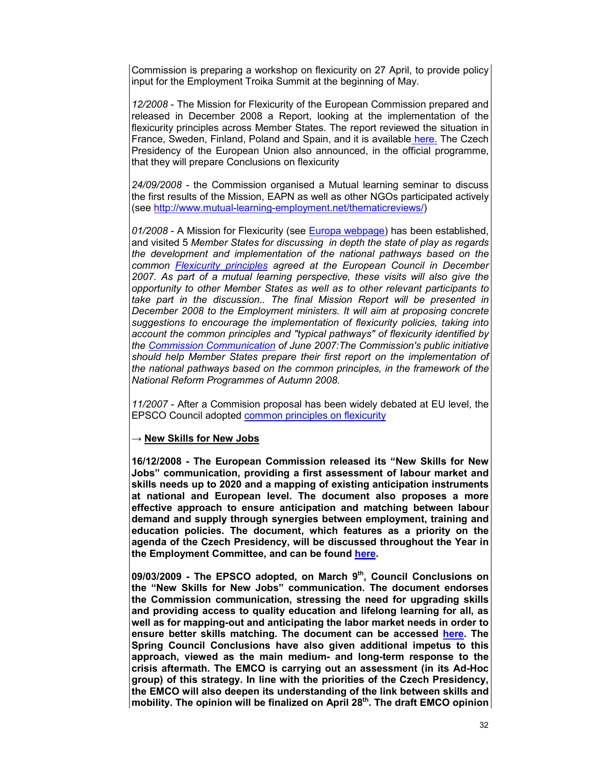Commission is preparing a workshop on flexicurity on 27 April, to provide policy input for the Employment Troika Summit at the beginning of May.

*12/2008* - The Mission for Flexicurity of the European Commission prepared and released in December 2008 a Report, looking at the implementation of the flexicurity principles across Member States. The report reviewed the situation in France, Sweden, Finland, Poland and Spain, and it is available here. The Czech Presidency of the European Union also announced, in the official programme, that they will prepare Conclusions on flexicurity

*24/09/2008* - the Commission organised a Mutual learning seminar to discuss the first results of the Mission, EAPN as well as other NGOs participated actively (see http://www.mutual-learning-employment.net/thematicreviews/)

*01/2008* - A Mission for Flexicurity (see Europa webpage) has been established, and visited 5 *Member States for discussing in depth the state of play as regards the development and implementation of the national pathways based on the common Flexicurity principles agreed at the European Council in December 2007. As part of a mutual learning perspective, these visits will also give the opportunity to other Member States as well as to other relevant participants to take part in the discussion.. The final Mission Report will be presented in December 2008 to the Employment ministers. It will aim at proposing concrete suggestions to encourage the implementation of flexicurity policies, taking into account the common principles and "typical pathways" of flexicurity identified by the Commission Communication of June 2007:The Commission's public initiative should help Member States prepare their first report on the implementation of the national pathways based on the common principles, in the framework of the National Reform Programmes of Autumn 2008.*

*11/2007* - After a Commision proposal has been widely debated at EU level, the EPSCO Council adopted common principles on flexicurity

→ **New Skills for New Jobs**

**16/12/2008 - The European Commission released its "New Skills for New Jobs" communication, providing a first assessment of labour market and skills needs up to 2020 and a mapping of existing anticipation instruments at national and European level. The document also proposes a more effective approach to ensure anticipation and matching between labour demand and supply through synergies between employment, training and education policies. The document, which features as a priority on the agenda of the Czech Presidency, will be discussed throughout the Year in the Employment Committee, and can be found here.**

**09/03/2009 - The EPSCO adopted, on March 9th, Council Conclusions on the "New Skills for New Jobs" communication. The document endorses the Commission communication, stressing the need for upgrading skills and providing access to quality education and lifelong learning for all, as well as for mapping-out and anticipating the labor market needs in order to ensure better skills matching. The document can be accessed here. The Spring Council Conclusions have also given additional impetus to this approach, viewed as the main medium- and long-term response to the crisis aftermath. The EMCO is carrying out an assessment (in its Ad-Hoc group) of this strategy. In line with the priorities of the Czech Presidency, the EMCO will also deepen its understanding of the link between skills and mobility. The opinion will be finalized on April 28th. The draft EMCO opinion**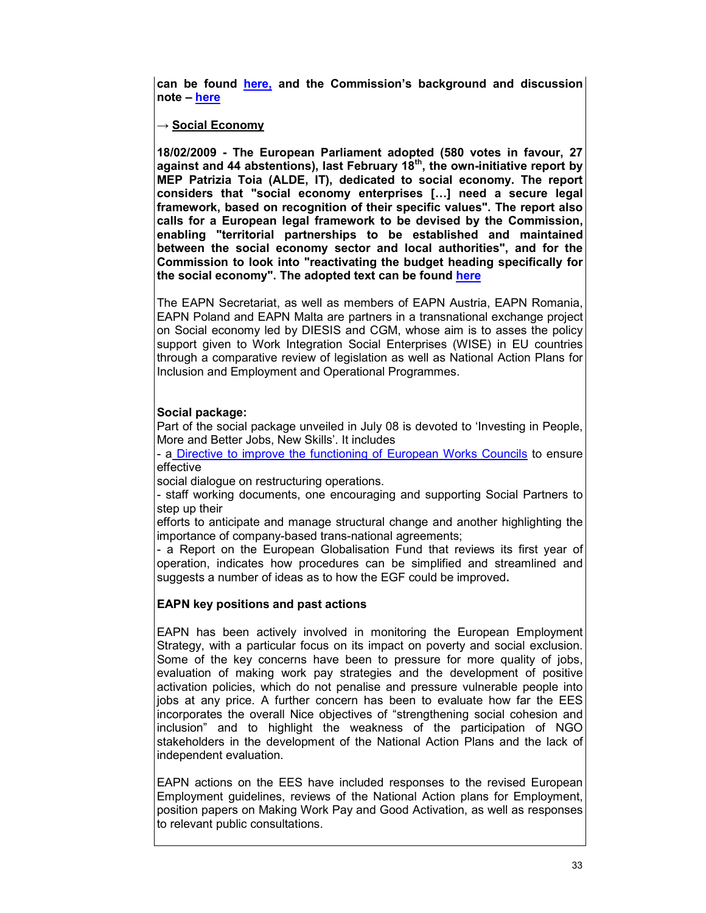**can be found here, and the Commission's background and discussion note – here**

→ **Social Economy**

**18/02/2009 - The European Parliament adopted (580 votes in favour, 27 against and 44 abstentions), last February 18th, the own-initiative report by MEP Patrizia Toia (ALDE, IT), dedicated to social economy. The report considers that "social economy enterprises […] need a secure legal framework, based on recognition of their specific values". The report also calls for a European legal framework to be devised by the Commission, enabling "territorial partnerships to be established and maintained between the social economy sector and local authorities", and for the Commission to look into "reactivating the budget heading specifically for the social economy". The adopted text can be found here**

The EAPN Secretariat, as well as members of EAPN Austria, EAPN Romania, EAPN Poland and EAPN Malta are partners in a transnational exchange project on Social economy led by DIESIS and CGM, whose aim is to asses the policy support given to Work Integration Social Enterprises (WISE) in EU countries through a comparative review of legislation as well as National Action Plans for Inclusion and Employment and Operational Programmes.

**Social package:**

Part of the social package unveiled in July 08 is devoted to 'Investing in People, More and Better Jobs, New Skills'. It includes

- a Directive to improve the functioning of European Works Councils to ensure effective social dialogue on restructuring operations.
- staff working documents, one encouraging and supporting Social Partners to step up their efforts to anticipate and manage structural change and another highlighting the importance of company-based trans-national agreements;
- a Report on the European Globalisation Fund that reviews its first year of operation, indicates how procedures can be simplified and streamlined and suggests a number of ideas as to how the EGF could be improved**.**

**EAPN key positions and past actions**

EAPN has been actively involved in monitoring the European Employment Strategy, with a particular focus on its impact on poverty and social exclusion. Some of the key concerns have been to pressure for more quality of jobs, evaluation of making work pay strategies and the development of positive activation policies, which do not penalise and pressure vulnerable people into jobs at any price. A further concern has been to evaluate how far the EES incorporates the overall Nice objectives of "strengthening social cohesion and inclusion" and to highlight the weakness of the participation of NGO stakeholders in the development of the National Action Plans and the lack of independent evaluation.

EAPN actions on the EES have included responses to the revised European Employment guidelines, reviews of the National Action plans for Employment, position papers on Making Work Pay and Good Activation, as well as responses to relevant public consultations.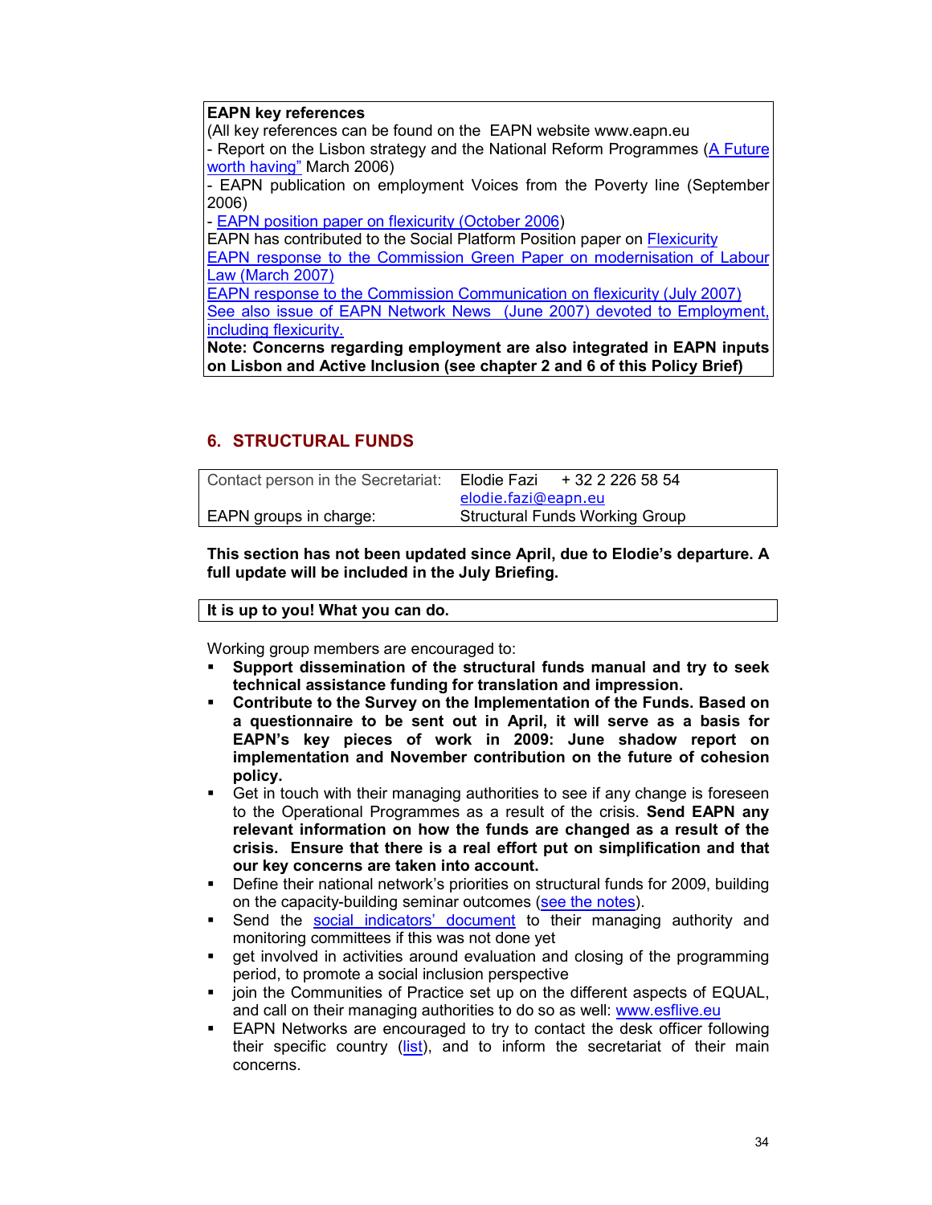**EAPN key references**

(All key references can be found on the EAPN website www.eapn.eu

- Report on the Lisbon strategy and the National Reform Programmes (A Future worth having" March 2006)
- EAPN publication on employment Voices from the Poverty line (September 2006)
- EAPN position paper on flexicurity (October 2006)

EAPN has contributed to the Social Platform Position paper on Flexicurity

EAPN response to the Commission Green Paper on modernisation of Labour Law (March 2007)

EAPN response to the Commission Communication on flexicurity (July 2007)

See also issue of EAPN Network News (June 2007) devoted to Employment, including flexicurity.

**Note: Concerns regarding employment are also integrated in EAPN inputs on Lisbon and Active Inclusion (see chapter 2 and 6 of this Policy Brief)**

## 6. STRUCTURAL FUNDS

| Contact person in the Secretariat: | Elodie Fazi + 32 2 226 58 54 elodie.fazi@eapn.eu |
|---|---|
| EAPN groups in charge: | Structural Funds Working Group |

**This section has not been updated since April, due to Elodie's departure. A full update will be included in the July Briefing.**

**It is up to you! What you can do.**

Working group members are encouraged to:

- **Support dissemination of the structural funds manual and try to seek technical assistance funding for translation and impression.**
- **Contribute to the Survey on the Implementation of the Funds. Based on a questionnaire to be sent out in April, it will serve as a basis for EAPN's key pieces of work in 2009: June shadow report on implementation and November contribution on the future of cohesion policy.**
- Get in touch with their managing authorities to see if any change is foreseen to the Operational Programmes as a result of the crisis. **Send EAPN any relevant information on how the funds are changed as a result of the crisis. Ensure that there is a real effort put on simplification and that our key concerns are taken into account.**
- Define their national network's priorities on structural funds for 2009, building on the capacity-building seminar outcomes (see the notes).
- Send the social indicators' document to their managing authority and monitoring committees if this was not done yet
- get involved in activities around evaluation and closing of the programming period, to promote a social inclusion perspective
- join the Communities of Practice set up on the different aspects of EQUAL, and call on their managing authorities to do so as well: www.esflive.eu
- EAPN Networks are encouraged to try to contact the desk officer following their specific country (list), and to inform the secretariat of their main concerns.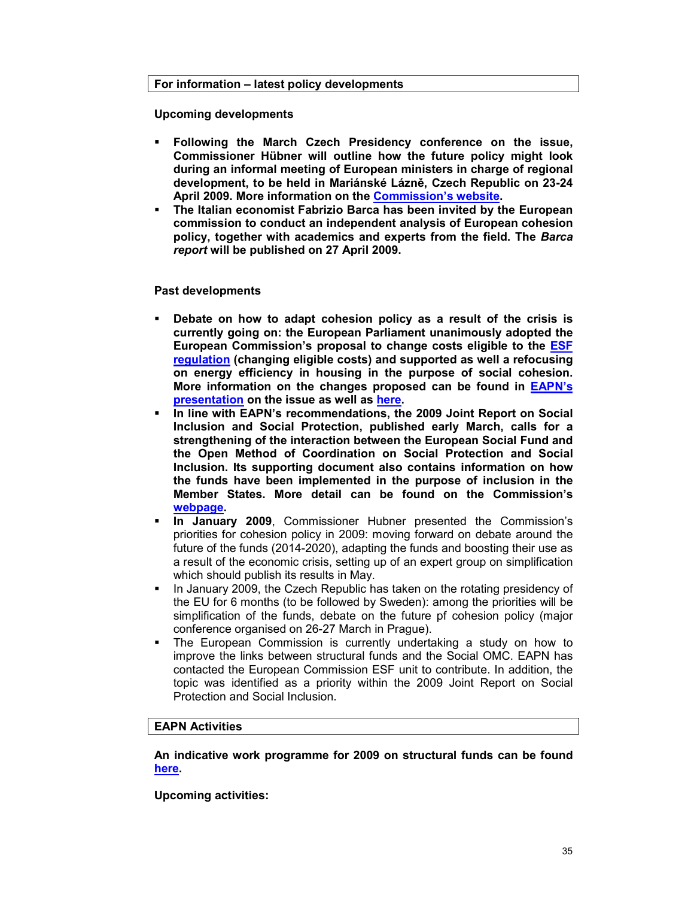**For information – latest policy developments**

**Upcoming developments**

- **Following the March Czech Presidency conference on the issue, Commissioner Hübner will outline how the future policy might look during an informal meeting of European ministers in charge of regional development, to be held in Mariánské Lázně, Czech Republic on 23-24 April 2009. More information on the Commission's website.**
- **The Italian economist Fabrizio Barca has been invited by the European commission to conduct an independent analysis of European cohesion policy, together with academics and experts from the field. The *Barca report* will be published on 27 April 2009.**

**Past developments**

- **Debate on how to adapt cohesion policy as a result of the crisis is currently going on: the European Parliament unanimously adopted the European Commission's proposal to change costs eligible to the ESF regulation (changing eligible costs) and supported as well a refocusing on energy efficiency in housing in the purpose of social cohesion. More information on the changes proposed can be found in EAPN's presentation on the issue as well as here.**
- **In line with EAPN's recommendations, the 2009 Joint Report on Social Inclusion and Social Protection, published early March, calls for a strengthening of the interaction between the European Social Fund and the Open Method of Coordination on Social Protection and Social Inclusion. Its supporting document also contains information on how the funds have been implemented in the purpose of inclusion in the Member States. More detail can be found on the Commission's webpage.**
- **In January 2009**, Commissioner Hubner presented the Commission's priorities for cohesion policy in 2009: moving forward on debate around the future of the funds (2014-2020), adapting the funds and boosting their use as a result of the economic crisis, setting up of an expert group on simplification which should publish its results in May.
- In January 2009, the Czech Republic has taken on the rotating presidency of the EU for 6 months (to be followed by Sweden): among the priorities will be simplification of the funds, debate on the future pf cohesion policy (major conference organised on 26-27 March in Prague).
- The European Commission is currently undertaking a study on how to improve the links between structural funds and the Social OMC. EAPN has contacted the European Commission ESF unit to contribute. In addition, the topic was identified as a priority within the 2009 Joint Report on Social Protection and Social Inclusion.

**EAPN Activities**

**An indicative work programme for 2009 on structural funds can be found here.**

**Upcoming activities:**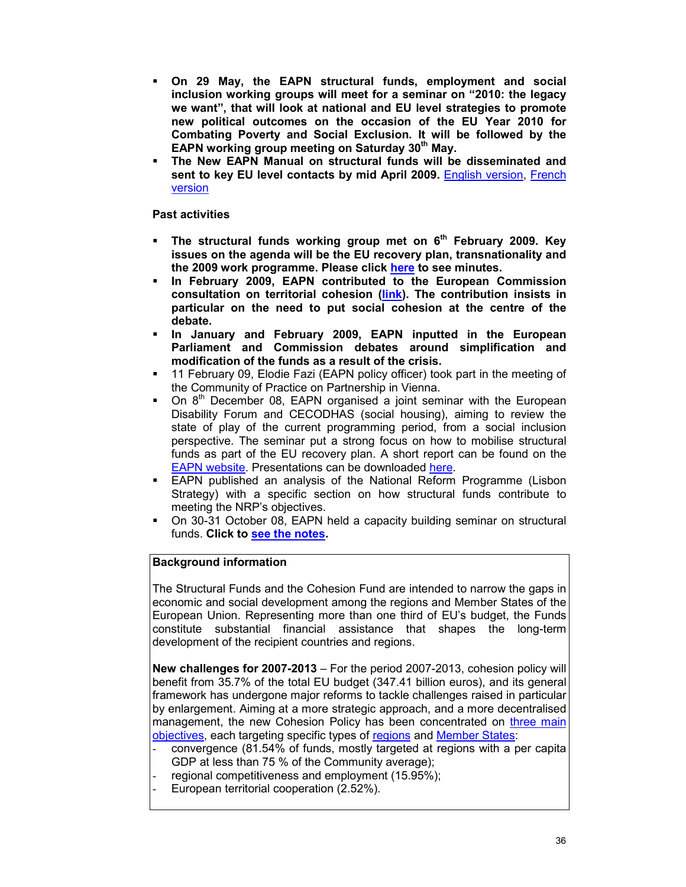- **On 29 May, the EAPN structural funds, employment and social inclusion working groups will meet for a seminar on "2010: the legacy we want", that will look at national and EU level strategies to promote new political outcomes on the occasion of the EU Year 2010 for Combating Poverty and Social Exclusion. It will be followed by the EAPN working group meeting on Saturday 30th May.**
- **The New EAPN Manual on structural funds will be disseminated and sent to key EU level contacts by mid April 2009.** English version, French version

**Past activities**

- **The structural funds working group met on 6th February 2009. Key issues on the agenda will be the EU recovery plan, transnationality and the 2009 work programme. Please click here to see minutes.**
- **In February 2009, EAPN contributed to the European Commission consultation on territorial cohesion (link). The contribution insists in particular on the need to put social cohesion at the centre of the debate.**
- **In January and February 2009, EAPN inputted in the European Parliament and Commission debates around simplification and modification of the funds as a result of the crisis.**
- 11 February 09, Elodie Fazi (EAPN policy officer) took part in the meeting of the Community of Practice on Partnership in Vienna.
- On 8th December 08, EAPN organised a joint seminar with the European Disability Forum and CECODHAS (social housing), aiming to review the state of play of the current programming period, from a social inclusion perspective. The seminar put a strong focus on how to mobilise structural funds as part of the EU recovery plan. A short report can be found on the EAPN website. Presentations can be downloaded here.
- EAPN published an analysis of the National Reform Programme (Lisbon Strategy) with a specific section on how structural funds contribute to meeting the NRP's objectives.
- On 30-31 October 08, EAPN held a capacity building seminar on structural funds. **Click to see the notes.**

**Background information**

The Structural Funds and the Cohesion Fund are intended to narrow the gaps in economic and social development among the regions and Member States of the European Union. Representing more than one third of EU's budget, the Funds constitute substantial financial assistance that shapes the long-term development of the recipient countries and regions.

**New challenges for 2007-2013** – For the period 2007-2013, cohesion policy will benefit from 35.7% of the total EU budget (347.41 billion euros), and its general framework has undergone major reforms to tackle challenges raised in particular by enlargement. Aiming at a more strategic approach, and a more decentralised management, the new Cohesion Policy has been concentrated on three main objectives, each targeting specific types of regions and Member States:

- convergence (81.54% of funds, mostly targeted at regions with a per capita GDP at less than 75 % of the Community average);
- regional competitiveness and employment (15.95%);
- European territorial cooperation (2.52%).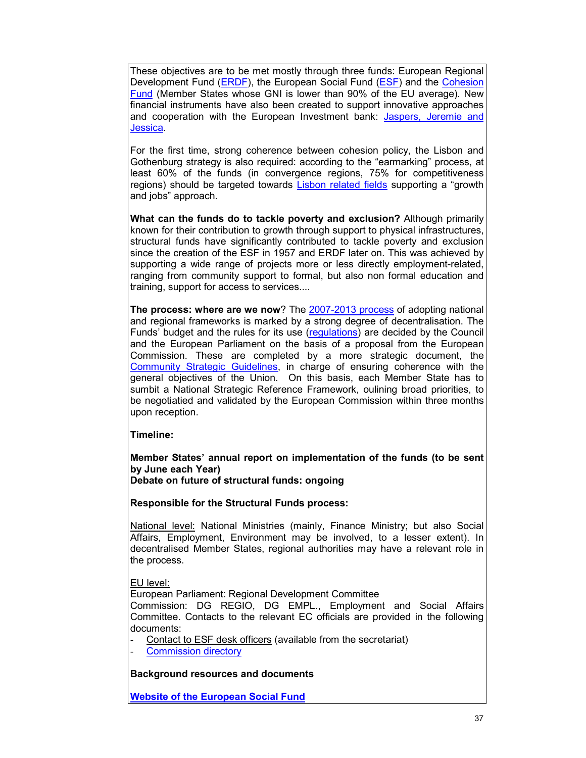These objectives are to be met mostly through three funds: European Regional Development Fund (ERDF), the European Social Fund (ESF) and the Cohesion Fund (Member States whose GNI is lower than 90% of the EU average). New financial instruments have also been created to support innovative approaches and cooperation with the European Investment bank: Jaspers, Jeremie and Jessica.

For the first time, strong coherence between cohesion policy, the Lisbon and Gothenburg strategy is also required: according to the "earmarking" process, at least 60% of the funds (in convergence regions, 75% for competitiveness regions) should be targeted towards Lisbon related fields supporting a "growth and jobs" approach.

**What can the funds do to tackle poverty and exclusion?** Although primarily known for their contribution to growth through support to physical infrastructures, structural funds have significantly contributed to tackle poverty and exclusion since the creation of the ESF in 1957 and ERDF later on. This was achieved by supporting a wide range of projects more or less directly employment-related, ranging from community support to formal, but also non formal education and training, support for access to services....

**The process: where are we now**? The 2007-2013 process of adopting national and regional frameworks is marked by a strong degree of decentralisation. The Funds' budget and the rules for its use (regulations) are decided by the Council and the European Parliament on the basis of a proposal from the European Commission. These are completed by a more strategic document, the Community Strategic Guidelines, in charge of ensuring coherence with the general objectives of the Union. On this basis, each Member State has to sumbit a National Strategic Reference Framework, oulining broad priorities, to be negotiatied and validated by the European Commission within three months upon reception.

**Timeline:**

**Member States' annual report on implementation of the funds (to be sent by June each Year)**
**Debate on future of structural funds: ongoing**

**Responsible for the Structural Funds process:**

National level: National Ministries (mainly, Finance Ministry; but also Social Affairs, Employment, Environment may be involved, to a lesser extent). In decentralised Member States, regional authorities may have a relevant role in the process.

EU level:
European Parliament: Regional Development Committee
Commission: DG REGIO, DG EMPL., Employment and Social Affairs Committee. Contacts to the relevant EC officials are provided in the following documents:

- Contact to ESF desk officers (available from the secretariat)
- Commission directory

**Background resources and documents**

**Website of the European Social Fund**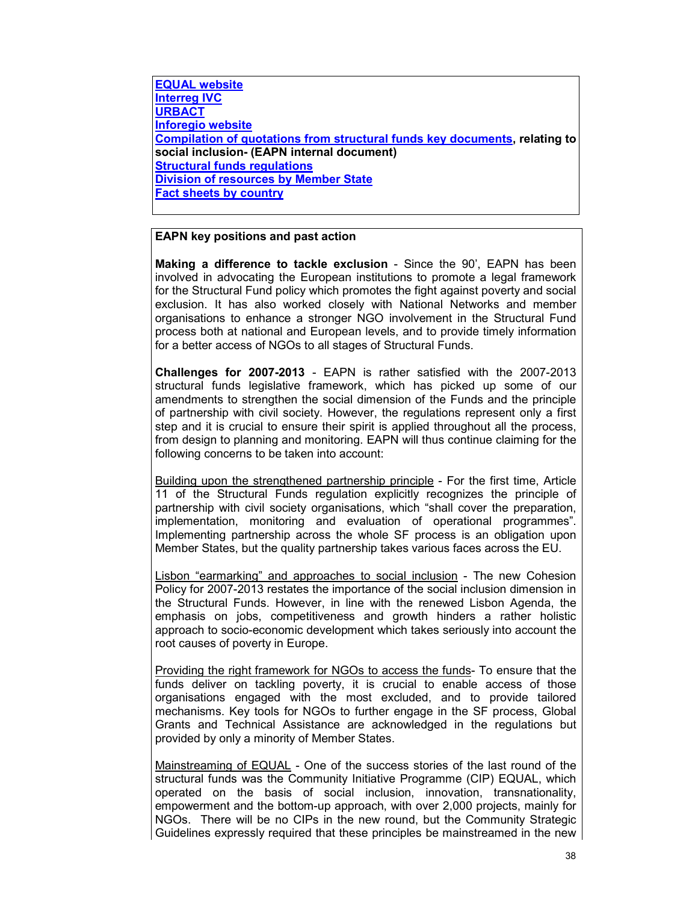**EQUAL website**
**Interreg IVC**
**URBACT**
**Inforegio website**
**Compilation of quotations from structural funds key documents, relating to social inclusion- (EAPN internal document)**
**Structural funds regulations**
**Division of resources by Member State**
**Fact sheets by country**

**EAPN key positions and past action**

**Making a difference to tackle exclusion** - Since the 90', EAPN has been involved in advocating the European institutions to promote a legal framework for the Structural Fund policy which promotes the fight against poverty and social exclusion. It has also worked closely with National Networks and member organisations to enhance a stronger NGO involvement in the Structural Fund process both at national and European levels, and to provide timely information for a better access of NGOs to all stages of Structural Funds.

**Challenges for 2007-2013** - EAPN is rather satisfied with the 2007-2013 structural funds legislative framework, which has picked up some of our amendments to strengthen the social dimension of the Funds and the principle of partnership with civil society. However, the regulations represent only a first step and it is crucial to ensure their spirit is applied throughout all the process, from design to planning and monitoring. EAPN will thus continue claiming for the following concerns to be taken into account:

<u>Building upon the strengthened partnership principle</u> - For the first time, Article 11 of the Structural Funds regulation explicitly recognizes the principle of partnership with civil society organisations, which "shall cover the preparation, implementation, monitoring and evaluation of operational programmes". Implementing partnership across the whole SF process is an obligation upon Member States, but the quality partnership takes various faces across the EU.

<u>Lisbon "earmarking" and approaches to social inclusion</u> - The new Cohesion Policy for 2007-2013 restates the importance of the social inclusion dimension in the Structural Funds. However, in line with the renewed Lisbon Agenda, the emphasis on jobs, competitiveness and growth hinders a rather holistic approach to socio-economic development which takes seriously into account the root causes of poverty in Europe.

<u>Providing the right framework for NGOs to access the funds</u>- To ensure that the funds deliver on tackling poverty, it is crucial to enable access of those organisations engaged with the most excluded, and to provide tailored mechanisms. Key tools for NGOs to further engage in the SF process, Global Grants and Technical Assistance are acknowledged in the regulations but provided by only a minority of Member States.

<u>Mainstreaming of EQUAL</u> - One of the success stories of the last round of the structural funds was the Community Initiative Programme (CIP) EQUAL, which operated on the basis of social inclusion, innovation, transnationality, empowerment and the bottom-up approach, with over 2,000 projects, mainly for NGOs. There will be no CIPs in the new round, but the Community Strategic Guidelines expressly required that these principles be mainstreamed in the new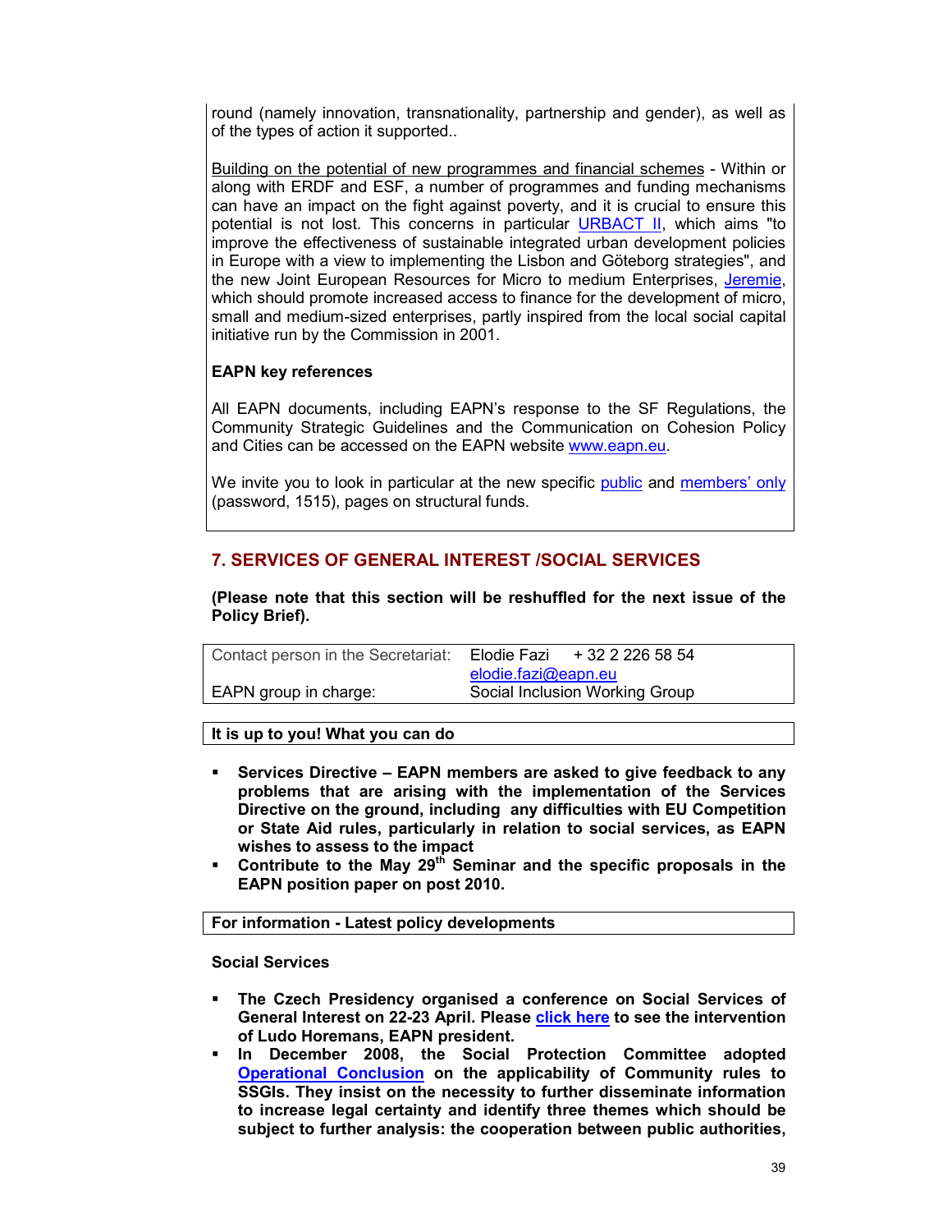round (namely innovation, transnationality, partnership and gender), as well as of the types of action it supported..

Building on the potential of new programmes and financial schemes - Within or along with ERDF and ESF, a number of programmes and funding mechanisms can have an impact on the fight against poverty, and it is crucial to ensure this potential is not lost. This concerns in particular URBACT II, which aims "to improve the effectiveness of sustainable integrated urban development policies in Europe with a view to implementing the Lisbon and Göteborg strategies", and the new Joint European Resources for Micro to medium Enterprises, Jeremie, which should promote increased access to finance for the development of micro, small and medium-sized enterprises, partly inspired from the local social capital initiative run by the Commission in 2001.

**EAPN key references**

All EAPN documents, including EAPN's response to the SF Regulations, the Community Strategic Guidelines and the Communication on Cohesion Policy and Cities can be accessed on the EAPN website www.eapn.eu.

We invite you to look in particular at the new specific public and members' only (password, 1515), pages on structural funds.

## 7. SERVICES OF GENERAL INTEREST /SOCIAL SERVICES

**(Please note that this section will be reshuffled for the next issue of the Policy Brief).**

| | |
|---|---|
| Contact person in the Secretariat: | Elodie Fazi + 32 2 226 58 54 elodie.fazi@eapn.eu |
| EAPN group in charge: | Social Inclusion Working Group |

**It is up to you! What you can do**

- **Services Directive – EAPN members are asked to give feedback to any problems that are arising with the implementation of the Services Directive on the ground, including any difficulties with EU Competition or State Aid rules, particularly in relation to social services, as EAPN wishes to assess to the impact**
- **Contribute to the May 29th Seminar and the specific proposals in the EAPN position paper on post 2010.**

**For information - Latest policy developments**

**Social Services**

- **The Czech Presidency organised a conference on Social Services of General Interest on 22-23 April. Please click here to see the intervention of Ludo Horemans, EAPN president.**
- **In December 2008, the Social Protection Committee adopted Operational Conclusion on the applicability of Community rules to SSGIs. They insist on the necessity to further disseminate information to increase legal certainty and identify three themes which should be subject to further analysis: the cooperation between public authorities,**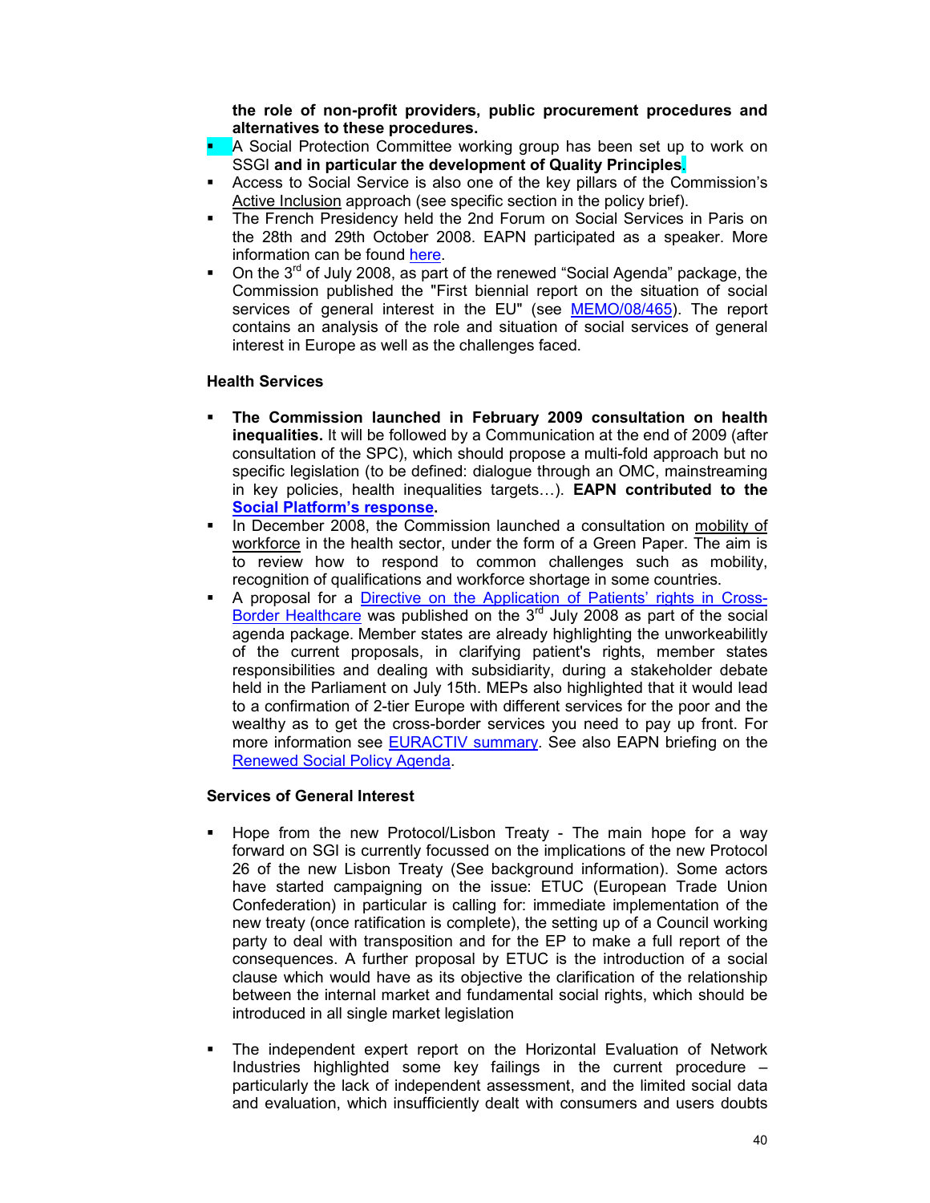**the role of non-profit providers, public procurement procedures and alternatives to these procedures.**

- A Social Protection Committee working group has been set up to work on SSGI **and in particular the development of Quality Principles.**
- Access to Social Service is also one of the key pillars of the Commission's Active Inclusion approach (see specific section in the policy brief).
- The French Presidency held the 2nd Forum on Social Services in Paris on the 28th and 29th October 2008. EAPN participated as a speaker. More information can be found [here](here).
- On the 3rd of July 2008, as part of the renewed "Social Agenda" package, the Commission published the "First biennial report on the situation of social services of general interest in the EU" (see [MEMO/08/465](MEMO/08/465)). The report contains an analysis of the role and situation of social services of general interest in Europe as well as the challenges faced.

**Health Services**

- **The Commission launched in February 2009 consultation on health inequalities.** It will be followed by a Communication at the end of 2009 (after consultation of the SPC), which should propose a multi-fold approach but no specific legislation (to be defined: dialogue through an OMC, mainstreaming in key policies, health inequalities targets…). **EAPN contributed to the [Social Platform's response](Social Platform's response).**
- In December 2008, the Commission launched a consultation on mobility of workforce in the health sector, under the form of a Green Paper. The aim is to review how to respond to common challenges such as mobility, recognition of qualifications and workforce shortage in some countries.
- A proposal for a [Directive on the Application of Patients' rights in Cross-Border Healthcare](Directive on the Application of Patients' rights in Cross-Border Healthcare) was published on the 3rd July 2008 as part of the social agenda package. Member states are already highlighting the unworkeabilitly of the current proposals, in clarifying patient's rights, member states responsibilities and dealing with subsidiarity, during a stakeholder debate held in the Parliament on July 15th. MEPs also highlighted that it would lead to a confirmation of 2-tier Europe with different services for the poor and the wealthy as to get the cross-border services you need to pay up front. For more information see [EURACTIV summary](EURACTIV summary). See also EAPN briefing on the [Renewed Social Policy Agenda](Renewed Social Policy Agenda).

**Services of General Interest**

- Hope from the new Protocol/Lisbon Treaty - The main hope for a way forward on SGI is currently focussed on the implications of the new Protocol 26 of the new Lisbon Treaty (See background information). Some actors have started campaigning on the issue: ETUC (European Trade Union Confederation) in particular is calling for: immediate implementation of the new treaty (once ratification is complete), the setting up of a Council working party to deal with transposition and for the EP to make a full report of the consequences. A further proposal by ETUC is the introduction of a social clause which would have as its objective the clarification of the relationship between the internal market and fundamental social rights, which should be introduced in all single market legislation

- The independent expert report on the Horizontal Evaluation of Network Industries highlighted some key failings in the current procedure – particularly the lack of independent assessment, and the limited social data and evaluation, which insufficiently dealt with consumers and users doubts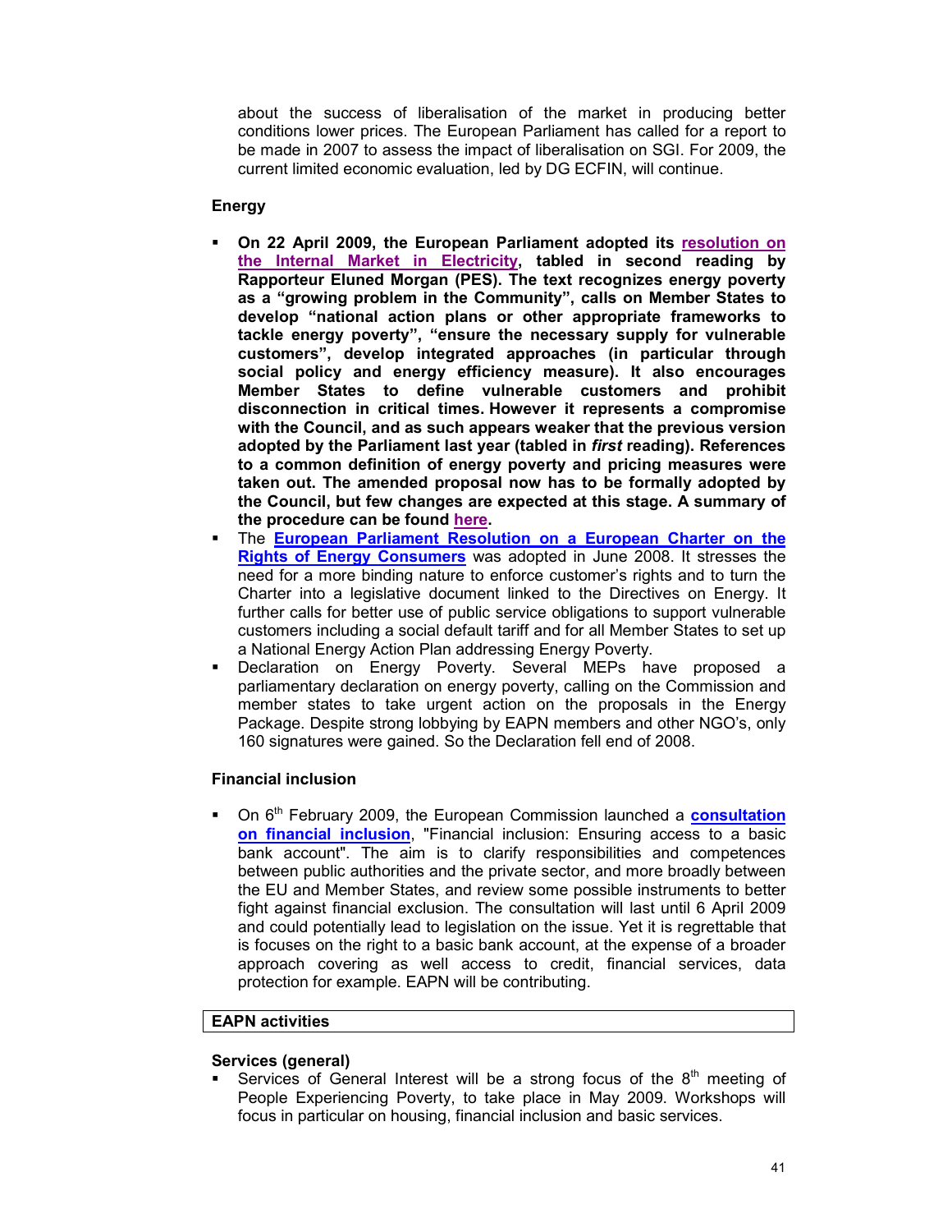about the success of liberalisation of the market in producing better conditions lower prices. The European Parliament has called for a report to be made in 2007 to assess the impact of liberalisation on SGI. For 2009, the current limited economic evaluation, led by DG ECFIN, will continue.

**Energy**

- **On 22 April 2009, the European Parliament adopted its resolution on the Internal Market in Electricity, tabled in second reading by Rapporteur Eluned Morgan (PES). The text recognizes energy poverty as a "growing problem in the Community", calls on Member States to develop "national action plans or other appropriate frameworks to tackle energy poverty", "ensure the necessary supply for vulnerable customers", develop integrated approaches (in particular through social policy and energy efficiency measure). It also encourages Member States to define vulnerable customers and prohibit disconnection in critical times. However it represents a compromise with the Council, and as such appears weaker that the previous version adopted by the Parliament last year (tabled in *first* reading). References to a common definition of energy poverty and pricing measures were taken out. The amended proposal now has to be formally adopted by the Council, but few changes are expected at this stage. A summary of the procedure can be found here.**
- The **European Parliament Resolution on a European Charter on the Rights of Energy Consumers** was adopted in June 2008. It stresses the need for a more binding nature to enforce customer's rights and to turn the Charter into a legislative document linked to the Directives on Energy. It further calls for better use of public service obligations to support vulnerable customers including a social default tariff and for all Member States to set up a National Energy Action Plan addressing Energy Poverty.
- Declaration on Energy Poverty. Several MEPs have proposed a parliamentary declaration on energy poverty, calling on the Commission and member states to take urgent action on the proposals in the Energy Package. Despite strong lobbying by EAPN members and other NGO's, only 160 signatures were gained. So the Declaration fell end of 2008.

**Financial inclusion**

- On 6th February 2009, the European Commission launched a **consultation on financial inclusion**, "Financial inclusion: Ensuring access to a basic bank account". The aim is to clarify responsibilities and competences between public authorities and the private sector, and more broadly between the EU and Member States, and review some possible instruments to better fight against financial exclusion. The consultation will last until 6 April 2009 and could potentially lead to legislation on the issue. Yet it is regrettable that is focuses on the right to a basic bank account, at the expense of a broader approach covering as well access to credit, financial services, data protection for example. EAPN will be contributing.

| **EAPN activities** |
|---|

**Services (general)**

- Services of General Interest will be a strong focus of the 8th meeting of People Experiencing Poverty, to take place in May 2009. Workshops will focus in particular on housing, financial inclusion and basic services.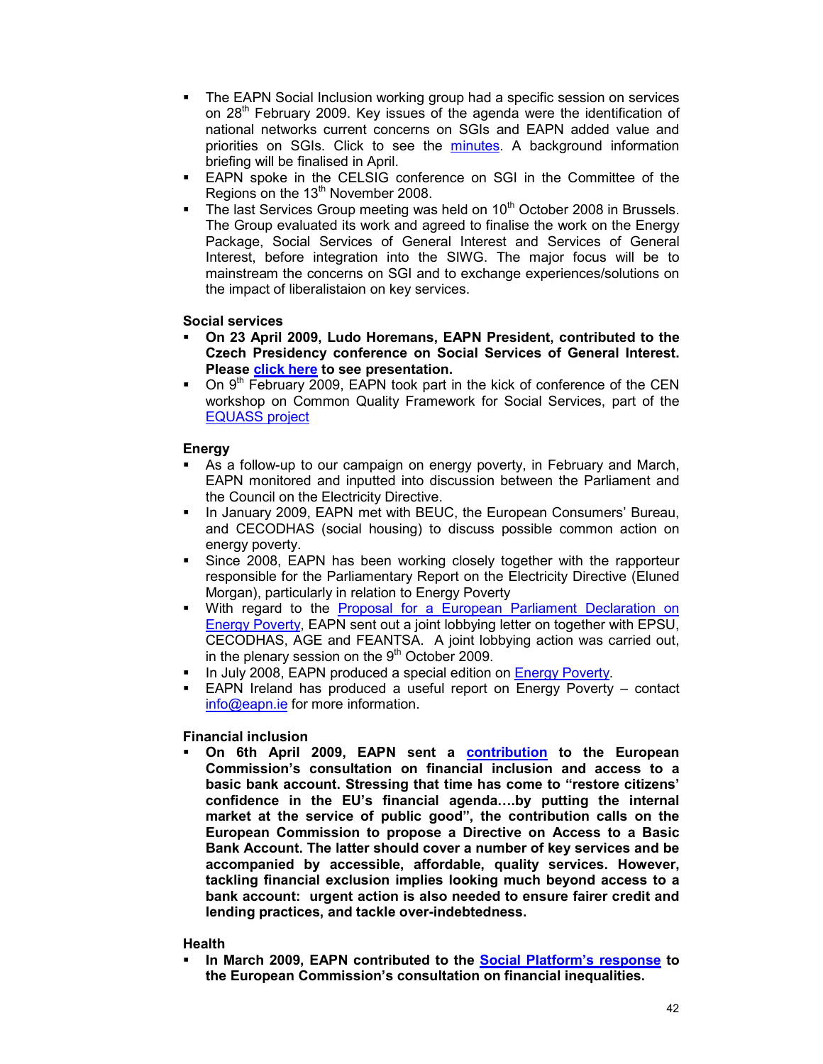- The EAPN Social Inclusion working group had a specific session on services on 28th February 2009. Key issues of the agenda were the identification of national networks current concerns on SGIs and EAPN added value and priorities on SGIs. Click to see the minutes. A background information briefing will be finalised in April.
- EAPN spoke in the CELSIG conference on SGI in the Committee of the Regions on the 13th November 2008.
- The last Services Group meeting was held on 10th October 2008 in Brussels. The Group evaluated its work and agreed to finalise the work on the Energy Package, Social Services of General Interest and Services of General Interest, before integration into the SIWG. The major focus will be to mainstream the concerns on SGI and to exchange experiences/solutions on the impact of liberalistaion on key services.

**Social services**

- **On 23 April 2009, Ludo Horemans, EAPN President, contributed to the Czech Presidency conference on Social Services of General Interest. Please click here to see presentation.**
- On 9th February 2009, EAPN took part in the kick of conference of the CEN workshop on Common Quality Framework for Social Services, part of the EQUASS project

**Energy**

- As a follow-up to our campaign on energy poverty, in February and March, EAPN monitored and inputted into discussion between the Parliament and the Council on the Electricity Directive.
- In January 2009, EAPN met with BEUC, the European Consumers' Bureau, and CECODHAS (social housing) to discuss possible common action on energy poverty.
- Since 2008, EAPN has been working closely together with the rapporteur responsible for the Parliamentary Report on the Electricity Directive (Eluned Morgan), particularly in relation to Energy Poverty
- With regard to the Proposal for a European Parliament Declaration on Energy Poverty, EAPN sent out a joint lobbying letter on together with EPSU, CECODHAS, AGE and FEANTSA. A joint lobbying action was carried out, in the plenary session on the 9th October 2009.
- In July 2008, EAPN produced a special edition on Energy Poverty.
- EAPN Ireland has produced a useful report on Energy Poverty – contact info@eapn.ie for more information.

**Financial inclusion**

- **On 6th April 2009, EAPN sent a contribution to the European Commission's consultation on financial inclusion and access to a basic bank account. Stressing that time has come to "restore citizens' confidence in the EU's financial agenda….by putting the internal market at the service of public good", the contribution calls on the European Commission to propose a Directive on Access to a Basic Bank Account. The latter should cover a number of key services and be accompanied by accessible, affordable, quality services. However, tackling financial exclusion implies looking much beyond access to a bank account: urgent action is also needed to ensure fairer credit and lending practices, and tackle over-indebtedness.**

**Health**

- **In March 2009, EAPN contributed to the Social Platform's response to the European Commission's consultation on financial inequalities.**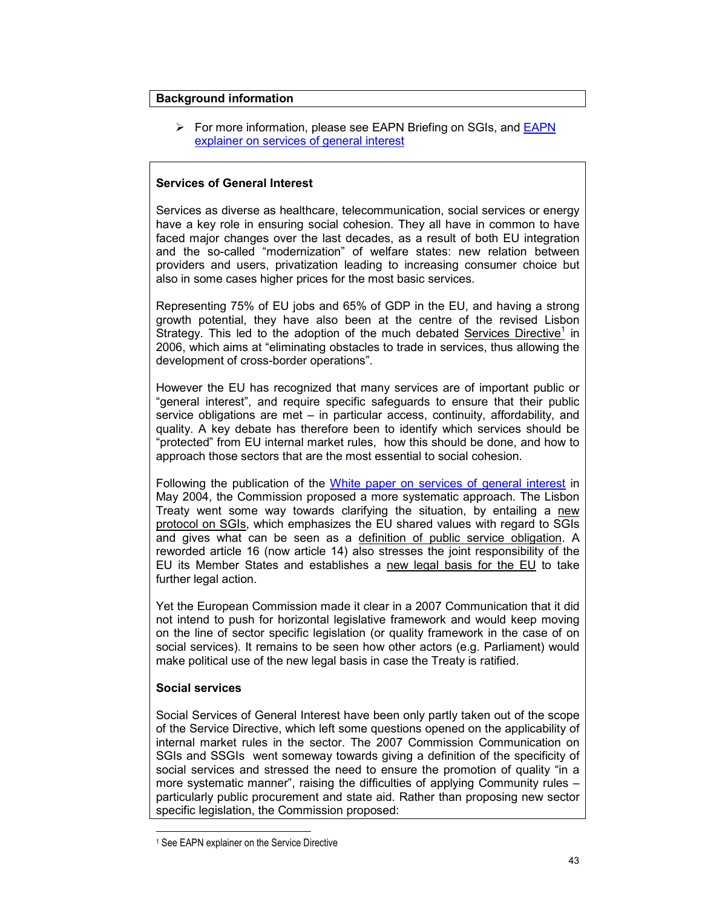**Background information**

- For more information, please see EAPN Briefing on SGIs, and EAPN explainer on services of general interest

**Services of General Interest**

Services as diverse as healthcare, telecommunication, social services or energy have a key role in ensuring social cohesion. They all have in common to have faced major changes over the last decades, as a result of both EU integration and the so-called "modernization" of welfare states: new relation between providers and users, privatization leading to increasing consumer choice but also in some cases higher prices for the most basic services.

Representing 75% of EU jobs and 65% of GDP in the EU, and having a strong growth potential, they have also been at the centre of the revised Lisbon Strategy. This led to the adoption of the much debated Services Directive[1] in 2006, which aims at "eliminating obstacles to trade in services, thus allowing the development of cross-border operations".

However the EU has recognized that many services are of important public or "general interest", and require specific safeguards to ensure that their public service obligations are met – in particular access, continuity, affordability, and quality. A key debate has therefore been to identify which services should be "protected" from EU internal market rules, how this should be done, and how to approach those sectors that are the most essential to social cohesion.

Following the publication of the White paper on services of general interest in May 2004, the Commission proposed a more systematic approach. The Lisbon Treaty went some way towards clarifying the situation, by entailing a new protocol on SGIs, which emphasizes the EU shared values with regard to SGIs and gives what can be seen as a definition of public service obligation. A reworded article 16 (now article 14) also stresses the joint responsibility of the EU its Member States and establishes a new legal basis for the EU to take further legal action.

Yet the European Commission made it clear in a 2007 Communication that it did not intend to push for horizontal legislative framework and would keep moving on the line of sector specific legislation (or quality framework in the case of on social services). It remains to be seen how other actors (e.g. Parliament) would make political use of the new legal basis in case the Treaty is ratified.

**Social services**

Social Services of General Interest have been only partly taken out of the scope of the Service Directive, which left some questions opened on the applicability of internal market rules in the sector. The 2007 Commission Communication on SGIs and SSGIs went someway towards giving a definition of the specificity of social services and stressed the need to ensure the promotion of quality "in a more systematic manner", raising the difficulties of applying Community rules – particularly public procurement and state aid. Rather than proposing new sector specific legislation, the Commission proposed:

[1] See EAPN explainer on the Service Directive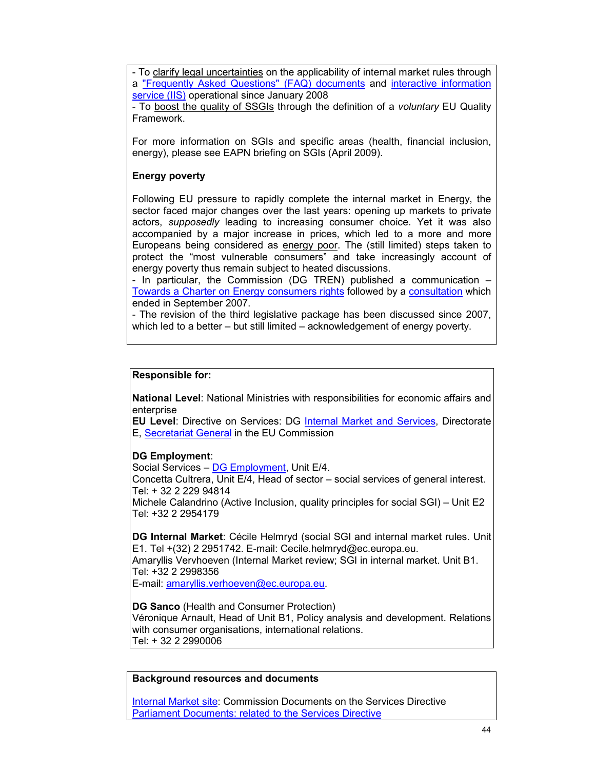- To clarify legal uncertainties on the applicability of internal market rules through a "Frequently Asked Questions" (FAQ) documents and interactive information service (IIS) operational since January 2008
- To boost the quality of SSGIs through the definition of a *voluntary* EU Quality Framework.

For more information on SGIs and specific areas (health, financial inclusion, energy), please see EAPN briefing on SGIs (April 2009).

**Energy poverty**

Following EU pressure to rapidly complete the internal market in Energy, the sector faced major changes over the last years: opening up markets to private actors, *supposedly* leading to increasing consumer choice. Yet it was also accompanied by a major increase in prices, which led to a more and more Europeans being considered as energy poor. The (still limited) steps taken to protect the "most vulnerable consumers" and take increasingly account of energy poverty thus remain subject to heated discussions.
- In particular, the Commission (DG TREN) published a communication – Towards a Charter on Energy consumers rights followed by a consultation which ended in September 2007.
- The revision of the third legislative package has been discussed since 2007, which led to a better – but still limited – acknowledgement of energy poverty.

**Responsible for:**

**National Level**: National Ministries with responsibilities for economic affairs and enterprise
**EU Level**: Directive on Services: DG Internal Market and Services, Directorate E, Secretariat General in the EU Commission

**DG Employment**:
Social Services – DG Employment, Unit E/4.
Concetta Cultrera, Unit E/4, Head of sector – social services of general interest. Tel: + 32 2 229 94814
Michele Calandrino (Active Inclusion, quality principles for social SGI) – Unit E2 Tel: +32 2 2954179

**DG Internal Market**: Cécile Helmryd (social SGI and internal market rules. Unit E1. Tel +(32) 2 2951742. E-mail: Cecile.helmryd@ec.europa.eu.
Amaryllis Vervhoeven (Internal Market review; SGI in internal market. Unit B1. Tel: +32 2 2998356
E-mail: amaryllis.verhoeven@ec.europa.eu.

**DG Sanco** (Health and Consumer Protection)
Véronique Arnault, Head of Unit B1, Policy analysis and development. Relations with consumer organisations, international relations.
Tel: + 32 2 2990006

**Background resources and documents**

Internal Market site: Commission Documents on the Services Directive
Parliament Documents: related to the Services Directive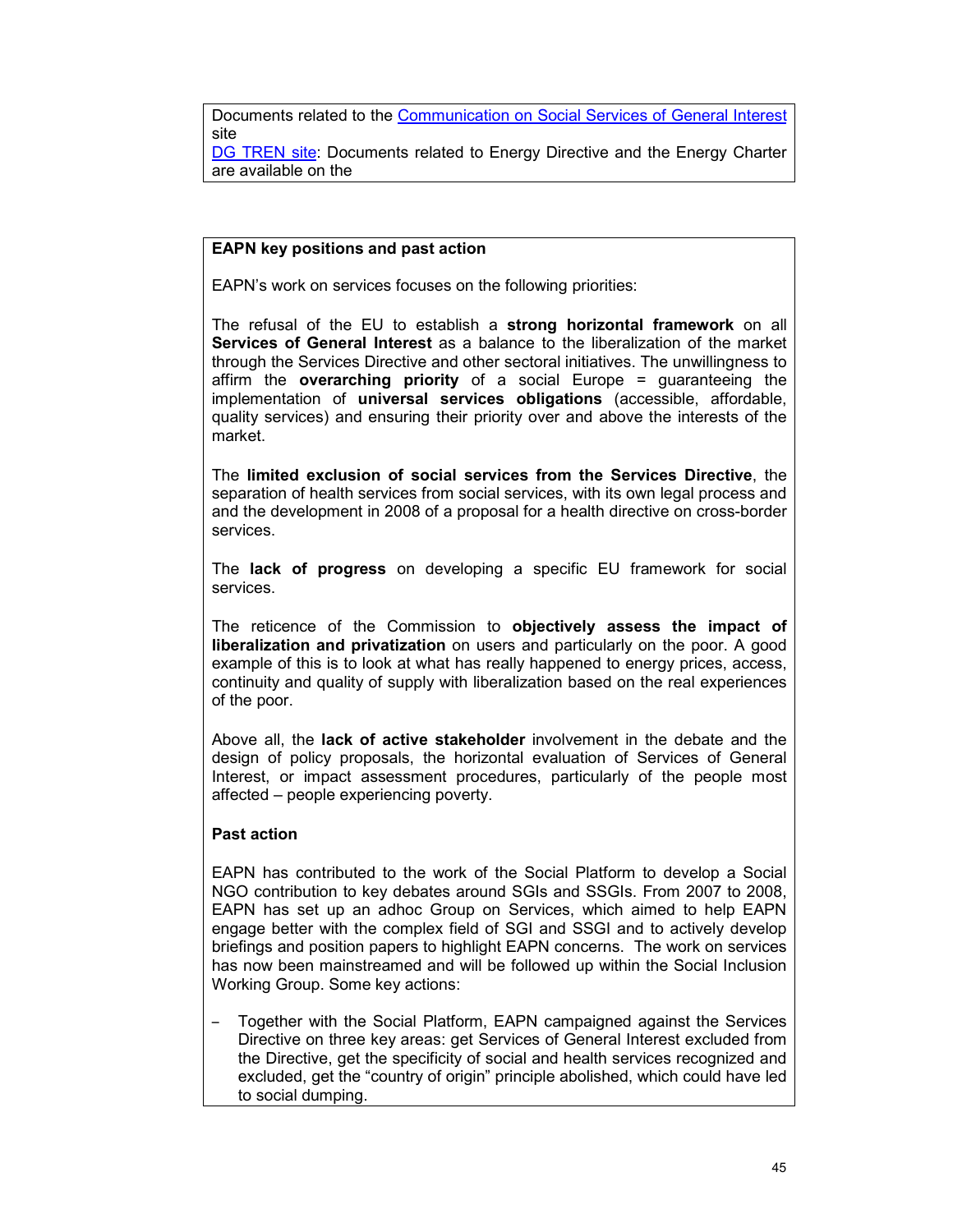Documents related to the Communication on Social Services of General Interest site
DG TREN site: Documents related to Energy Directive and the Energy Charter are available on the

**EAPN key positions and past action**

EAPN's work on services focuses on the following priorities:

The refusal of the EU to establish a **strong horizontal framework** on all **Services of General Interest** as a balance to the liberalization of the market through the Services Directive and other sectoral initiatives. The unwillingness to affirm the **overarching priority** of a social Europe = guaranteeing the implementation of **universal services obligations** (accessible, affordable, quality services) and ensuring their priority over and above the interests of the market.

The **limited exclusion of social services from the Services Directive**, the separation of health services from social services, with its own legal process and and the development in 2008 of a proposal for a health directive on cross-border services.

The **lack of progress** on developing a specific EU framework for social services.

The reticence of the Commission to **objectively assess the impact of liberalization and privatization** on users and particularly on the poor. A good example of this is to look at what has really happened to energy prices, access, continuity and quality of supply with liberalization based on the real experiences of the poor.

Above all, the **lack of active stakeholder** involvement in the debate and the design of policy proposals, the horizontal evaluation of Services of General Interest, or impact assessment procedures, particularly of the people most affected – people experiencing poverty.

**Past action**

EAPN has contributed to the work of the Social Platform to develop a Social NGO contribution to key debates around SGIs and SSGIs. From 2007 to 2008, EAPN has set up an adhoc Group on Services, which aimed to help EAPN engage better with the complex field of SGI and SSGI and to actively develop briefings and position papers to highlight EAPN concerns. The work on services has now been mainstreamed and will be followed up within the Social Inclusion Working Group. Some key actions:

- Together with the Social Platform, EAPN campaigned against the Services Directive on three key areas: get Services of General Interest excluded from the Directive, get the specificity of social and health services recognized and excluded, get the "country of origin" principle abolished, which could have led to social dumping.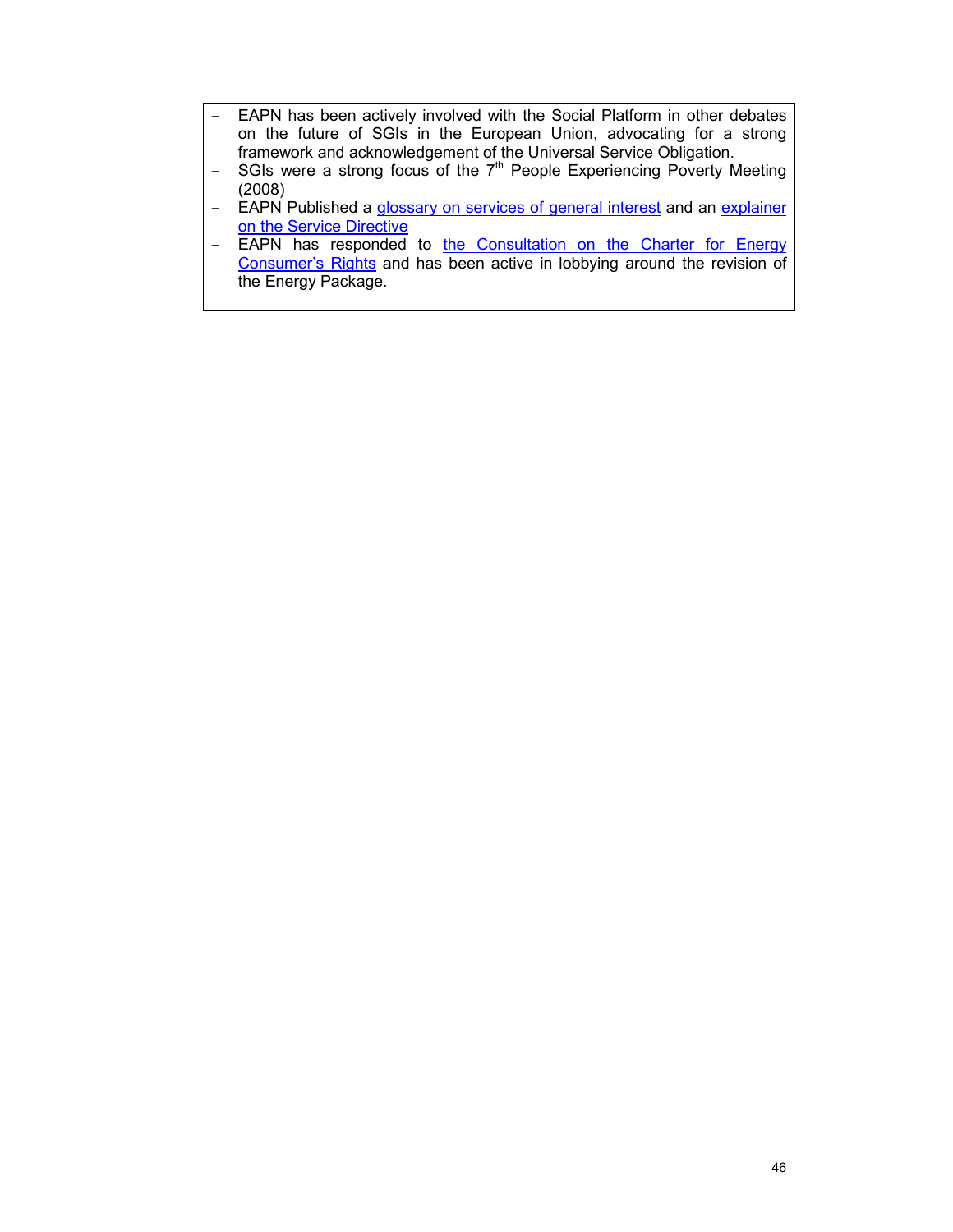- EAPN has been actively involved with the Social Platform in other debates on the future of SGIs in the European Union, advocating for a strong framework and acknowledgement of the Universal Service Obligation.
- SGIs were a strong focus of the 7th People Experiencing Poverty Meeting (2008)
- EAPN Published a glossary on services of general interest and an explainer on the Service Directive
- EAPN has responded to the Consultation on the Charter for Energy Consumer's Rights and has been active in lobbying around the revision of the Energy Package.